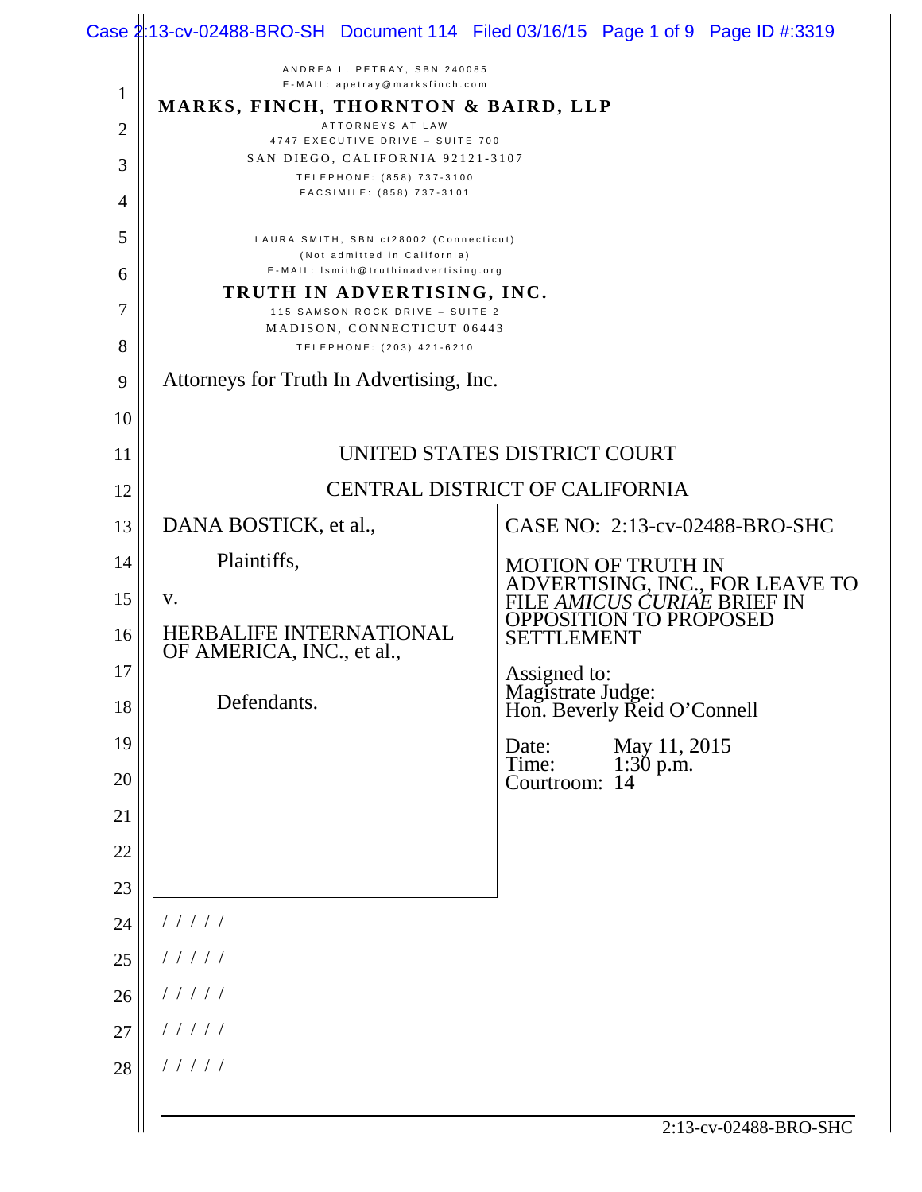ANDREA L. PETRAY, SBN 240085
E-MAIL: apetray@marksfinch.com
**MARKS, FINCH, THORNTON & BAIRD, LLP**
ATTORNEYS AT LAW
4747 EXECUTIVE DRIVE – SUITE 700
SAN DIEGO, CALIFORNIA 92121-3107
TELEPHONE: (858) 737-3100
FACSIMILE: (858) 737-3101

LAURA SMITH, SBN ct28002 (Connecticut)
(Not admitted in California)
E-MAIL: lsmith@truthinadvertising.org
**TRUTH IN ADVERTISING, INC.**
115 SAMSON ROCK DRIVE – SUITE 2
MADISON, CONNECTICUT 06443
TELEPHONE: (203) 421-6210

Attorneys for Truth In Advertising, Inc.

UNITED STATES DISTRICT COURT

CENTRAL DISTRICT OF CALIFORNIA

DANA BOSTICK, et al.,

Plaintiffs,

v.

HERBALIFE INTERNATIONAL OF AMERICA, INC., et al.,

Defendants.

CASE NO: 2:13-cv-02488-BRO-SHC

MOTION OF TRUTH IN ADVERTISING, INC., FOR LEAVE TO FILE *AMICUS CURIAE* BRIEF IN OPPOSITION TO PROPOSED SETTLEMENT

Assigned to:
Magistrate Judge:
Hon. Beverly Reid O'Connell

Date: May 11, 2015
Time: 1:30 p.m.
Courtroom: 14

/ / / / /
/ / / / /
/ / / / /
/ / / / /
/ / / / /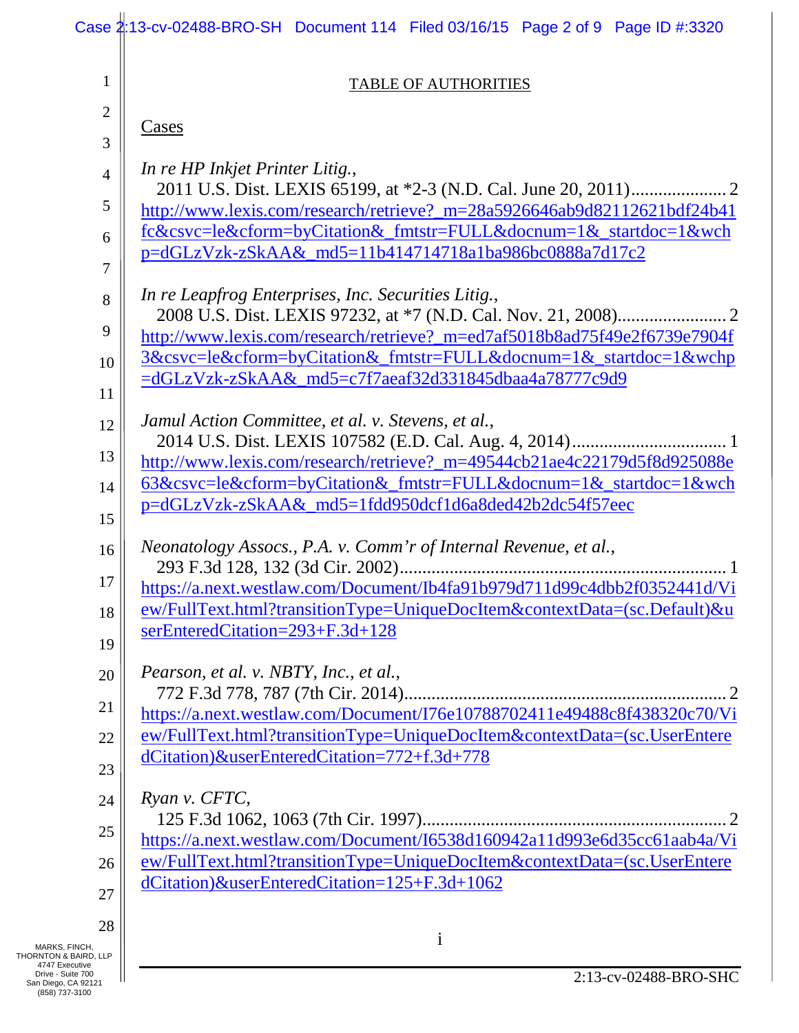TABLE OF AUTHORITIES

Cases

*In re HP Inkjet Printer Litig.*,
2011 U.S. Dist. LEXIS 65199, at *2-3 (N.D. Cal. June 20, 2011)..................... 2
http://www.lexis.com/research/retrieve?_m=28a5926646ab9d82112621bdf24b41fc&csvc=le&cform=byCitation&_fmtstr=FULL&docnum=1&_startdoc=1&wchp=dGLzVzk-zSkAA&_md5=11b414714718a1ba986bc0888a7d17c2

*In re Leapfrog Enterprises, Inc. Securities Litig.*,
2008 U.S. Dist. LEXIS 97232, at *7 (N.D. Cal. Nov. 21, 2008)........................ 2
http://www.lexis.com/research/retrieve?_m=ed7af5018b8ad75f49e2f6739e7904f3&csvc=le&cform=byCitation&_fmtstr=FULL&docnum=1&_startdoc=1&wchp=dGLzVzk-zSkAA&_md5=c7f7aeaf32d331845dbaa4a78777c9d9

*Jamul Action Committee, et al. v. Stevens, et al.*,
2014 U.S. Dist. LEXIS 107582 (E.D. Cal. Aug. 4, 2014).................................. 1
http://www.lexis.com/research/retrieve?_m=49544cb21ae4c22179d5f8d925088e63&csvc=le&cform=byCitation&_fmtstr=FULL&docnum=1&_startdoc=1&wchp=dGLzVzk-zSkAA&_md5=1fdd950dcf1d6a8ded42b2dc54f57eec

*Neonatology Assocs., P.A. v. Comm'r of Internal Revenue, et al.*,
293 F.3d 128, 132 (3d Cir. 2002)..................................................................... 1
https://a.next.westlaw.com/Document/Ib4fa91b979d711d99c4dbb2f0352441d/View/FullText.html?transitionType=UniqueDocItem&contextData=(sc.Default)&userEnteredCitation=293+F.3d+128

*Pearson, et al. v. NBTY, Inc., et al.*,
772 F.3d 778, 787 (7th Cir. 2014)..................................................................... 2
https://a.next.westlaw.com/Document/I76e10788702411e49488c8f438320c70/View/FullText.html?transitionType=UniqueDocItem&contextData=(sc.UserEnteredCitation)&userEnteredCitation=772+f.3d+778

*Ryan v. CFTC*,
125 F.3d 1062, 1063 (7th Cir. 1997)................................................................. 2
https://a.next.westlaw.com/Document/I6538d160942a11d993e6d35cc61aab4a/View/FullText.html?transitionType=UniqueDocItem&contextData=(sc.UserEnteredCitation)&userEnteredCitation=125+F.3d+1062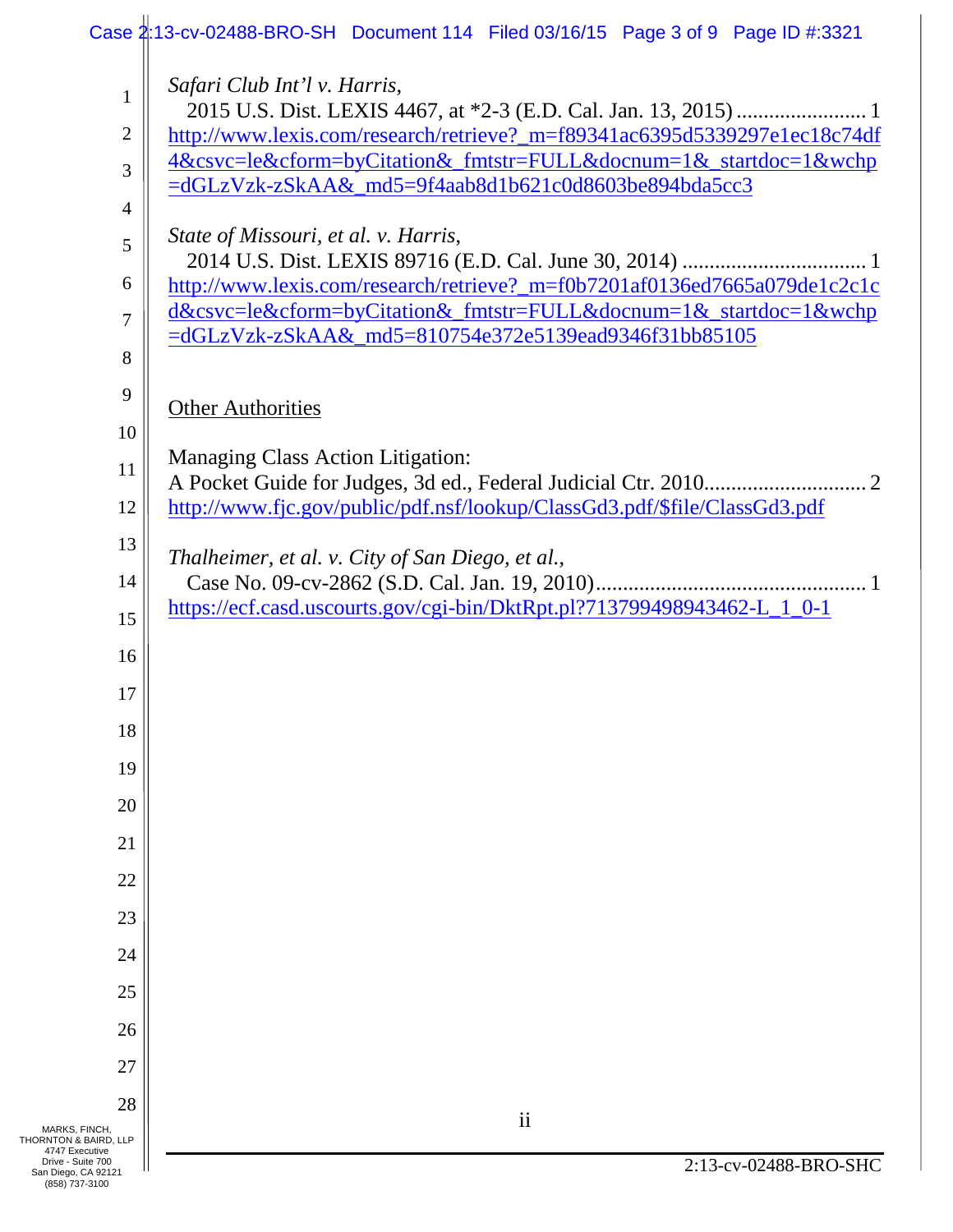*Safari Club Int'l v. Harris*,
2015 U.S. Dist. LEXIS 4467, at *2-3 (E.D. Cal. Jan. 13, 2015) ........................ 1
http://www.lexis.com/research/retrieve?_m=f89341ac6395d5339297e1ec18c74df4&csvc=le&cform=byCitation&_fmtstr=FULL&docnum=1&_startdoc=1&wchp=dGLzVzk-zSkAA&_md5=9f4aab8d1b621c0d8603be894bda5cc3

*State of Missouri, et al. v. Harris*,
2014 U.S. Dist. LEXIS 89716 (E.D. Cal. June 30, 2014) ................................. 1
http://www.lexis.com/research/retrieve?_m=f0b7201af0136ed7665a079de1c2c1cd&csvc=le&cform=byCitation&_fmtstr=FULL&docnum=1&_startdoc=1&wchp=dGLzVzk-zSkAA&_md5=810754e372e5139ead9346f31bb85105

Other Authorities

Managing Class Action Litigation:
A Pocket Guide for Judges, 3d ed., Federal Judicial Ctr. 2010............................. 2
http://www.fjc.gov/public/pdf.nsf/lookup/ClassGd3.pdf/$file/ClassGd3.pdf

*Thalheimer, et al. v. City of San Diego, et al.*,
Case No. 09-cv-2862 (S.D. Cal. Jan. 19, 2010)................................................. 1
https://ecf.casd.uscourts.gov/cgi-bin/DktRpt.pl?713799498943462-L_1_0-1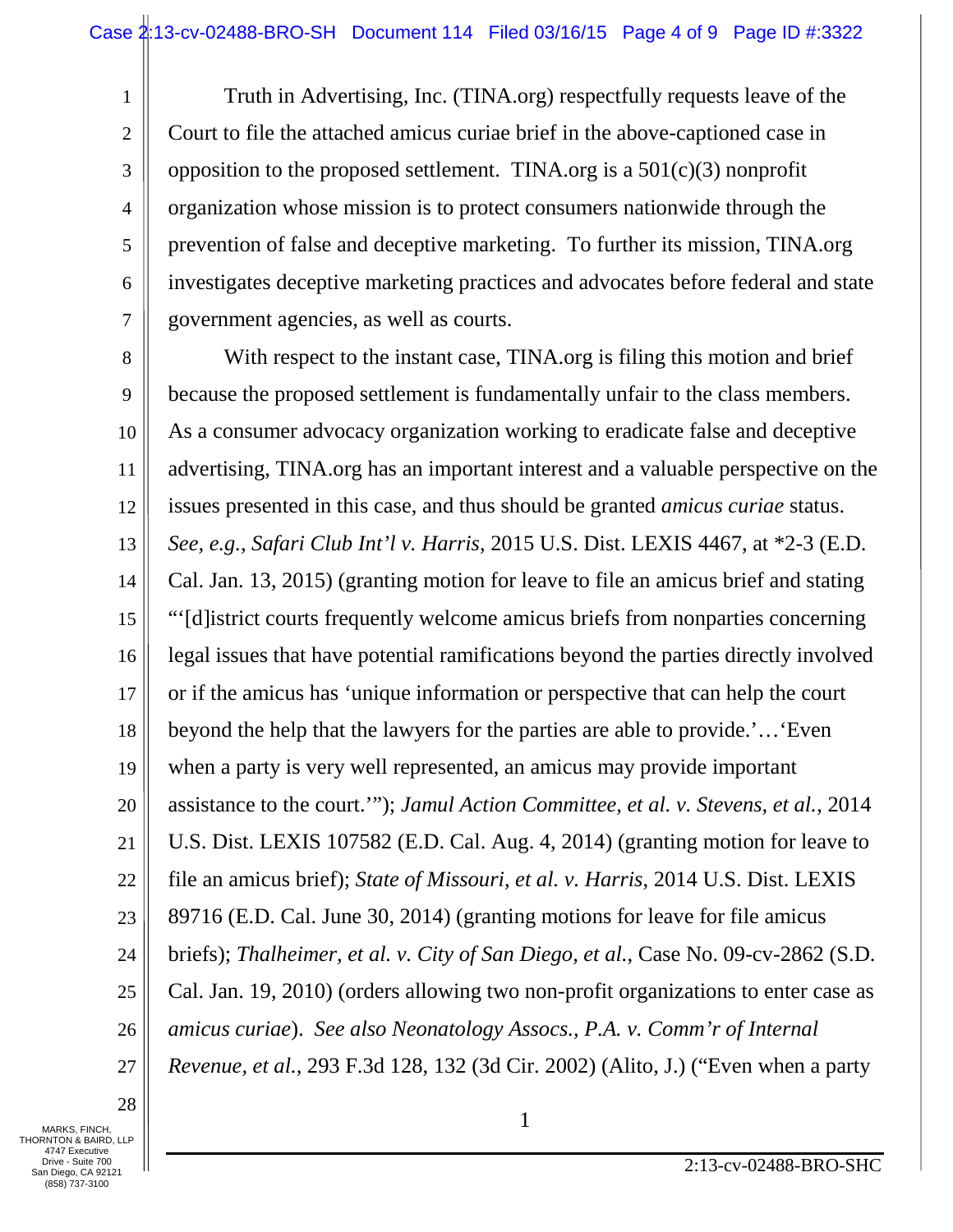Truth in Advertising, Inc. (TINA.org) respectfully requests leave of the Court to file the attached amicus curiae brief in the above-captioned case in opposition to the proposed settlement. TINA.org is a 501(c)(3) nonprofit organization whose mission is to protect consumers nationwide through the prevention of false and deceptive marketing. To further its mission, TINA.org investigates deceptive marketing practices and advocates before federal and state government agencies, as well as courts.

With respect to the instant case, TINA.org is filing this motion and brief because the proposed settlement is fundamentally unfair to the class members. As a consumer advocacy organization working to eradicate false and deceptive advertising, TINA.org has an important interest and a valuable perspective on the issues presented in this case, and thus should be granted *amicus curiae* status. *See, e.g., Safari Club Int'l v. Harris*, 2015 U.S. Dist. LEXIS 4467, at *2-3 (E.D. Cal. Jan. 13, 2015) (granting motion for leave to file an amicus brief and stating "'[d]istrict courts frequently welcome amicus briefs from nonparties concerning legal issues that have potential ramifications beyond the parties directly involved or if the amicus has 'unique information or perspective that can help the court beyond the help that the lawyers for the parties are able to provide.'…'Even when a party is very well represented, an amicus may provide important assistance to the court.'"); *Jamul Action Committee, et al. v. Stevens, et al.*, 2014 U.S. Dist. LEXIS 107582 (E.D. Cal. Aug. 4, 2014) (granting motion for leave to file an amicus brief); *State of Missouri, et al. v. Harris*, 2014 U.S. Dist. LEXIS 89716 (E.D. Cal. June 30, 2014) (granting motions for leave for file amicus briefs); *Thalheimer, et al. v. City of San Diego, et al.*, Case No. 09-cv-2862 (S.D. Cal. Jan. 19, 2010) (orders allowing two non-profit organizations to enter case as *amicus curiae*). *See also Neonatology Assocs., P.A. v. Comm'r of Internal Revenue, et al.*, 293 F.3d 128, 132 (3d Cir. 2002) (Alito, J.) ("Even when a party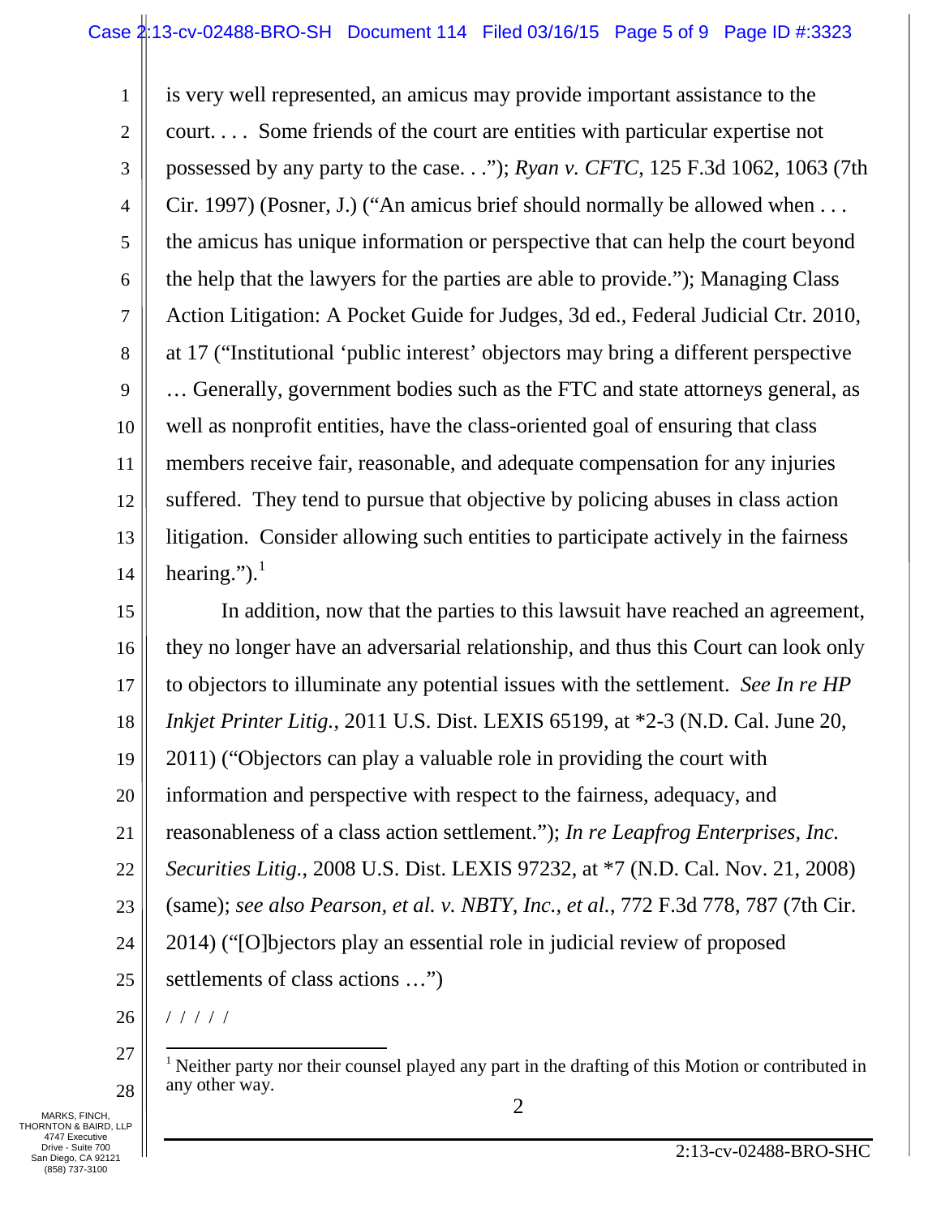is very well represented, an amicus may provide important assistance to the court. . . . Some friends of the court are entities with particular expertise not possessed by any party to the case. . ."); *Ryan v. CFTC*, 125 F.3d 1062, 1063 (7th Cir. 1997) (Posner, J.) ("An amicus brief should normally be allowed when . . . the amicus has unique information or perspective that can help the court beyond the help that the lawyers for the parties are able to provide."); Managing Class Action Litigation: A Pocket Guide for Judges, 3d ed., Federal Judicial Ctr. 2010, at 17 ("Institutional 'public interest' objectors may bring a different perspective … Generally, government bodies such as the FTC and state attorneys general, as well as nonprofit entities, have the class-oriented goal of ensuring that class members receive fair, reasonable, and adequate compensation for any injuries suffered. They tend to pursue that objective by policing abuses in class action litigation. Consider allowing such entities to participate actively in the fairness hearing.").[1]

In addition, now that the parties to this lawsuit have reached an agreement, they no longer have an adversarial relationship, and thus this Court can look only to objectors to illuminate any potential issues with the settlement. *See In re HP Inkjet Printer Litig.*, 2011 U.S. Dist. LEXIS 65199, at *2-3 (N.D. Cal. June 20, 2011) ("Objectors can play a valuable role in providing the court with information and perspective with respect to the fairness, adequacy, and reasonableness of a class action settlement."); *In re Leapfrog Enterprises, Inc. Securities Litig.*, 2008 U.S. Dist. LEXIS 97232, at *7 (N.D. Cal. Nov. 21, 2008) (same); *see also Pearson, et al. v. NBTY, Inc., et al.*, 772 F.3d 778, 787 (7th Cir. 2014) ("[O]bjectors play an essential role in judicial review of proposed settlements of class actions …")

/ / / / /

[1] Neither party nor their counsel played any part in the drafting of this Motion or contributed in any other way.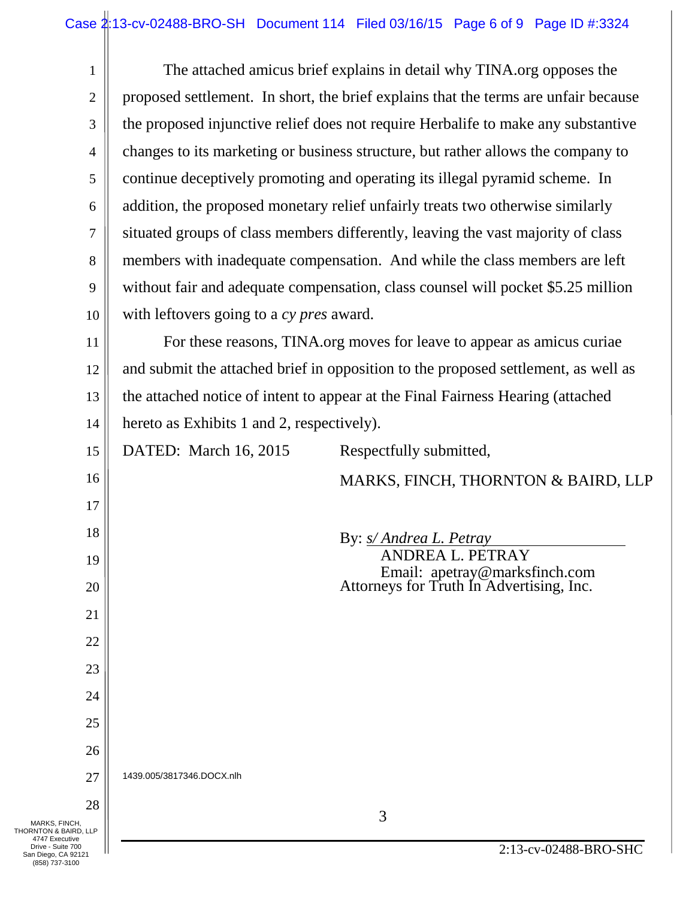The attached amicus brief explains in detail why TINA.org opposes the proposed settlement. In short, the brief explains that the terms are unfair because the proposed injunctive relief does not require Herbalife to make any substantive changes to its marketing or business structure, but rather allows the company to continue deceptively promoting and operating its illegal pyramid scheme. In addition, the proposed monetary relief unfairly treats two otherwise similarly situated groups of class members differently, leaving the vast majority of class members with inadequate compensation. And while the class members are left without fair and adequate compensation, class counsel will pocket $5.25 million with leftovers going to a *cy pres* award.

For these reasons, TINA.org moves for leave to appear as amicus curiae and submit the attached brief in opposition to the proposed settlement, as well as the attached notice of intent to appear at the Final Fairness Hearing (attached hereto as Exhibits 1 and 2, respectively).

DATED: March 16, 2015

Respectfully submitted,

MARKS, FINCH, THORNTON & BAIRD, LLP

By: *s/ Andrea L. Petray*
ANDREA L. PETRAY
Email: apetray@marksfinch.com
Attorneys for Truth In Advertising, Inc.

1439.005/3817346.DOCX.nlh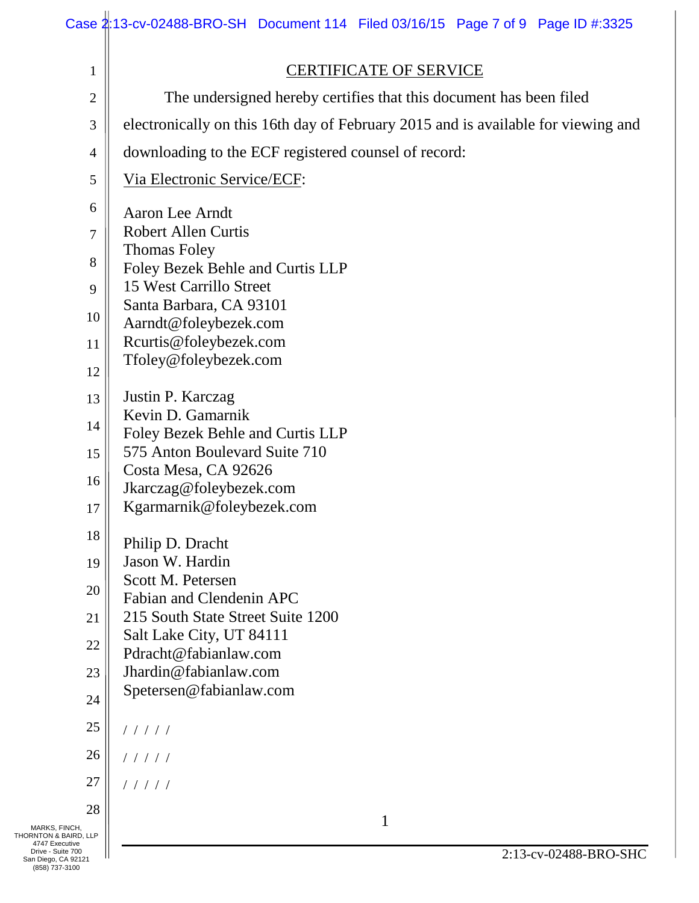# CERTIFICATE OF SERVICE

The undersigned hereby certifies that this document has been filed electronically on this 16th day of February 2015 and is available for viewing and downloading to the ECF registered counsel of record:

Via Electronic Service/ECF:

Aaron Lee Arndt
Robert Allen Curtis
Thomas Foley
Foley Bezek Behle and Curtis LLP
15 West Carrillo Street
Santa Barbara, CA 93101
Aarndt@foleybezek.com
Rcurtis@foleybezek.com
Tfoley@foleybezek.com

Justin P. Karczag
Kevin D. Gamarnik
Foley Bezek Behle and Curtis LLP
575 Anton Boulevard Suite 710
Costa Mesa, CA 92626
Jkarczag@foleybezek.com
Kgarmarnik@foleybezek.com

Philip D. Dracht
Jason W. Hardin
Scott M. Petersen
Fabian and Clendenin APC
215 South State Street Suite 1200
Salt Lake City, UT 84111
Pdracht@fabianlaw.com
Jhardin@fabianlaw.com
Spetersen@fabianlaw.com

/ / / / /

/ / / / /

/ / / / /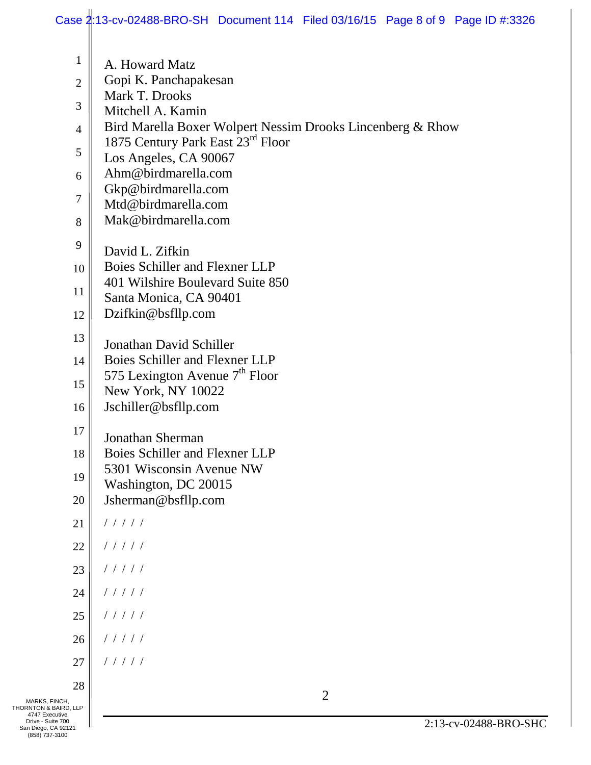A. Howard Matz
Gopi K. Panchapakesan
Mark T. Drooks
Mitchell A. Kamin
Bird Marella Boxer Wolpert Nessim Drooks Lincenberg & Rhow
1875 Century Park East 23rd Floor
Los Angeles, CA 90067
Ahm@birdmarella.com
Gkp@birdmarella.com
Mtd@birdmarella.com
Mak@birdmarella.com

David L. Zifkin
Boies Schiller and Flexner LLP
401 Wilshire Boulevard Suite 850
Santa Monica, CA 90401
Dzifkin@bsfllp.com

Jonathan David Schiller
Boies Schiller and Flexner LLP
575 Lexington Avenue 7th Floor
New York, NY 10022
Jschiller@bsfllp.com

Jonathan Sherman
Boies Schiller and Flexner LLP
5301 Wisconsin Avenue NW
Washington, DC 20015
Jsherman@bsfllp.com

/ / / / /

/ / / / /

/ / / / /

/ / / / /

/ / / / /

/ / / / /

/ / / / /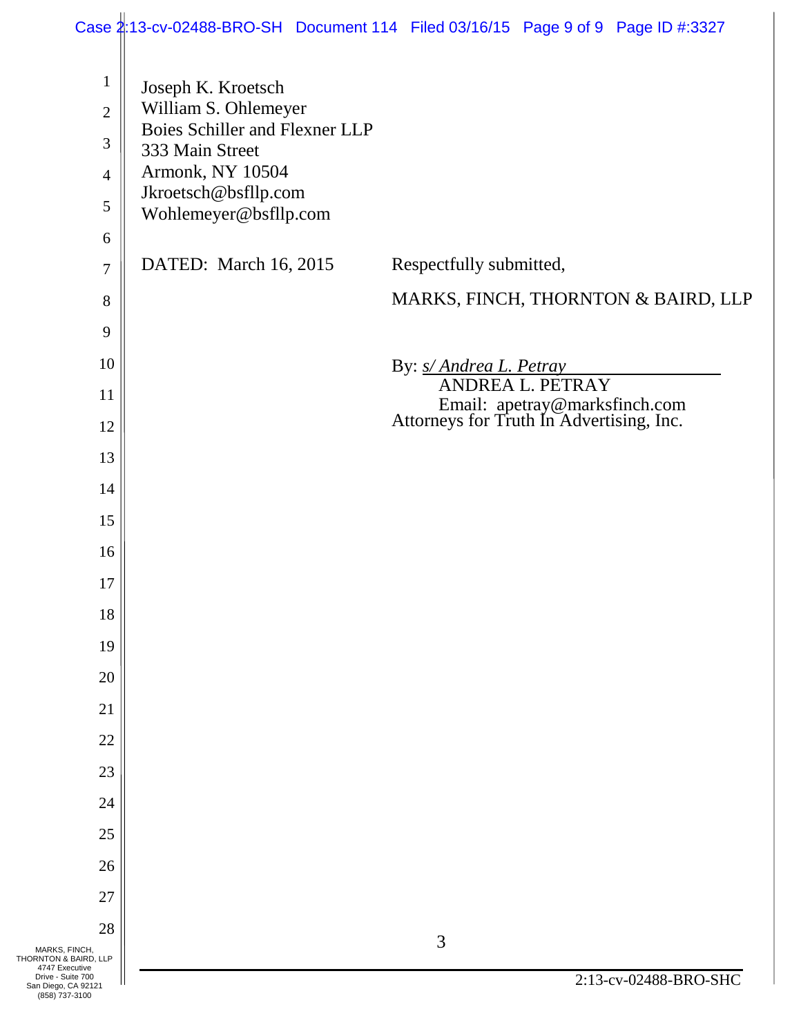Joseph K. Kroetsch
William S. Ohlemeyer
Boies Schiller and Flexner LLP
333 Main Street
Armonk, NY 10504
Jkroetsch@bsfllp.com
Wohlemeyer@bsfllp.com

DATED: March 16, 2015

Respectfully submitted,

MARKS, FINCH, THORNTON & BAIRD, LLP

By: *s/ Andrea L. Petray*
ANDREA L. PETRAY
Email: apetray@marksfinch.com
Attorneys for Truth In Advertising, Inc.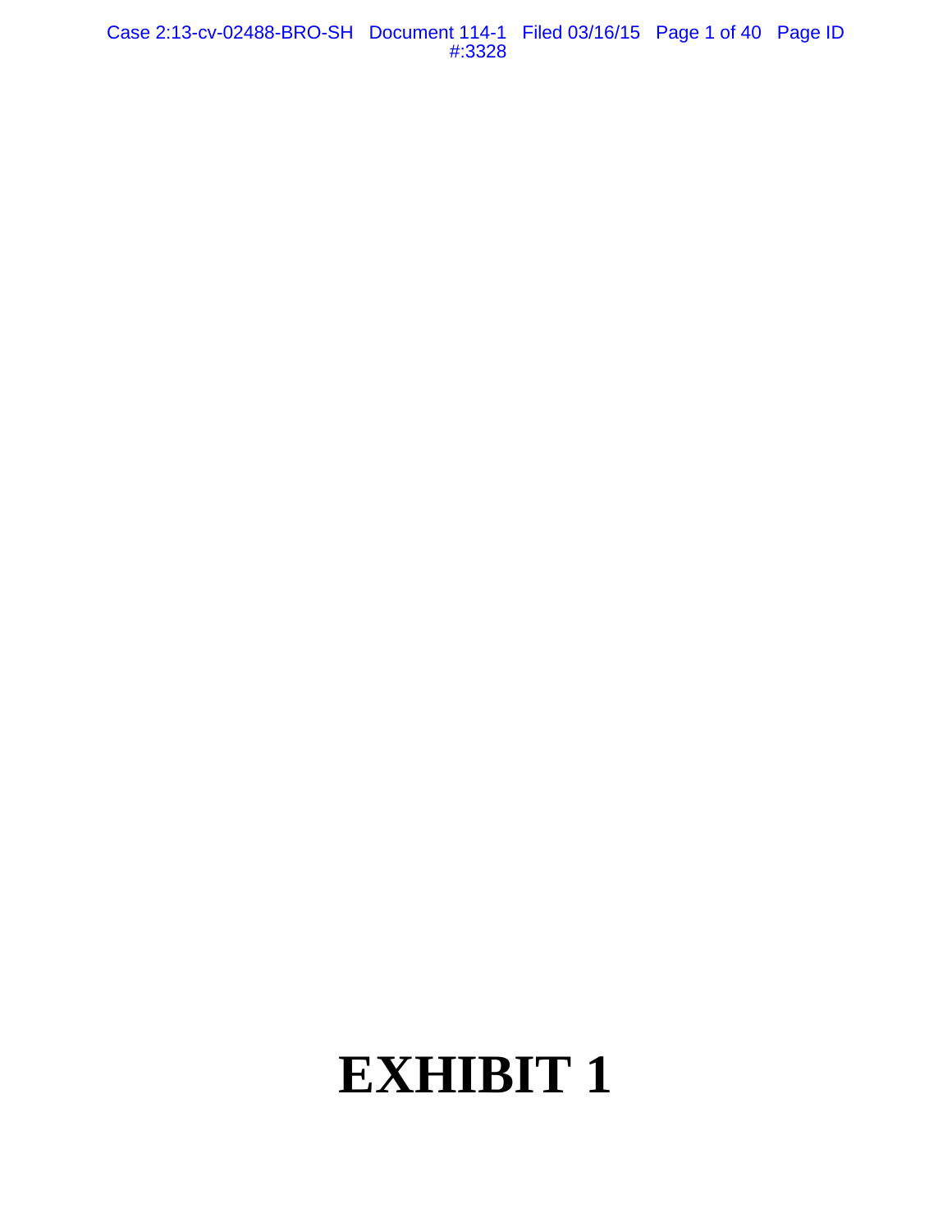# EXHIBIT 1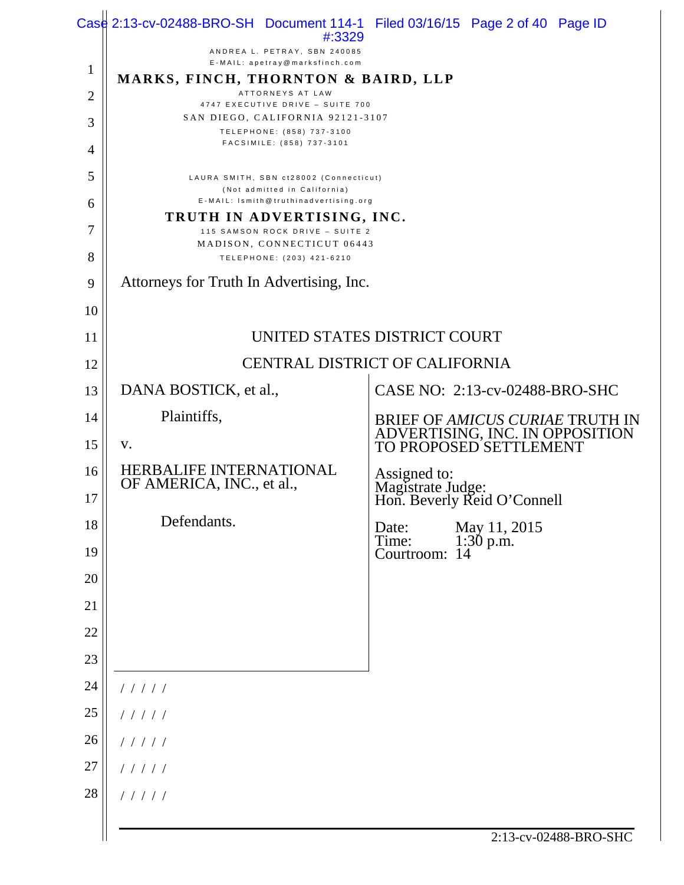ANDREA L. PETRAY, SBN 240085
E-MAIL: apetray@marksfinch.com

**MARKS, FINCH, THORNTON & BAIRD, LLP**
ATTORNEYS AT LAW
4747 EXECUTIVE DRIVE – SUITE 700
SAN DIEGO, CALIFORNIA 92121-3107
TELEPHONE: (858) 737-3100
FACSIMILE: (858) 737-3101

LAURA SMITH, SBN ct28002 (Connecticut)
(Not admitted in California)
E-MAIL: lsmith@truthinadvertising.org

**TRUTH IN ADVERTISING, INC.**
115 SAMSON ROCK DRIVE – SUITE 2
MADISON, CONNECTICUT 06443
TELEPHONE: (203) 421-6210

Attorneys for Truth In Advertising, Inc.

UNITED STATES DISTRICT COURT

CENTRAL DISTRICT OF CALIFORNIA

| | |
|---|---|
| DANA BOSTICK, et al.,<br><br>Plaintiffs,<br><br>v.<br><br>HERBALIFE INTERNATIONAL OF AMERICA, INC., et al.,<br><br>Defendants. | CASE NO: 2:13-cv-02488-BRO-SHC<br><br>BRIEF OF *AMICUS CURIAE* TRUTH IN ADVERTISING, INC. IN OPPOSITION TO PROPOSED SETTLEMENT<br><br>Assigned to:<br>Magistrate Judge:<br>Hon. Beverly Reid O'Connell<br><br>Date: May 11, 2015<br>Time: 1:30 p.m.<br>Courtroom: 14 |

/ / / / /

/ / / / /

/ / / / /

/ / / / /

/ / / / /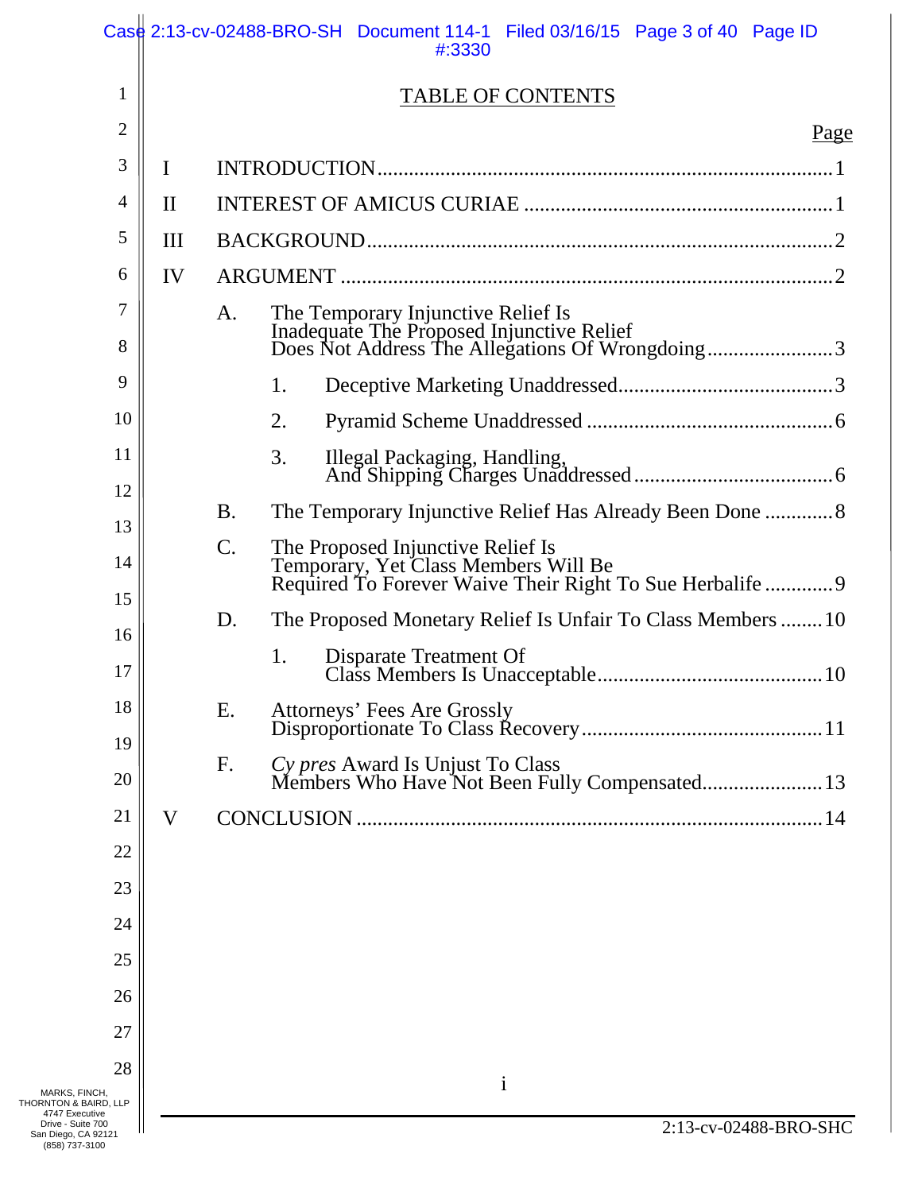# TABLE OF CONTENTS

| | | Page |
|---|---|---|
| I | INTRODUCTION | 1 |
| II | INTEREST OF AMICUS CURIAE | 1 |
| III | BACKGROUND | 2 |
| IV | ARGUMENT | 2 |
| | A. The Temporary Injunctive Relief Is Inadequate The Proposed Injunctive Relief Does Not Address The Allegations Of Wrongdoing | 3 |
| | 1. Deceptive Marketing Unaddressed | 3 |
| | 2. Pyramid Scheme Unaddressed | 6 |
| | 3. Illegal Packaging, Handling, And Shipping Charges Unaddressed | 6 |
| | B. The Temporary Injunctive Relief Has Already Been Done | 8 |
| | C. The Proposed Injunctive Relief Is Temporary, Yet Class Members Will Be Required To Forever Waive Their Right To Sue Herbalife | 9 |
| | D. The Proposed Monetary Relief Is Unfair To Class Members | 10 |
| | 1. Disparate Treatment Of Class Members Is Unacceptable | 10 |
| | E. Attorneys' Fees Are Grossly Disproportionate To Class Recovery | 11 |
| | F. *Cy pres* Award Is Unjust To Class Members Who Have Not Been Fully Compensated | 13 |
| V | CONCLUSION | 14 |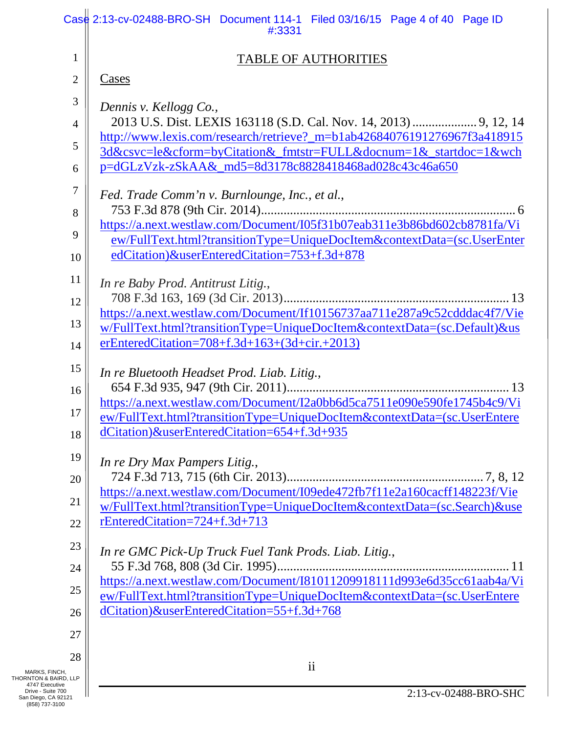# TABLE OF AUTHORITIES

## Cases

*Dennis v. Kellogg Co.*,
2013 U.S. Dist. LEXIS 163118 (S.D. Cal. Nov. 14, 2013) .................... 9, 12, 14
http://www.lexis.com/research/retrieve?_m=b1ab42684076191276967f3a4189153d&csvc=le&cform=byCitation&_fmtstr=FULL&docnum=1&_startdoc=1&wchp=dGLzVzk-zSkAA&_md5=8d3178c8828418468ad028c43c46a650

*Fed. Trade Comm'n v. Burnlounge, Inc., et al.*,
753 F.3d 878 (9th Cir. 2014)............................................................................ 6
https://a.next.westlaw.com/Document/I05f31b07eab311e3b86bd602cb8781fa/View/FullText.html?transitionType=UniqueDocItem&contextData=(sc.UserEnteredCitation)&userEnteredCitation=753+f.3d+878

*In re Baby Prod. Antitrust Litig.*,
708 F.3d 163, 169 (3d Cir. 2013)..................................................................... 13
https://a.next.westlaw.com/Document/If10156737aa711e287a9c52cdddac4f7/View/FullText.html?transitionType=UniqueDocItem&contextData=(sc.Default)&userEnteredCitation=708+f.3d+163+(3d+cir.+2013)

*In re Bluetooth Headset Prod. Liab. Litig.*,
654 F.3d 935, 947 (9th Cir. 2011)................................................................... 13
https://a.next.westlaw.com/Document/I2a0bb6d5ca7511e090e590fe1745b4c9/View/FullText.html?transitionType=UniqueDocItem&contextData=(sc.UserEnteredCitation)&userEnteredCitation=654+f.3d+935

*In re Dry Max Pampers Litig.*,
724 F.3d 713, 715 (6th Cir. 2013)............................................................ 7, 8, 12
https://a.next.westlaw.com/Document/I09ede472fb7f11e2a160cacff148223f/View/FullText.html?transitionType=UniqueDocItem&contextData=(sc.Search)&userEnteredCitation=724+f.3d+713

*In re GMC Pick-Up Truck Fuel Tank Prods. Liab. Litig.*,
55 F.3d 768, 808 (3d Cir. 1995)...................................................................... 11
https://a.next.westlaw.com/Document/I81011209918111d993e6d35cc61aab4a/View/FullText.html?transitionType=UniqueDocItem&contextData=(sc.UserEnteredCitation)&userEnteredCitation=55+f.3d+768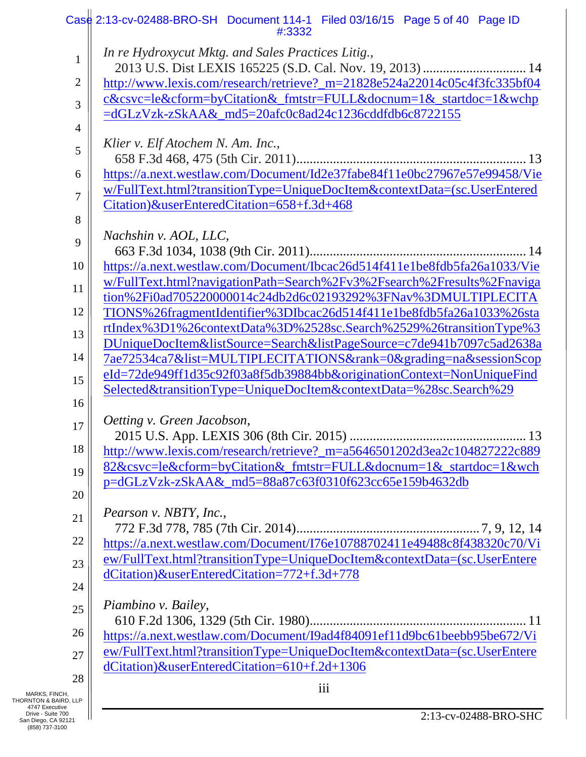*In re Hydroxycut Mktg. and Sales Practices Litig.*,
2013 U.S. Dist LEXIS 165225 (S.D. Cal. Nov. 19, 2013) .............................. 14
http://www.lexis.com/research/retrieve?_m=21828e524a22014c05c4f3fc335bf04c&csvc=le&cform=byCitation&_fmtstr=FULL&docnum=1&_startdoc=1&wchp=dGLzVzk-zSkAA&_md5=20afc0c8ad24c1236cddfdb6c8722155

*Klier v. Elf Atochem N. Am. Inc.*,
658 F.3d 468, 475 (5th Cir. 2011)..................................................................... 13
https://a.next.westlaw.com/Document/Id2e37fabe84f11e0bc27967e57e99458/View/FullText.html?transitionType=UniqueDocItem&contextData=(sc.UserEnteredCitation)&userEnteredCitation=658+f.3d+468

*Nachshin v. AOL, LLC*,
663 F.3d 1034, 1038 (9th Cir. 2011)................................................................. 14
https://a.next.westlaw.com/Document/Ibcac26d514f411e1be8fdb5fa26a1033/View/FullText.html?navigationPath=Search%2Fv3%2Fsearch%2Fresults%2Fnavigation%2Fi0ad705220000014c24db2d6c02193292%3FNav%3DMULTIPLECITATIONS%26fragmentIdentifier%3DIbcac26d514f411e1be8fdb5fa26a1033%26startIndex%3D1%26contextData%3D%2528sc.Search%2529%26transitionType%3DUniqueDocItem&listSource=Search&listPageSource=c7de941b7097c5ad2638a7ae72534ca7&list=MULTIPLECITATIONS&rank=0&grading=na&sessionScopeId=72de949ff1d35c92f03a8f5db39884bb&originationContext=NonUniqueFindSelected&transitionType=UniqueDocItem&contextData=%28sc.Search%29

*Oetting v. Green Jacobson*,
2015 U.S. App. LEXIS 306 (8th Cir. 2015) ..................................................... 13
http://www.lexis.com/research/retrieve?_m=a5646501202d3ea2c104827222c88982&csvc=le&cform=byCitation&_fmtstr=FULL&docnum=1&_startdoc=1&wchp=dGLzVzk-zSkAA&_md5=88a87c63f0310f623cc65e159b4632db

*Pearson v. NBTY, Inc.*,
772 F.3d 778, 785 (7th Cir. 2014)....................................................... 7, 9, 12, 14
https://a.next.westlaw.com/Document/I76e10788702411e49488c8f438320c70/View/FullText.html?transitionType=UniqueDocItem&contextData=(sc.UserEnteredCitation)&userEnteredCitation=772+f.3d+778

*Piambino v. Bailey*,
610 F.2d 1306, 1329 (5th Cir. 1980)................................................................. 11
https://a.next.westlaw.com/Document/I9ad4f84091ef11d9bc61beebb95be672/View/FullText.html?transitionType=UniqueDocItem&contextData=(sc.UserEnteredCitation)&userEnteredCitation=610+f.2d+1306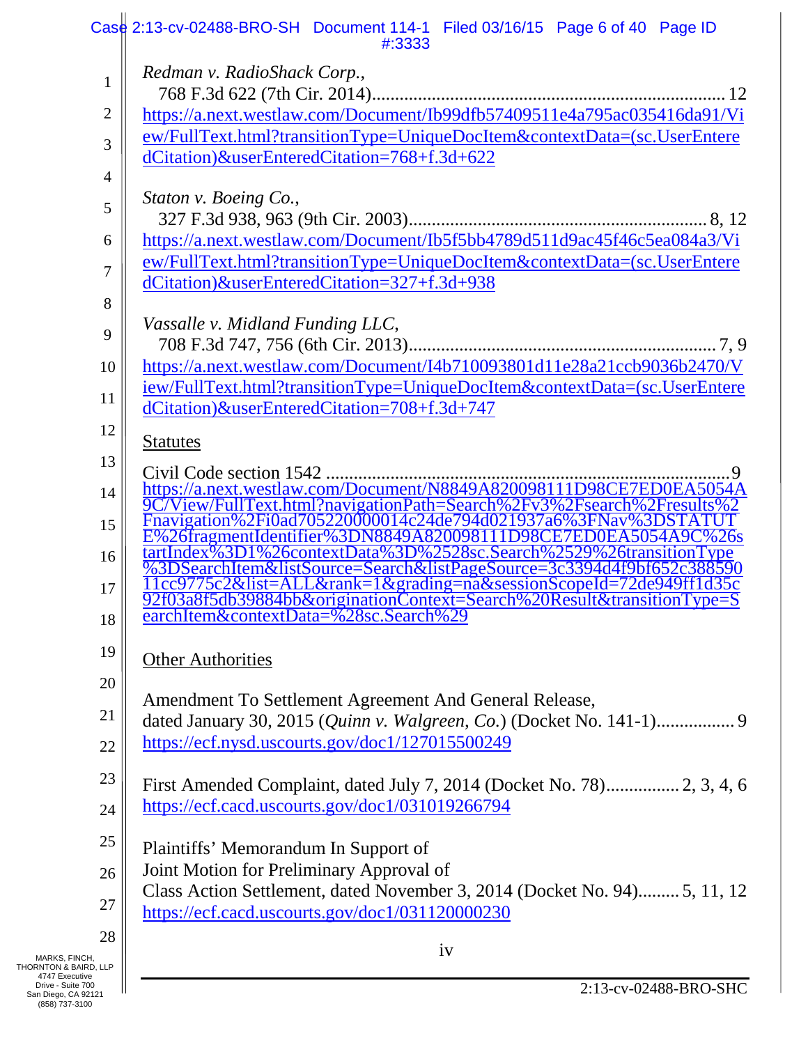*Redman v. RadioShack Corp.*,
768 F.3d 622 (7th Cir. 2014)............................................................................ 12
https://a.next.westlaw.com/Document/Ib99dfb57409511e4a795ac035416da91/View/FullText.html?transitionType=UniqueDocItem&contextData=(sc.UserEnteredCitation)&userEnteredCitation=768+f.3d+622

*Staton v. Boeing Co.*,
327 F.3d 938, 963 (9th Cir. 2003)................................................................. 8, 12
https://a.next.westlaw.com/Document/Ib5f5bb4789d511d9ac45f46c5ea084a3/View/FullText.html?transitionType=UniqueDocItem&contextData=(sc.UserEnteredCitation)&userEnteredCitation=327+f.3d+938

*Vassalle v. Midland Funding LLC*,
708 F.3d 747, 756 (6th Cir. 2013)................................................................... 7, 9
https://a.next.westlaw.com/Document/I4b710093801d11e28a21ccb9036b2470/View/FullText.html?transitionType=UniqueDocItem&contextData=(sc.UserEnteredCitation)&userEnteredCitation=708+f.3d+747

Statutes

Civil Code section 1542 .........................................................................................9
https://a.next.westlaw.com/Document/N8849A820098111D98CE7ED0EA5054A9C/View/FullText.html?navigationPath=Search%2Fv3%2Fsearch%2Fresults%2Fnavigation%2Fi0ad705220000014c24de794d021937a6%3FNav%3DSTATUTE%26fragmentIdentifier%3DN8849A820098111D98CE7ED0EA5054A9C%26startIndex%3D1%26contextData%3D%2528sc.Search%2529%26transitionType%3DSearchItem&listSource=Search&listPageSource=3c3394d4f9bf652c38859011cc9775c2&list=ALL&rank=1&grading=na&sessionScopeId=72de949ff1d35c92f03a8f5db39884bb&originationContext=Search%20Result&transitionType=SearchItem&contextData=%28sc.Search%29

Other Authorities

Amendment To Settlement Agreement And General Release,
dated January 30, 2015 (*Quinn v. Walgreen, Co.*) (Docket No. 141-1)................. 9
https://ecf.nysd.uscourts.gov/doc1/127015500249

First Amended Complaint, dated July 7, 2014 (Docket No. 78)................ 2, 3, 4, 6
https://ecf.cacd.uscourts.gov/doc1/031019266794

Plaintiffs' Memorandum In Support of
Joint Motion for Preliminary Approval of
Class Action Settlement, dated November 3, 2014 (Docket No. 94)......... 5, 11, 12
https://ecf.cacd.uscourts.gov/doc1/031120000230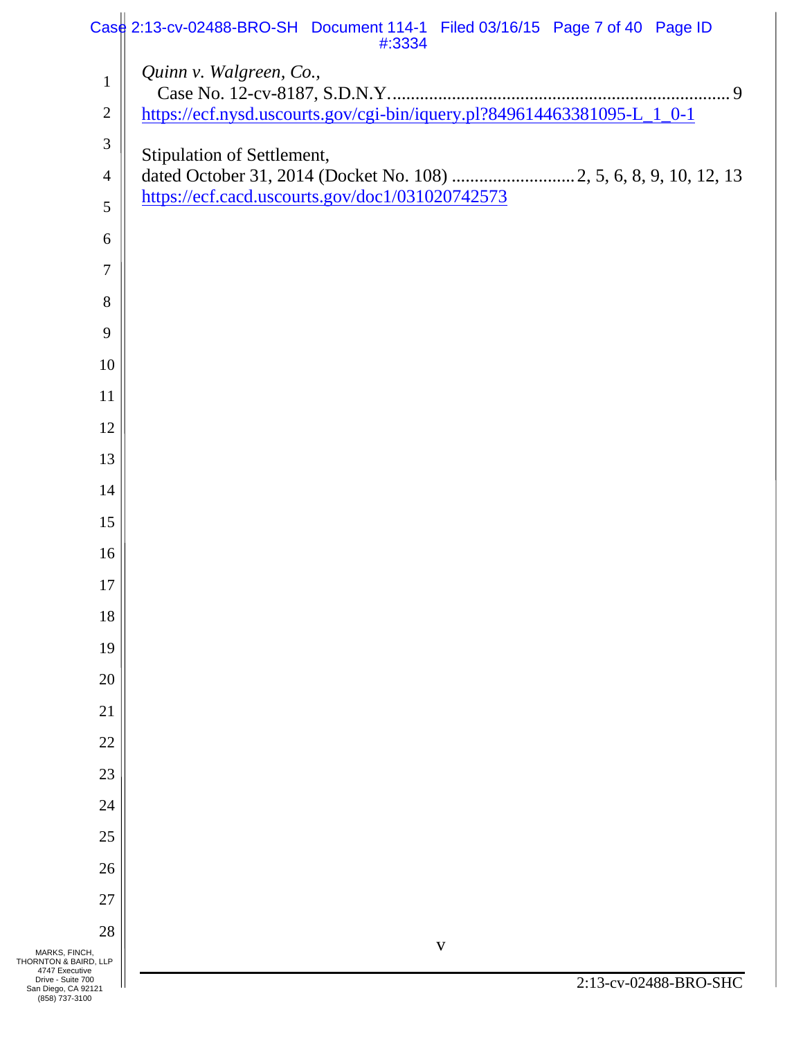*Quinn v. Walgreen, Co.*,
Case No. 12-cv-8187, S.D.N.Y. ......................................................................... 9
https://ecf.nysd.uscourts.gov/cgi-bin/iquery.pl?849614463381095-L_1_0-1

Stipulation of Settlement,
dated October 31, 2014 (Docket No. 108) .......................... 2, 5, 6, 8, 9, 10, 12, 13
https://ecf.cacd.uscourts.gov/doc1/031020742573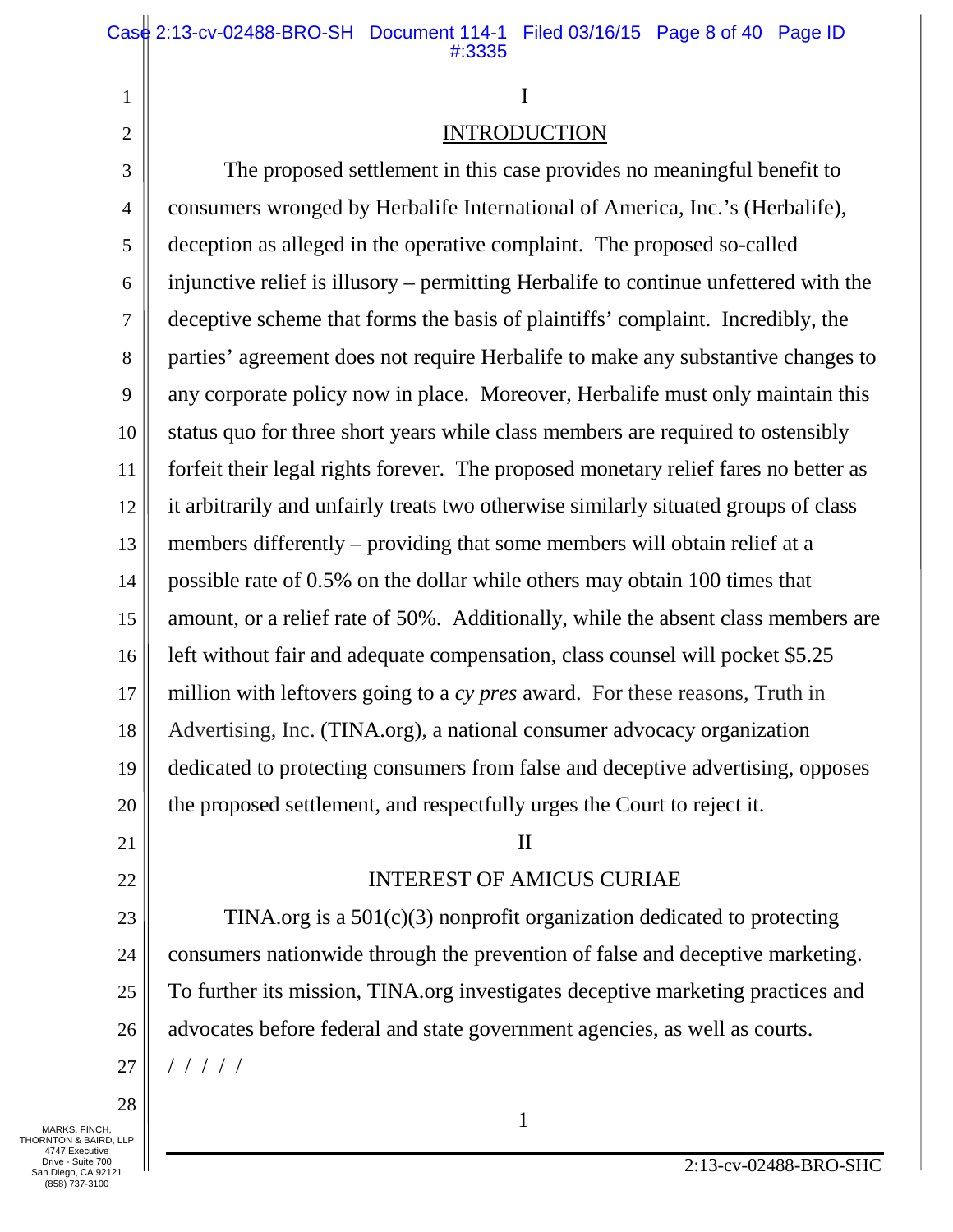## I

## INTRODUCTION

The proposed settlement in this case provides no meaningful benefit to consumers wronged by Herbalife International of America, Inc.'s (Herbalife), deception as alleged in the operative complaint. The proposed so-called injunctive relief is illusory – permitting Herbalife to continue unfettered with the deceptive scheme that forms the basis of plaintiffs' complaint. Incredibly, the parties' agreement does not require Herbalife to make any substantive changes to any corporate policy now in place. Moreover, Herbalife must only maintain this status quo for three short years while class members are required to ostensibly forfeit their legal rights forever. The proposed monetary relief fares no better as it arbitrarily and unfairly treats two otherwise similarly situated groups of class members differently – providing that some members will obtain relief at a possible rate of 0.5% on the dollar while others may obtain 100 times that amount, or a relief rate of 50%. Additionally, while the absent class members are left without fair and adequate compensation, class counsel will pocket $5.25 million with leftovers going to a *cy pres* award. For these reasons, Truth in Advertising, Inc. (TINA.org), a national consumer advocacy organization dedicated to protecting consumers from false and deceptive advertising, opposes the proposed settlement, and respectfully urges the Court to reject it.

## II

## INTEREST OF AMICUS CURIAE

TINA.org is a 501(c)(3) nonprofit organization dedicated to protecting consumers nationwide through the prevention of false and deceptive marketing. To further its mission, TINA.org investigates deceptive marketing practices and advocates before federal and state government agencies, as well as courts.

/ / / / /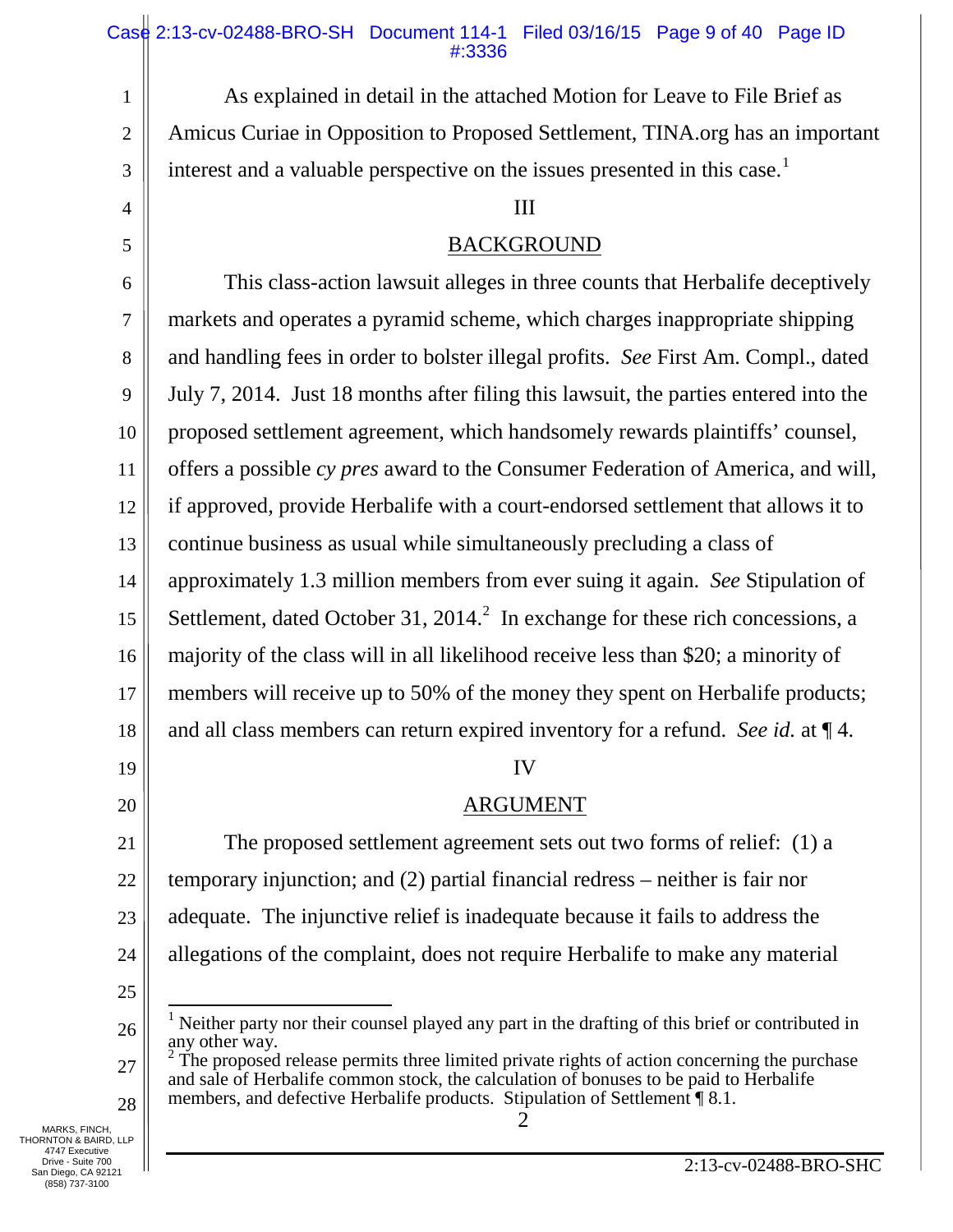As explained in detail in the attached Motion for Leave to File Brief as Amicus Curiae in Opposition to Proposed Settlement, TINA.org has an important interest and a valuable perspective on the issues presented in this case.[1]

## III

## BACKGROUND

This class-action lawsuit alleges in three counts that Herbalife deceptively markets and operates a pyramid scheme, which charges inappropriate shipping and handling fees in order to bolster illegal profits. *See* First Am. Compl., dated July 7, 2014. Just 18 months after filing this lawsuit, the parties entered into the proposed settlement agreement, which handsomely rewards plaintiffs' counsel, offers a possible *cy pres* award to the Consumer Federation of America, and will, if approved, provide Herbalife with a court-endorsed settlement that allows it to continue business as usual while simultaneously precluding a class of approximately 1.3 million members from ever suing it again. *See* Stipulation of Settlement, dated October 31, 2014.[2] In exchange for these rich concessions, a majority of the class will in all likelihood receive less than $20; a minority of members will receive up to 50% of the money they spent on Herbalife products; and all class members can return expired inventory for a refund. *See id.* at ¶ 4.

## IV

## ARGUMENT

The proposed settlement agreement sets out two forms of relief: (1) a temporary injunction; and (2) partial financial redress – neither is fair nor adequate. The injunctive relief is inadequate because it fails to address the allegations of the complaint, does not require Herbalife to make any material

---

[1] Neither party nor their counsel played any part in the drafting of this brief or contributed in any other way.

[2] The proposed release permits three limited private rights of action concerning the purchase and sale of Herbalife common stock, the calculation of bonuses to be paid to Herbalife members, and defective Herbalife products. Stipulation of Settlement ¶ 8.1.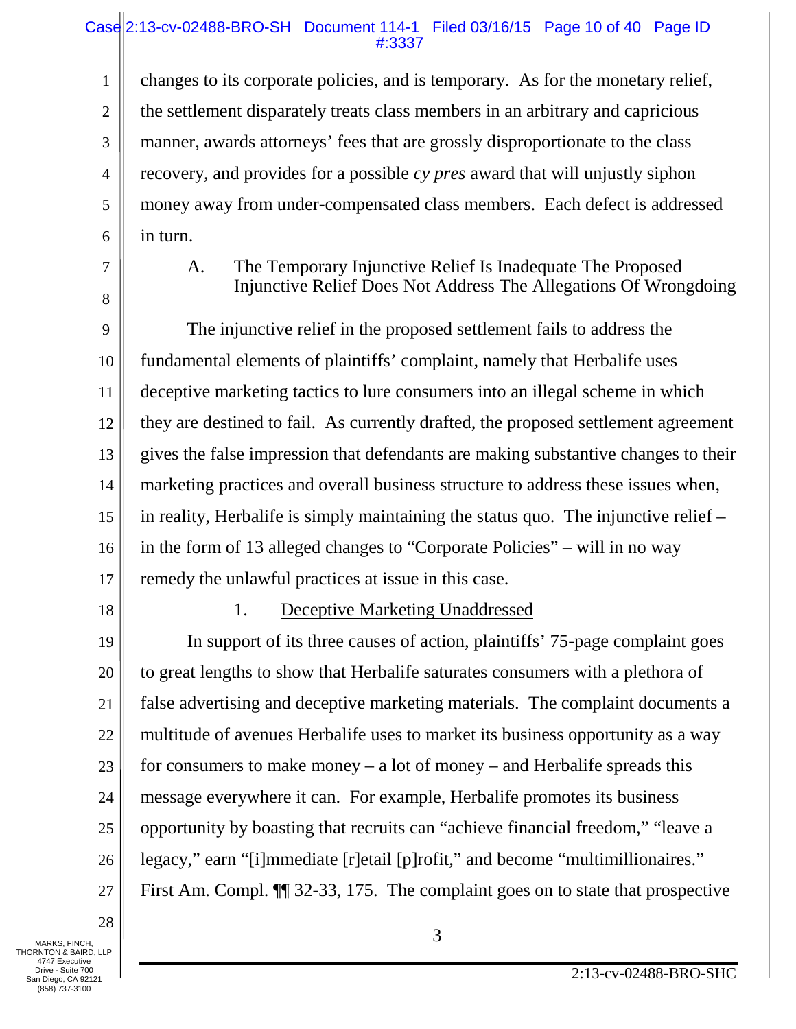changes to its corporate policies, and is temporary. As for the monetary relief, the settlement disparately treats class members in an arbitrary and capricious manner, awards attorneys' fees that are grossly disproportionate to the class recovery, and provides for a possible *cy pres* award that will unjustly siphon money away from under-compensated class members. Each defect is addressed in turn.

### A. The Temporary Injunctive Relief Is Inadequate The Proposed Injunctive Relief Does Not Address The Allegations Of Wrongdoing

The injunctive relief in the proposed settlement fails to address the fundamental elements of plaintiffs' complaint, namely that Herbalife uses deceptive marketing tactics to lure consumers into an illegal scheme in which they are destined to fail. As currently drafted, the proposed settlement agreement gives the false impression that defendants are making substantive changes to their marketing practices and overall business structure to address these issues when, in reality, Herbalife is simply maintaining the status quo. The injunctive relief – in the form of 13 alleged changes to "Corporate Policies" – will in no way remedy the unlawful practices at issue in this case.

#### 1. Deceptive Marketing Unaddressed

In support of its three causes of action, plaintiffs' 75-page complaint goes to great lengths to show that Herbalife saturates consumers with a plethora of false advertising and deceptive marketing materials. The complaint documents a multitude of avenues Herbalife uses to market its business opportunity as a way for consumers to make money – a lot of money – and Herbalife spreads this message everywhere it can. For example, Herbalife promotes its business opportunity by boasting that recruits can "achieve financial freedom," "leave a legacy," earn "[i]mmediate [r]etail [p]rofit," and become "multimillionaires." First Am. Compl. ¶¶ 32-33, 175. The complaint goes on to state that prospective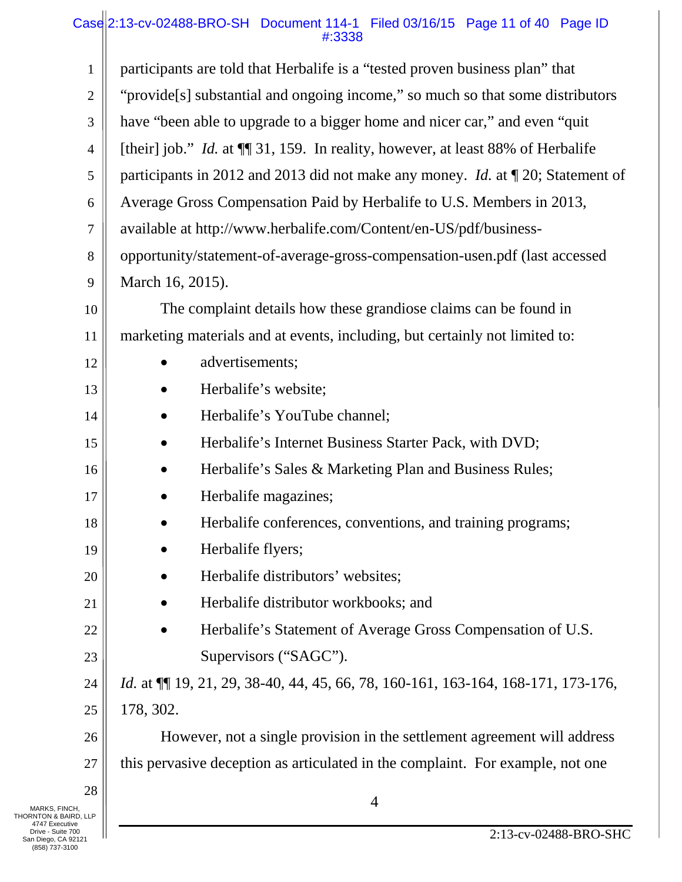participants are told that Herbalife is a "tested proven business plan" that "provide[s] substantial and ongoing income," so much so that some distributors have "been able to upgrade to a bigger home and nicer car," and even "quit [their] job." *Id.* at ¶¶ 31, 159. In reality, however, at least 88% of Herbalife participants in 2012 and 2013 did not make any money. *Id.* at ¶ 20; Statement of Average Gross Compensation Paid by Herbalife to U.S. Members in 2013, available at http://www.herbalife.com/Content/en-US/pdf/business-opportunity/statement-of-average-gross-compensation-usen.pdf (last accessed March 16, 2015).

The complaint details how these grandiose claims can be found in marketing materials and at events, including, but certainly not limited to:

- advertisements;
- Herbalife's website;
- Herbalife's YouTube channel;
- Herbalife's Internet Business Starter Pack, with DVD;
- Herbalife's Sales & Marketing Plan and Business Rules;
- Herbalife magazines;
- Herbalife conferences, conventions, and training programs;
- Herbalife flyers;
- Herbalife distributors' websites;
- Herbalife distributor workbooks; and
- Herbalife's Statement of Average Gross Compensation of U.S. Supervisors ("SAGC").

*Id.* at ¶¶ 19, 21, 29, 38-40, 44, 45, 66, 78, 160-161, 163-164, 168-171, 173-176, 178, 302.

However, not a single provision in the settlement agreement will address this pervasive deception as articulated in the complaint. For example, not one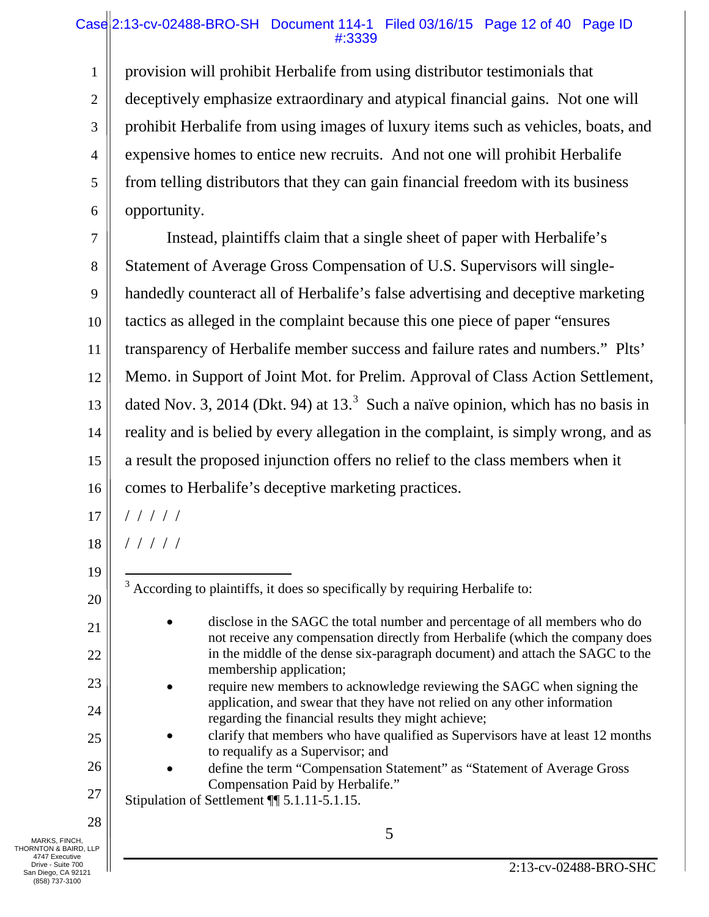provision will prohibit Herbalife from using distributor testimonials that deceptively emphasize extraordinary and atypical financial gains. Not one will prohibit Herbalife from using images of luxury items such as vehicles, boats, and expensive homes to entice new recruits. And not one will prohibit Herbalife from telling distributors that they can gain financial freedom with its business opportunity.

Instead, plaintiffs claim that a single sheet of paper with Herbalife's Statement of Average Gross Compensation of U.S. Supervisors will single-handedly counteract all of Herbalife's false advertising and deceptive marketing tactics as alleged in the complaint because this one piece of paper "ensures transparency of Herbalife member success and failure rates and numbers." Plts' Memo. in Support of Joint Mot. for Prelim. Approval of Class Action Settlement, dated Nov. 3, 2014 (Dkt. 94) at 13.[3] Such a naïve opinion, which has no basis in reality and is belied by every allegation in the complaint, is simply wrong, and as a result the proposed injunction offers no relief to the class members when it comes to Herbalife's deceptive marketing practices.

/ / / / /

/ / / / /

---

[3] According to plaintiffs, it does so specifically by requiring Herbalife to:

- disclose in the SAGC the total number and percentage of all members who do not receive any compensation directly from Herbalife (which the company does in the middle of the dense six-paragraph document) and attach the SAGC to the membership application;
- require new members to acknowledge reviewing the SAGC when signing the application, and swear that they have not relied on any other information regarding the financial results they might achieve;
- clarify that members who have qualified as Supervisors have at least 12 months to requalify as a Supervisor; and
- define the term "Compensation Statement" as "Statement of Average Gross Compensation Paid by Herbalife."

Stipulation of Settlement ¶¶ 5.1.11-5.1.15.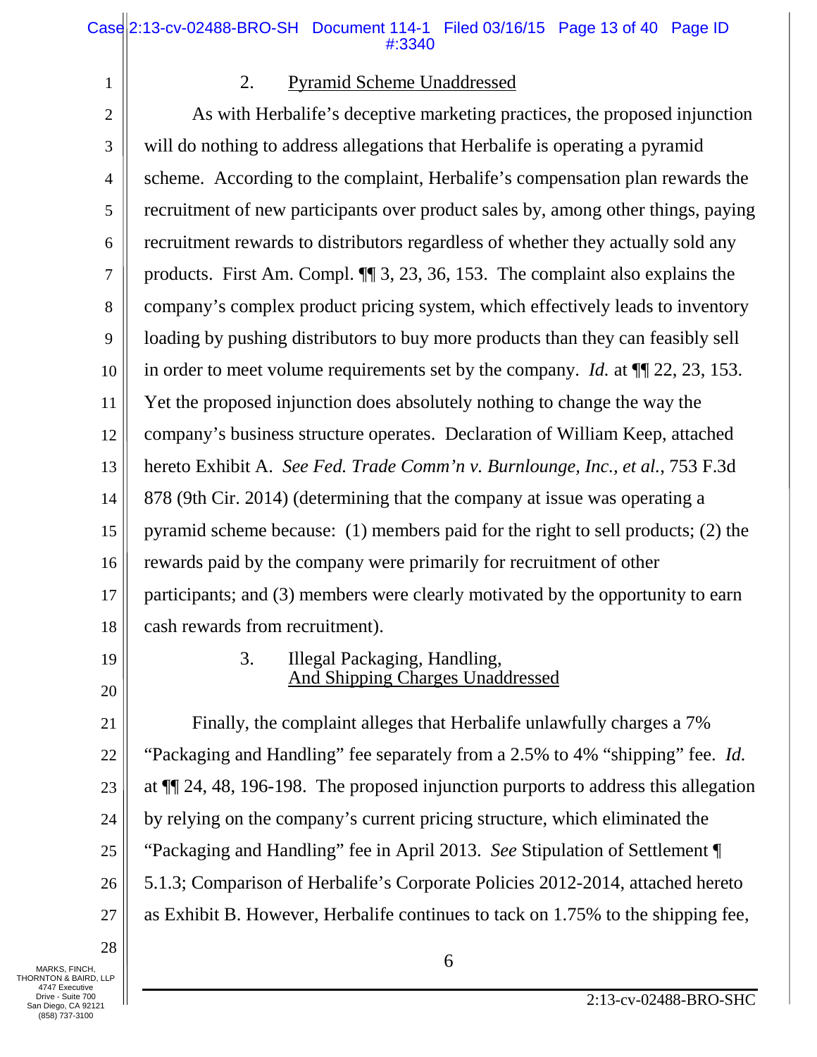2. Pyramid Scheme Unaddressed

As with Herbalife's deceptive marketing practices, the proposed injunction will do nothing to address allegations that Herbalife is operating a pyramid scheme. According to the complaint, Herbalife's compensation plan rewards the recruitment of new participants over product sales by, among other things, paying recruitment rewards to distributors regardless of whether they actually sold any products. First Am. Compl. ¶¶ 3, 23, 36, 153. The complaint also explains the company's complex product pricing system, which effectively leads to inventory loading by pushing distributors to buy more products than they can feasibly sell in order to meet volume requirements set by the company. *Id.* at ¶¶ 22, 23, 153. Yet the proposed injunction does absolutely nothing to change the way the company's business structure operates. Declaration of William Keep, attached hereto Exhibit A. *See Fed. Trade Comm'n v. Burnlounge, Inc., et al.*, 753 F.3d 878 (9th Cir. 2014) (determining that the company at issue was operating a pyramid scheme because: (1) members paid for the right to sell products; (2) the rewards paid by the company were primarily for recruitment of other participants; and (3) members were clearly motivated by the opportunity to earn cash rewards from recruitment).

3. Illegal Packaging, Handling, And Shipping Charges Unaddressed

Finally, the complaint alleges that Herbalife unlawfully charges a 7% "Packaging and Handling" fee separately from a 2.5% to 4% "shipping" fee. *Id.* at ¶¶ 24, 48, 196-198. The proposed injunction purports to address this allegation by relying on the company's current pricing structure, which eliminated the "Packaging and Handling" fee in April 2013. *See* Stipulation of Settlement ¶ 5.1.3; Comparison of Herbalife's Corporate Policies 2012-2014, attached hereto as Exhibit B. However, Herbalife continues to tack on 1.75% to the shipping fee,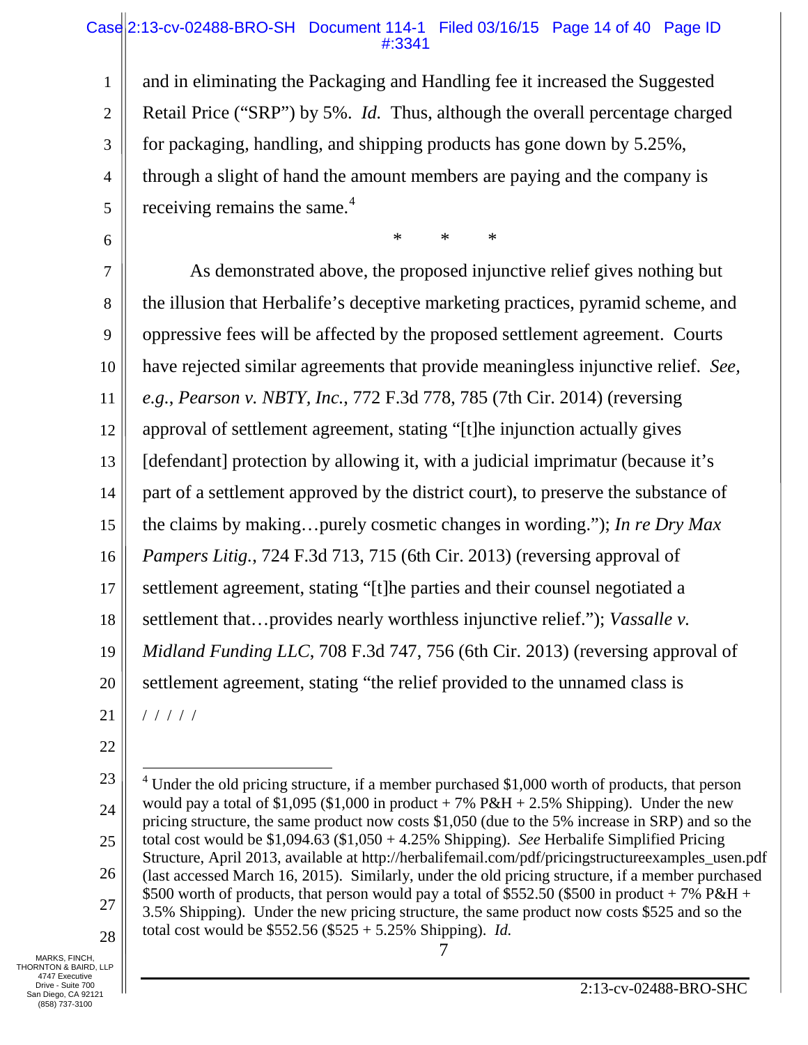and in eliminating the Packaging and Handling fee it increased the Suggested Retail Price ("SRP") by 5%. *Id.* Thus, although the overall percentage charged for packaging, handling, and shipping products has gone down by 5.25%, through a slight of hand the amount members are paying and the company is receiving remains the same.[4]

\* \* \*

As demonstrated above, the proposed injunctive relief gives nothing but the illusion that Herbalife's deceptive marketing practices, pyramid scheme, and oppressive fees will be affected by the proposed settlement agreement. Courts have rejected similar agreements that provide meaningless injunctive relief. *See, e.g.*, *Pearson v. NBTY, Inc.*, 772 F.3d 778, 785 (7th Cir. 2014) (reversing approval of settlement agreement, stating "[t]he injunction actually gives [defendant] protection by allowing it, with a judicial imprimatur (because it's part of a settlement approved by the district court), to preserve the substance of the claims by making…purely cosmetic changes in wording."); *In re Dry Max Pampers Litig.*, 724 F.3d 713, 715 (6th Cir. 2013) (reversing approval of settlement agreement, stating "[t]he parties and their counsel negotiated a settlement that…provides nearly worthless injunctive relief."); *Vassalle v. Midland Funding LLC*, 708 F.3d 747, 756 (6th Cir. 2013) (reversing approval of settlement agreement, stating "the relief provided to the unnamed class is

/ / / / /

---

[4] Under the old pricing structure, if a member purchased $1,000 worth of products, that person would pay a total of $1,095 ($1,000 in product + 7% P&H + 2.5% Shipping). Under the new pricing structure, the same product now costs $1,050 (due to the 5% increase in SRP) and so the total cost would be $1,094.63 ($1,050 + 4.25% Shipping). *See* Herbalife Simplified Pricing Structure, April 2013, available at http://herbalifemail.com/pdf/pricingstructureexamples_usen.pdf (last accessed March 16, 2015). Similarly, under the old pricing structure, if a member purchased $500 worth of products, that person would pay a total of $552.50 ($500 in product + 7% P&H + 3.5% Shipping). Under the new pricing structure, the same product now costs $525 and so the total cost would be $552.56 ($525 + 5.25% Shipping). *Id.*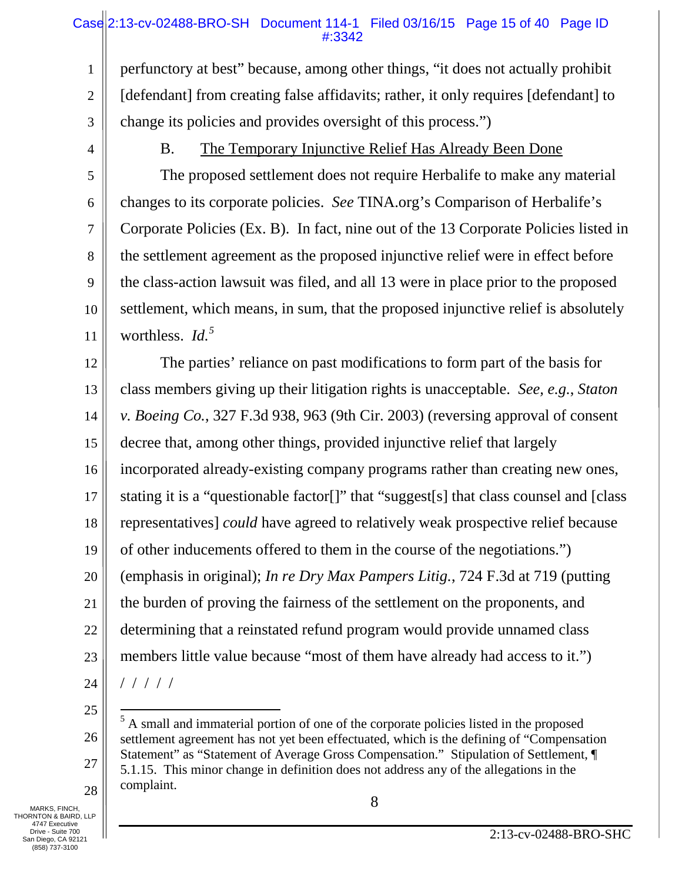perfunctory at best" because, among other things, "it does not actually prohibit [defendant] from creating false affidavits; rather, it only requires [defendant] to change its policies and provides oversight of this process.")

### B. The Temporary Injunctive Relief Has Already Been Done

The proposed settlement does not require Herbalife to make any material changes to its corporate policies. *See* TINA.org's Comparison of Herbalife's Corporate Policies (Ex. B). In fact, nine out of the 13 Corporate Policies listed in the settlement agreement as the proposed injunctive relief were in effect before the class-action lawsuit was filed, and all 13 were in place prior to the proposed settlement, which means, in sum, that the proposed injunctive relief is absolutely worthless. *Id.*[5]

The parties' reliance on past modifications to form part of the basis for class members giving up their litigation rights is unacceptable. *See, e.g.*, *Staton v. Boeing Co.*, 327 F.3d 938, 963 (9th Cir. 2003) (reversing approval of consent decree that, among other things, provided injunctive relief that largely incorporated already-existing company programs rather than creating new ones, stating it is a "questionable factor[]" that "suggest[s] that class counsel and [class representatives] *could* have agreed to relatively weak prospective relief because of other inducements offered to them in the course of the negotiations.") (emphasis in original); *In re Dry Max Pampers Litig.*, 724 F.3d at 719 (putting the burden of proving the fairness of the settlement on the proponents, and determining that a reinstated refund program would provide unnamed class members little value because "most of them have already had access to it.")

/ / / / /

---

[5] A small and immaterial portion of one of the corporate policies listed in the proposed settlement agreement has not yet been effectuated, which is the defining of "Compensation Statement" as "Statement of Average Gross Compensation." Stipulation of Settlement, ¶ 5.1.15. This minor change in definition does not address any of the allegations in the complaint.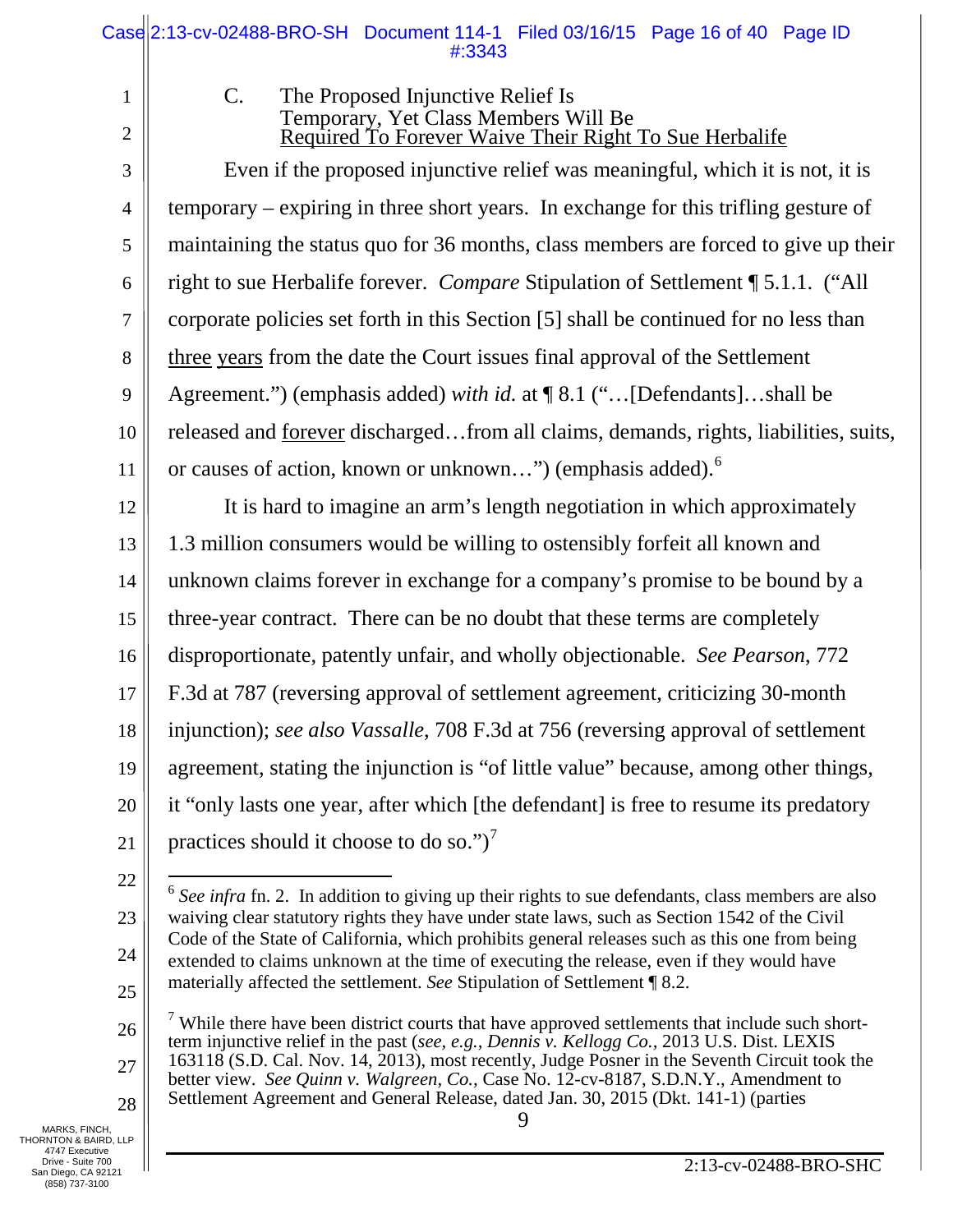### C. The Proposed Injunctive Relief Is Temporary, Yet Class Members Will Be Required To Forever Waive Their Right To Sue Herbalife

Even if the proposed injunctive relief was meaningful, which it is not, it is temporary – expiring in three short years. In exchange for this trifling gesture of maintaining the status quo for 36 months, class members are forced to give up their right to sue Herbalife forever. *Compare* Stipulation of Settlement ¶ 5.1.1. ("All corporate policies set forth in this Section [5] shall be continued for no less than <u>three years</u> from the date the Court issues final approval of the Settlement Agreement.") (emphasis added) *with id.* at ¶ 8.1 ("…[Defendants]…shall be released and <u>forever</u> discharged…from all claims, demands, rights, liabilities, suits, or causes of action, known or unknown…") (emphasis added).[6]

It is hard to imagine an arm's length negotiation in which approximately 1.3 million consumers would be willing to ostensibly forfeit all known and unknown claims forever in exchange for a company's promise to be bound by a three-year contract. There can be no doubt that these terms are completely disproportionate, patently unfair, and wholly objectionable. *See Pearson*, 772 F.3d at 787 (reversing approval of settlement agreement, criticizing 30-month injunction); *see also Vassalle*, 708 F.3d at 756 (reversing approval of settlement agreement, stating the injunction is "of little value" because, among other things, it "only lasts one year, after which [the defendant] is free to resume its predatory practices should it choose to do so.")[7]

---

[6] *See infra* fn. 2. In addition to giving up their rights to sue defendants, class members are also waiving clear statutory rights they have under state laws, such as Section 1542 of the Civil Code of the State of California, which prohibits general releases such as this one from being extended to claims unknown at the time of executing the release, even if they would have materially affected the settlement. *See* Stipulation of Settlement ¶ 8.2.

[7] While there have been district courts that have approved settlements that include such short-term injunctive relief in the past (*see, e.g.*, *Dennis v. Kellogg Co.*, 2013 U.S. Dist. LEXIS 163118 (S.D. Cal. Nov. 14, 2013), most recently, Judge Posner in the Seventh Circuit took the better view. *See Quinn v. Walgreen, Co.*, Case No. 12-cv-8187, S.D.N.Y., Amendment to Settlement Agreement and General Release, dated Jan. 30, 2015 (Dkt. 141-1) (parties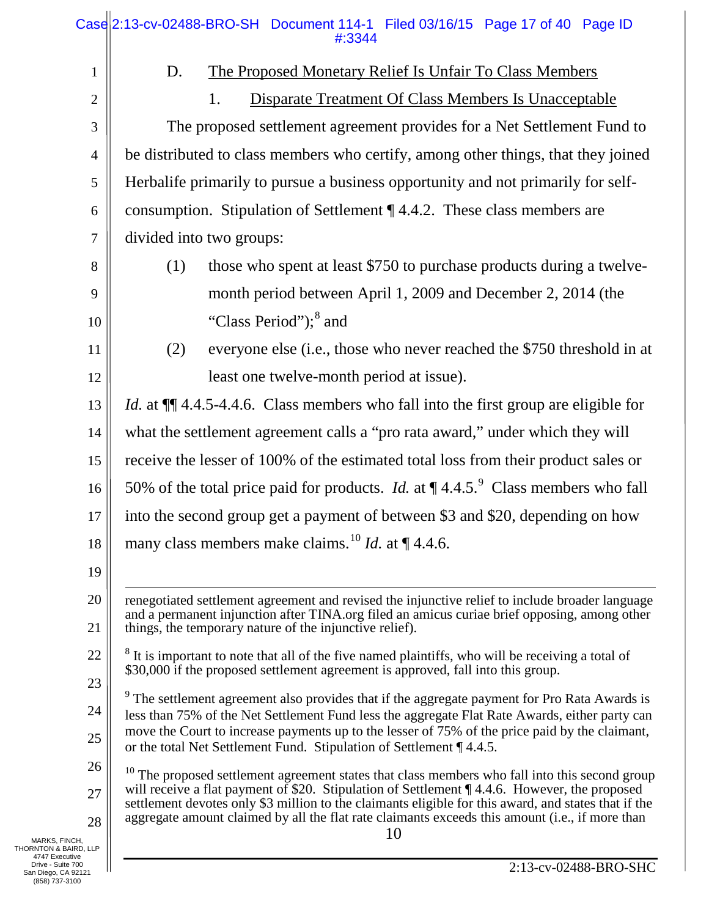D. The Proposed Monetary Relief Is Unfair To Class Members

1. Disparate Treatment Of Class Members Is Unacceptable

The proposed settlement agreement provides for a Net Settlement Fund to be distributed to class members who certify, among other things, that they joined Herbalife primarily to pursue a business opportunity and not primarily for self-consumption. Stipulation of Settlement ¶ 4.4.2. These class members are divided into two groups:

(1) those who spent at least $750 to purchase products during a twelve-month period between April 1, 2009 and December 2, 2014 (the "Class Period");[8] and

(2) everyone else (i.e., those who never reached the $750 threshold in at least one twelve-month period at issue).

*Id.* at ¶¶ 4.4.5-4.4.6. Class members who fall into the first group are eligible for what the settlement agreement calls a "pro rata award," under which they will receive the lesser of 100% of the estimated total loss from their product sales or 50% of the total price paid for products. *Id.* at ¶ 4.4.5.[9] Class members who fall into the second group get a payment of between $3 and $20, depending on how many class members make claims.[10] *Id.* at ¶ 4.4.6.

---

renegotiated settlement agreement and revised the injunctive relief to include broader language and a permanent injunction after TINA.org filed an amicus curiae brief opposing, among other things, the temporary nature of the injunctive relief).

[8] It is important to note that all of the five named plaintiffs, who will be receiving a total of $30,000 if the proposed settlement agreement is approved, fall into this group.

[9] The settlement agreement also provides that if the aggregate payment for Pro Rata Awards is less than 75% of the Net Settlement Fund less the aggregate Flat Rate Awards, either party can move the Court to increase payments up to the lesser of 75% of the price paid by the claimant, or the total Net Settlement Fund. Stipulation of Settlement ¶ 4.4.5.

[10] The proposed settlement agreement states that class members who fall into this second group will receive a flat payment of $20. Stipulation of Settlement ¶ 4.4.6. However, the proposed settlement devotes only $3 million to the claimants eligible for this award, and states that if the aggregate amount claimed by all the flat rate claimants exceeds this amount (i.e., if more than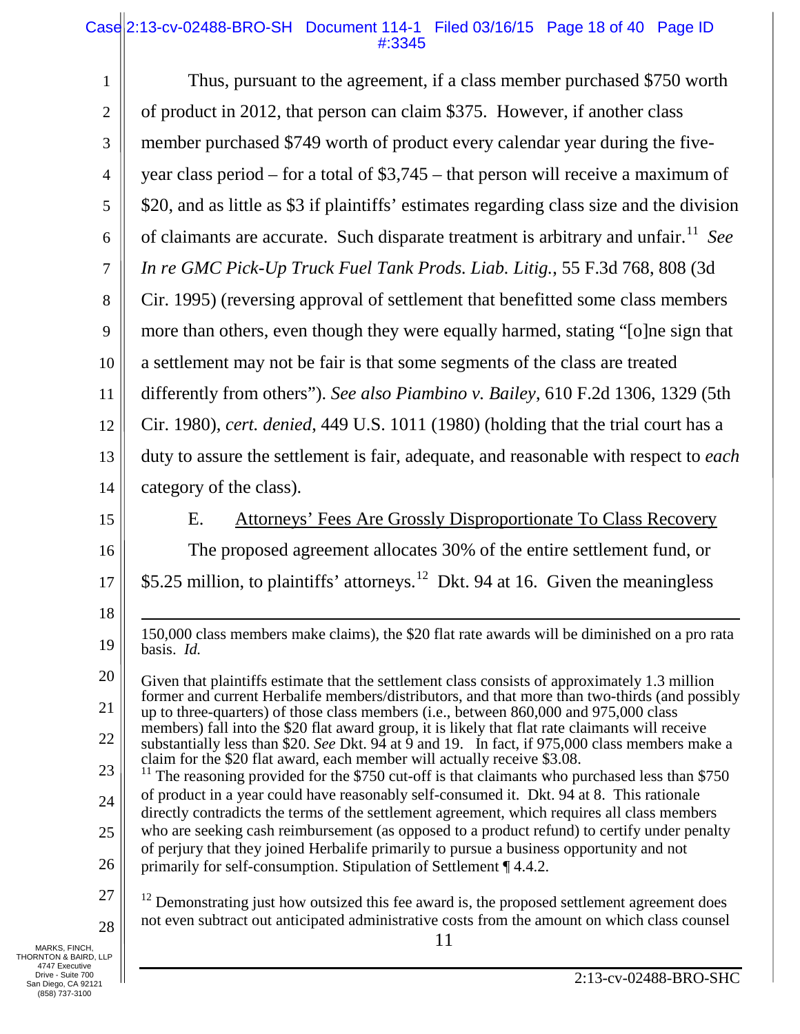Thus, pursuant to the agreement, if a class member purchased $750 worth of product in 2012, that person can claim $375. However, if another class member purchased $749 worth of product every calendar year during the five-year class period – for a total of $3,745 – that person will receive a maximum of $20, and as little as $3 if plaintiffs' estimates regarding class size and the division of claimants are accurate. Such disparate treatment is arbitrary and unfair.[11] *See In re GMC Pick-Up Truck Fuel Tank Prods. Liab. Litig.*, 55 F.3d 768, 808 (3d Cir. 1995) (reversing approval of settlement that benefitted some class members more than others, even though they were equally harmed, stating "[o]ne sign that a settlement may not be fair is that some segments of the class are treated differently from others"). *See also Piambino v. Bailey*, 610 F.2d 1306, 1329 (5th Cir. 1980), *cert. denied*, 449 U.S. 1011 (1980) (holding that the trial court has a duty to assure the settlement is fair, adequate, and reasonable with respect to *each* category of the class).

E. Attorneys' Fees Are Grossly Disproportionate To Class Recovery

The proposed agreement allocates 30% of the entire settlement fund, or $5.25 million, to plaintiffs' attorneys.[12] Dkt. 94 at 16. Given the meaningless

---

150,000 class members make claims), the $20 flat rate awards will be diminished on a pro rata basis. *Id.*

Given that plaintiffs estimate that the settlement class consists of approximately 1.3 million former and current Herbalife members/distributors, and that more than two-thirds (and possibly up to three-quarters) of those class members (i.e., between 860,000 and 975,000 class members) fall into the $20 flat award group, it is likely that flat rate claimants will receive substantially less than $20. *See* Dkt. 94 at 9 and 19. In fact, if 975,000 class members make a claim for the $20 flat award, each member will actually receive $3.08.

[11] The reasoning provided for the $750 cut-off is that claimants who purchased less than $750 of product in a year could have reasonably self-consumed it. Dkt. 94 at 8. This rationale directly contradicts the terms of the settlement agreement, which requires all class members who are seeking cash reimbursement (as opposed to a product refund) to certify under penalty of perjury that they joined Herbalife primarily to pursue a business opportunity and not primarily for self-consumption. Stipulation of Settlement ¶ 4.4.2.

[12] Demonstrating just how outsized this fee award is, the proposed settlement agreement does not even subtract out anticipated administrative costs from the amount on which class counsel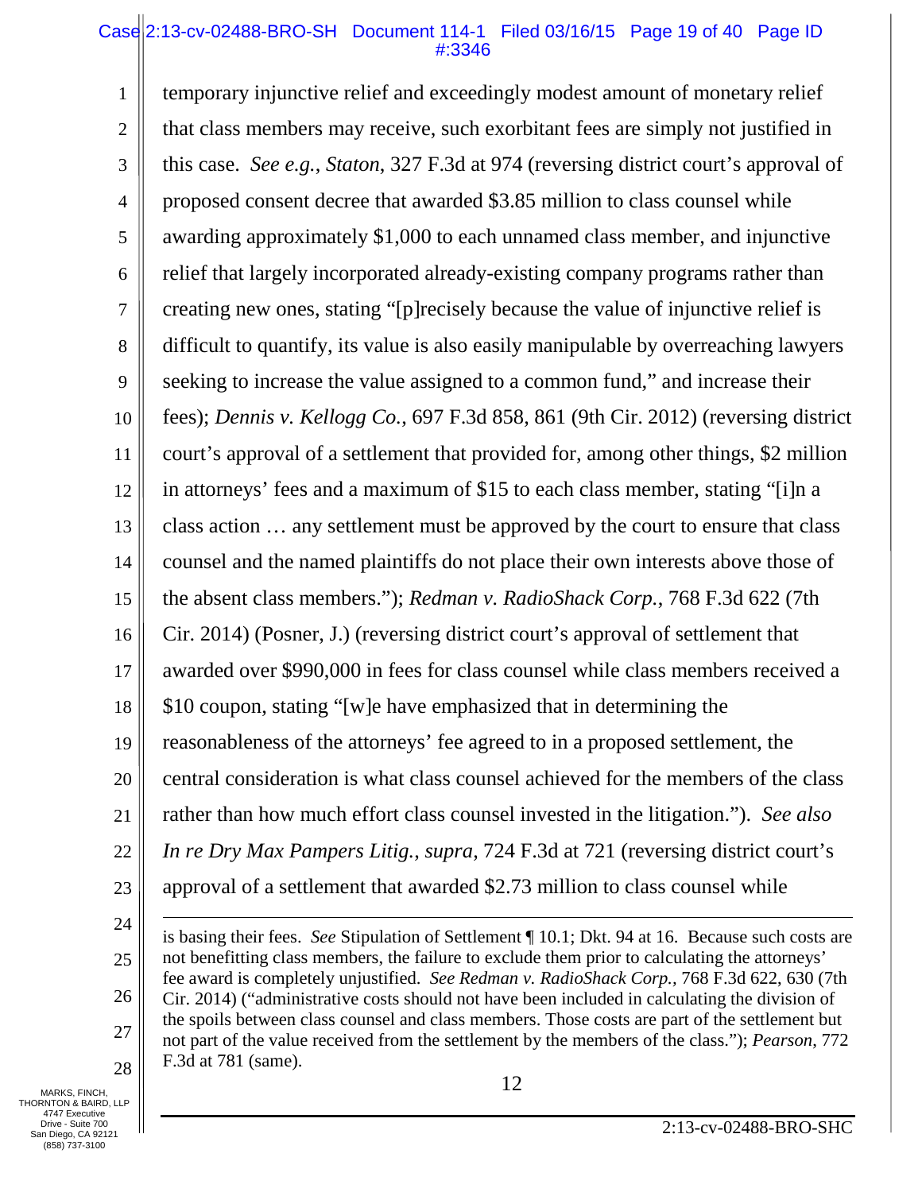temporary injunctive relief and exceedingly modest amount of monetary relief that class members may receive, such exorbitant fees are simply not justified in this case. *See e.g.*, *Staton*, 327 F.3d at 974 (reversing district court's approval of proposed consent decree that awarded $3.85 million to class counsel while awarding approximately $1,000 to each unnamed class member, and injunctive relief that largely incorporated already-existing company programs rather than creating new ones, stating "[p]recisely because the value of injunctive relief is difficult to quantify, its value is also easily manipulable by overreaching lawyers seeking to increase the value assigned to a common fund," and increase their fees); *Dennis v. Kellogg Co.*, 697 F.3d 858, 861 (9th Cir. 2012) (reversing district court's approval of a settlement that provided for, among other things, $2 million in attorneys' fees and a maximum of $15 to each class member, stating "[i]n a class action … any settlement must be approved by the court to ensure that class counsel and the named plaintiffs do not place their own interests above those of the absent class members."); *Redman v. RadioShack Corp.*, 768 F.3d 622 (7th Cir. 2014) (Posner, J.) (reversing district court's approval of settlement that awarded over $990,000 in fees for class counsel while class members received a $10 coupon, stating "[w]e have emphasized that in determining the reasonableness of the attorneys' fee agreed to in a proposed settlement, the central consideration is what class counsel achieved for the members of the class rather than how much effort class counsel invested in the litigation."). *See also In re Dry Max Pampers Litig.*, *supra*, 724 F.3d at 721 (reversing district court's approval of a settlement that awarded $2.73 million to class counsel while

---

is basing their fees. *See* Stipulation of Settlement ¶ 10.1; Dkt. 94 at 16. Because such costs are not benefitting class members, the failure to exclude them prior to calculating the attorneys' fee award is completely unjustified. *See Redman v. RadioShack Corp.*, 768 F.3d 622, 630 (7th Cir. 2014) ("administrative costs should not have been included in calculating the division of the spoils between class counsel and class members. Those costs are part of the settlement but not part of the value received from the settlement by the members of the class."); *Pearson*, 772 F.3d at 781 (same).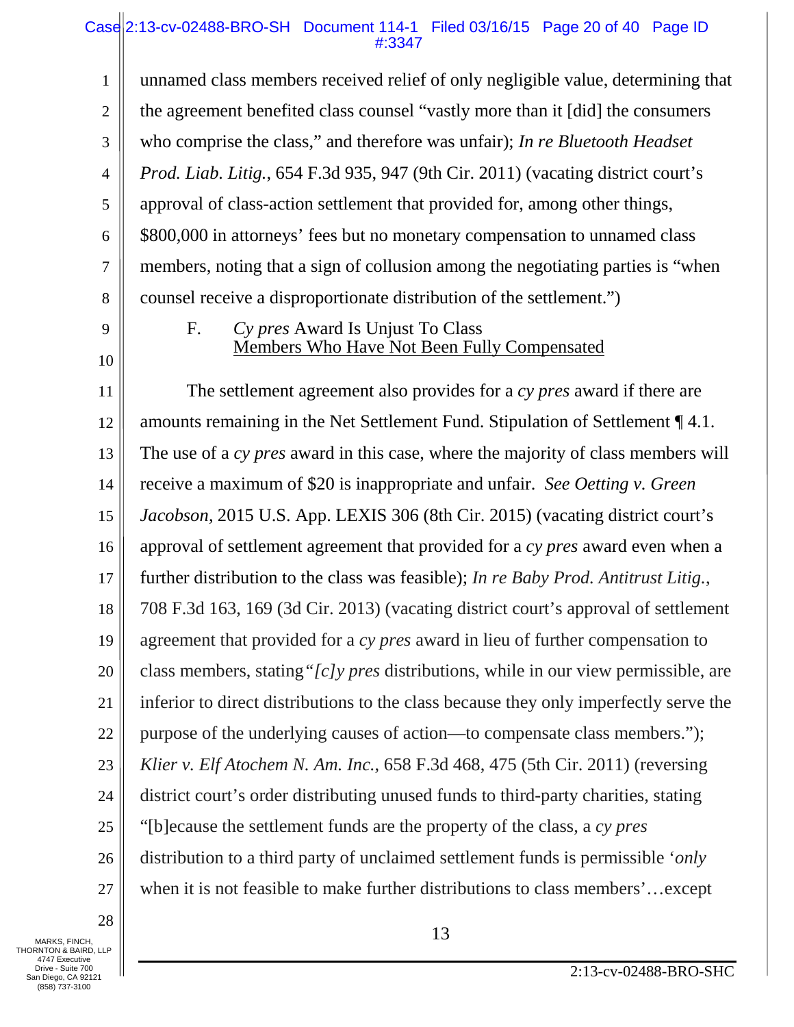unnamed class members received relief of only negligible value, determining that the agreement benefited class counsel "vastly more than it [did] the consumers who comprise the class," and therefore was unfair); *In re Bluetooth Headset Prod. Liab. Litig.*, 654 F.3d 935, 947 (9th Cir. 2011) (vacating district court's approval of class-action settlement that provided for, among other things, $800,000 in attorneys' fees but no monetary compensation to unnamed class members, noting that a sign of collusion among the negotiating parties is "when counsel receive a disproportionate distribution of the settlement.")

F. *Cy pres* Award Is Unjust To Class Members Who Have Not Been Fully Compensated

The settlement agreement also provides for a *cy pres* award if there are amounts remaining in the Net Settlement Fund. Stipulation of Settlement ¶ 4.1. The use of a *cy pres* award in this case, where the majority of class members will receive a maximum of $20 is inappropriate and unfair. *See Oetting v. Green Jacobson*, 2015 U.S. App. LEXIS 306 (8th Cir. 2015) (vacating district court's approval of settlement agreement that provided for a *cy pres* award even when a further distribution to the class was feasible); *In re Baby Prod. Antitrust Litig.*, 708 F.3d 163, 169 (3d Cir. 2013) (vacating district court's approval of settlement agreement that provided for a *cy pres* award in lieu of further compensation to class members, stating *"[c]y pres* distributions, while in our view permissible, are inferior to direct distributions to the class because they only imperfectly serve the purpose of the underlying causes of action—to compensate class members."); *Klier v. Elf Atochem N. Am. Inc.*, 658 F.3d 468, 475 (5th Cir. 2011) (reversing district court's order distributing unused funds to third-party charities, stating "[b]ecause the settlement funds are the property of the class, a *cy pres* distribution to a third party of unclaimed settlement funds is permissible '*only* when it is not feasible to make further distributions to class members'…except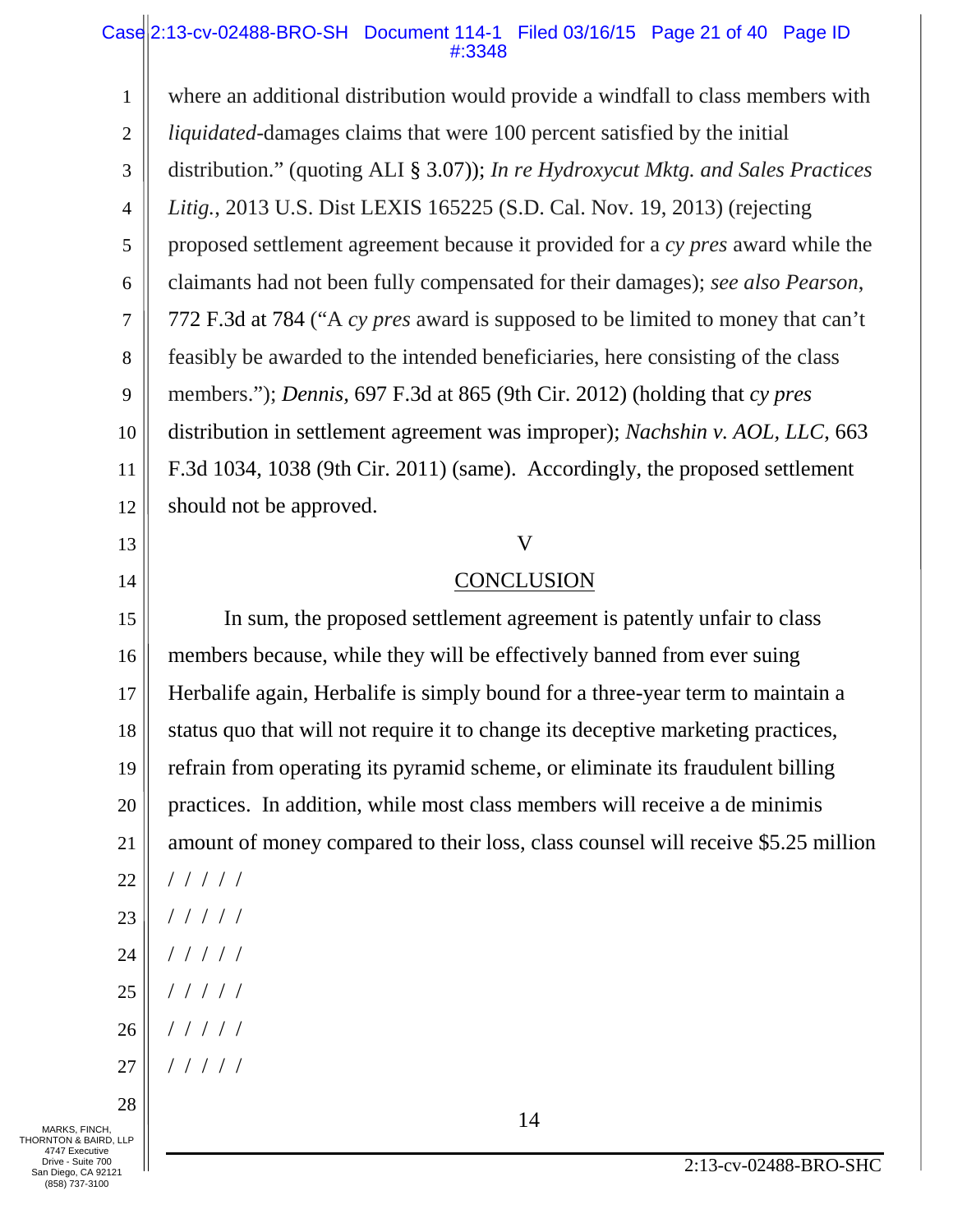where an additional distribution would provide a windfall to class members with *liquidated*-damages claims that were 100 percent satisfied by the initial distribution." (quoting ALI § 3.07)); *In re Hydroxycut Mktg. and Sales Practices Litig.*, 2013 U.S. Dist LEXIS 165225 (S.D. Cal. Nov. 19, 2013) (rejecting proposed settlement agreement because it provided for a *cy pres* award while the claimants had not been fully compensated for their damages); *see also Pearson*, 772 F.3d at 784 ("A *cy pres* award is supposed to be limited to money that can't feasibly be awarded to the intended beneficiaries, here consisting of the class members."); *Dennis*, 697 F.3d at 865 (9th Cir. 2012) (holding that *cy pres* distribution in settlement agreement was improper); *Nachshin v. AOL, LLC*, 663 F.3d 1034, 1038 (9th Cir. 2011) (same). Accordingly, the proposed settlement should not be approved.

## V

## CONCLUSION

In sum, the proposed settlement agreement is patently unfair to class members because, while they will be effectively banned from ever suing Herbalife again, Herbalife is simply bound for a three-year term to maintain a status quo that will not require it to change its deceptive marketing practices, refrain from operating its pyramid scheme, or eliminate its fraudulent billing practices. In addition, while most class members will receive a de minimis amount of money compared to their loss, class counsel will receive $5.25 million

/ / / / /

/ / / / /

/ / / / /

/ / / / /

/ / / / /

/ / / / /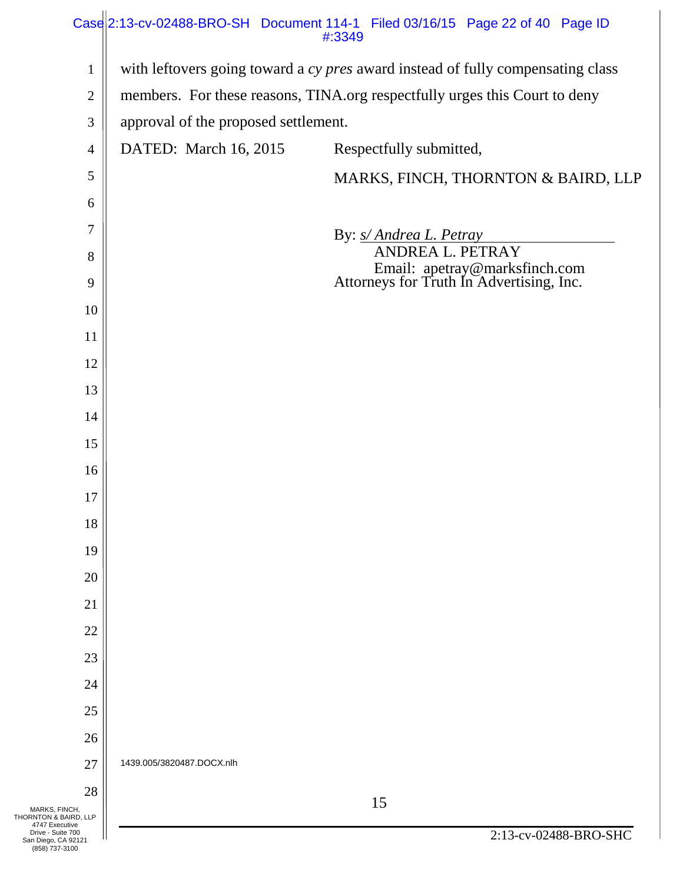with leftovers going toward a *cy pres* award instead of fully compensating class members. For these reasons, TINA.org respectfully urges this Court to deny approval of the proposed settlement.

DATED: March 16, 2015

Respectfully submitted,

MARKS, FINCH, THORNTON & BAIRD, LLP

By: *s/ Andrea L. Petray*
ANDREA L. PETRAY
Email: apetray@marksfinch.com
Attorneys for Truth In Advertising, Inc.

1439.005/3820487.DOCX.nlh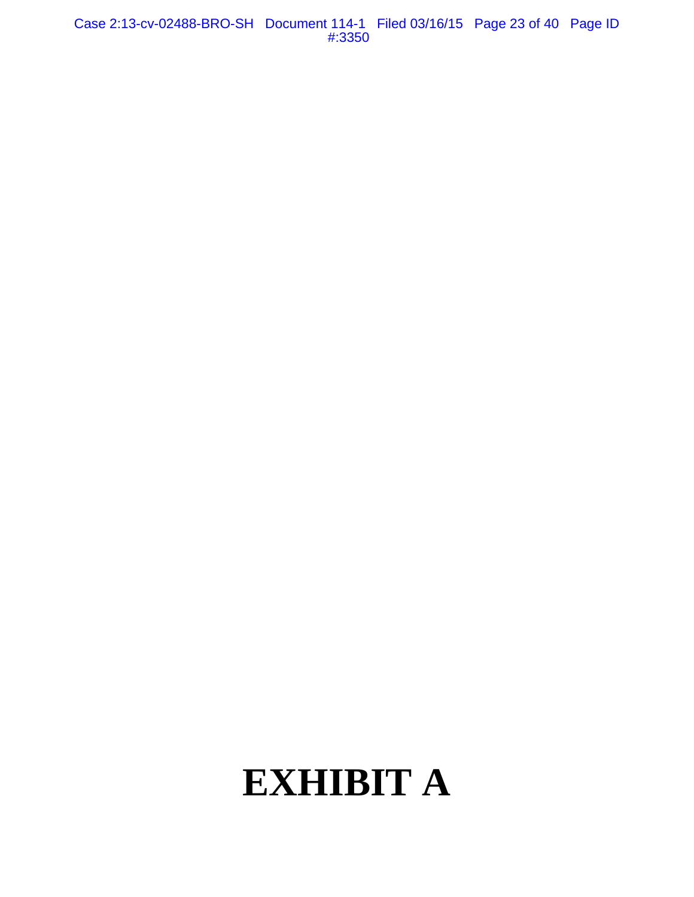# EXHIBIT A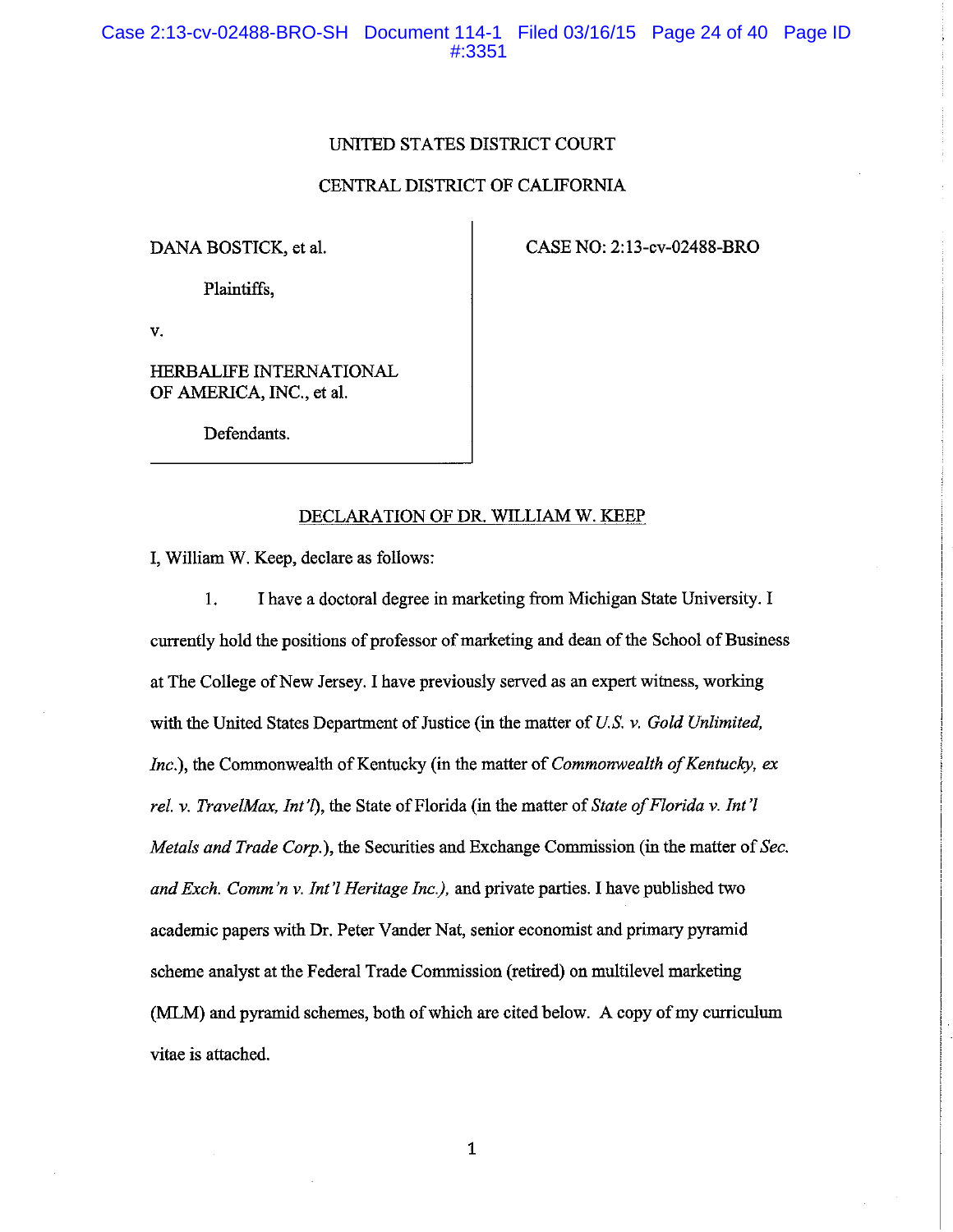UNITED STATES DISTRICT COURT

CENTRAL DISTRICT OF CALIFORNIA

| | |
|---|---|
| DANA BOSTICK, et al.<br><br>Plaintiffs,<br><br>v.<br><br>HERBALIFE INTERNATIONAL OF AMERICA, INC., et al.<br><br>Defendants. | CASE NO: 2:13-cv-02488-BRO |

## DECLARATION OF DR. WILLIAM W. KEEP

I, William W. Keep, declare as follows:

1. I have a doctoral degree in marketing from Michigan State University. I currently hold the positions of professor of marketing and dean of the School of Business at The College of New Jersey. I have previously served as an expert witness, working with the United States Department of Justice (in the matter of *U.S. v. Gold Unlimited, Inc.*), the Commonwealth of Kentucky (in the matter of *Commonwealth of Kentucky, ex rel. v. TravelMax, Int'l*), the State of Florida (in the matter of *State of Florida v. Int'l Metals and Trade Corp.*), the Securities and Exchange Commission (in the matter of *Sec. and Exch. Comm'n v. Int'l Heritage Inc.),* and private parties. I have published two academic papers with Dr. Peter Vander Nat, senior economist and primary pyramid scheme analyst at the Federal Trade Commission (retired) on multilevel marketing (MLM) and pyramid schemes, both of which are cited below. A copy of my curriculum vitae is attached.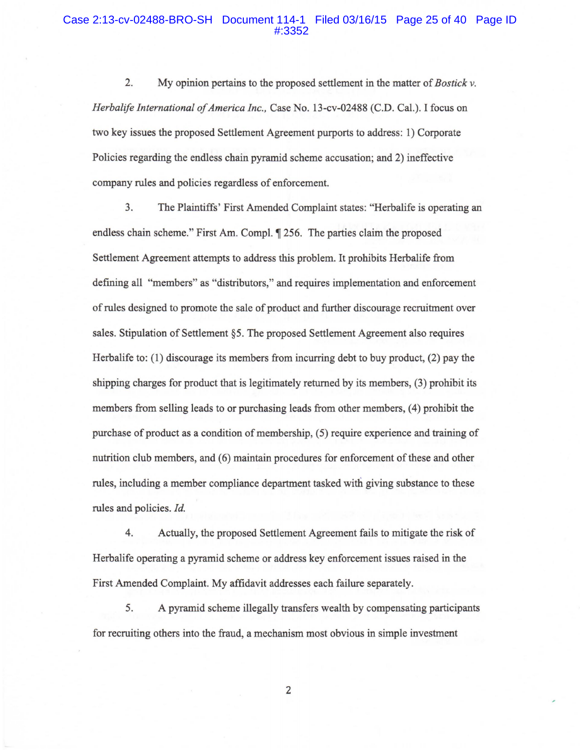2. My opinion pertains to the proposed settlement in the matter of *Bostick v. Herbalife International of America Inc.*, Case No. 13-cv-02488 (C.D. Cal.). I focus on two key issues the proposed Settlement Agreement purports to address: 1) Corporate Policies regarding the endless chain pyramid scheme accusation; and 2) ineffective company rules and policies regardless of enforcement.

3. The Plaintiffs' First Amended Complaint states: "Herbalife is operating an endless chain scheme." First Am. Compl. ¶ 256. The parties claim the proposed Settlement Agreement attempts to address this problem. It prohibits Herbalife from defining all "members" as "distributors," and requires implementation and enforcement of rules designed to promote the sale of product and further discourage recruitment over sales. Stipulation of Settlement §5. The proposed Settlement Agreement also requires Herbalife to: (1) discourage its members from incurring debt to buy product, (2) pay the shipping charges for product that is legitimately returned by its members, (3) prohibit its members from selling leads to or purchasing leads from other members, (4) prohibit the purchase of product as a condition of membership, (5) require experience and training of nutrition club members, and (6) maintain procedures for enforcement of these and other rules, including a member compliance department tasked with giving substance to these rules and policies. *Id.*

4. Actually, the proposed Settlement Agreement fails to mitigate the risk of Herbalife operating a pyramid scheme or address key enforcement issues raised in the First Amended Complaint. My affidavit addresses each failure separately.

5. A pyramid scheme illegally transfers wealth by compensating participants for recruiting others into the fraud, a mechanism most obvious in simple investment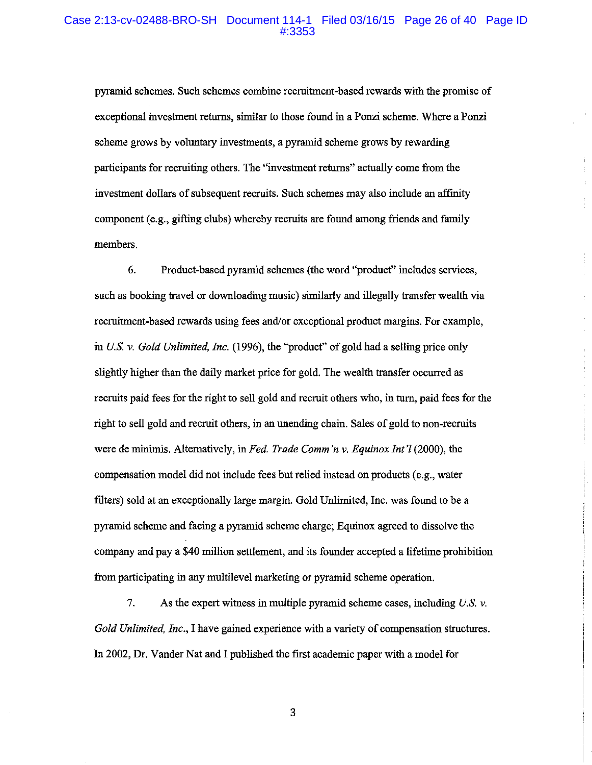pyramid schemes. Such schemes combine recruitment-based rewards with the promise of exceptional investment returns, similar to those found in a Ponzi scheme. Where a Ponzi scheme grows by voluntary investments, a pyramid scheme grows by rewarding participants for recruiting others. The "investment returns" actually come from the investment dollars of subsequent recruits. Such schemes may also include an affinity component (e.g., gifting clubs) whereby recruits are found among friends and family members.

6. Product-based pyramid schemes (the word "product" includes services, such as booking travel or downloading music) similarly and illegally transfer wealth via recruitment-based rewards using fees and/or exceptional product margins. For example, in *U.S. v. Gold Unlimited, Inc.* (1996), the "product" of gold had a selling price only slightly higher than the daily market price for gold. The wealth transfer occurred as recruits paid fees for the right to sell gold and recruit others who, in turn, paid fees for the right to sell gold and recruit others, in an unending chain. Sales of gold to non-recruits were de minimis. Alternatively, in *Fed. Trade Comm'n v. Equinox Int'l* (2000), the compensation model did not include fees but relied instead on products (e.g., water filters) sold at an exceptionally large margin. Gold Unlimited, Inc. was found to be a pyramid scheme and facing a pyramid scheme charge; Equinox agreed to dissolve the company and pay a $40 million settlement, and its founder accepted a lifetime prohibition from participating in any multilevel marketing or pyramid scheme operation.

7. As the expert witness in multiple pyramid scheme cases, including *U.S. v. Gold Unlimited, Inc.*, I have gained experience with a variety of compensation structures. In 2002, Dr. Vander Nat and I published the first academic paper with a model for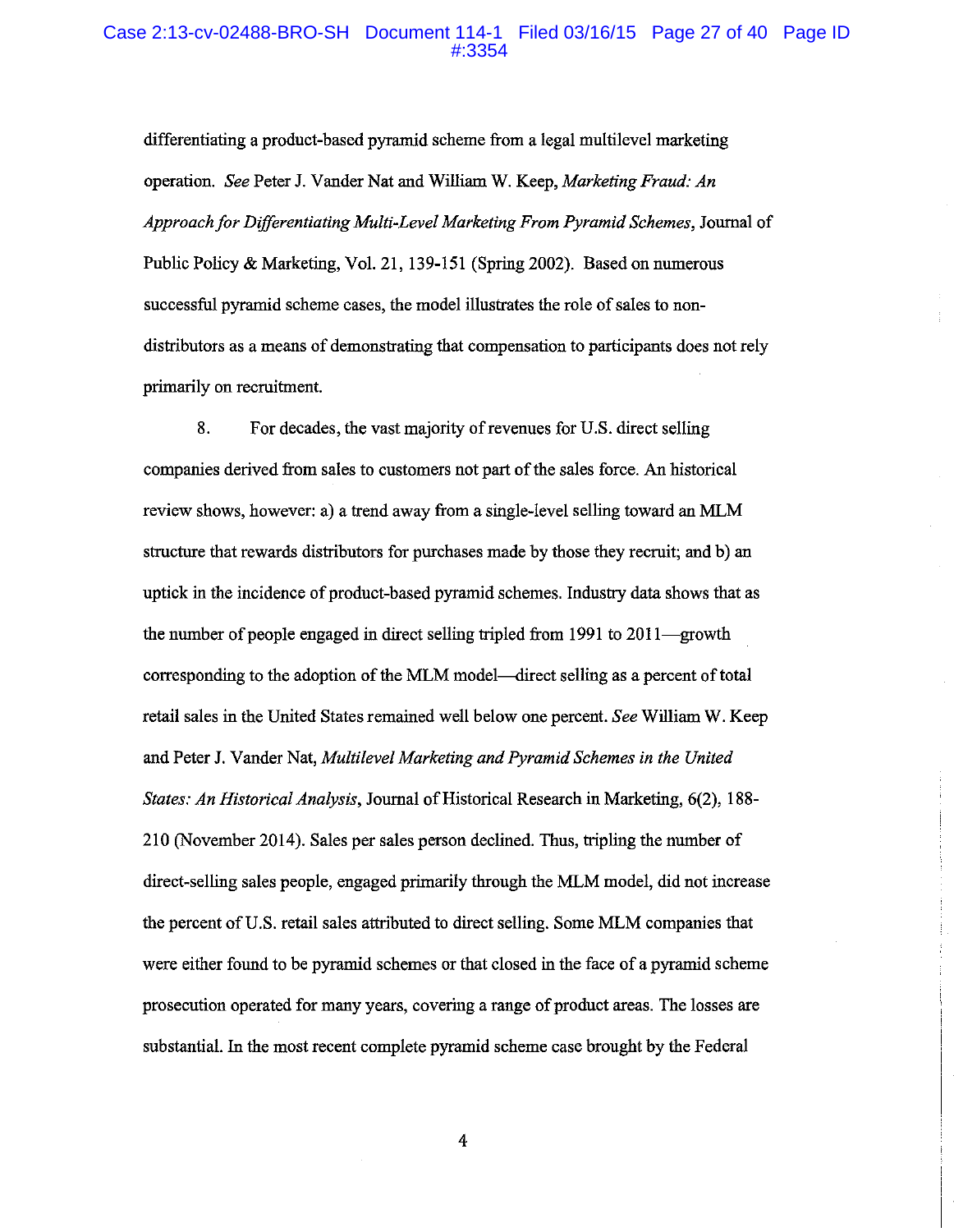differentiating a product-based pyramid scheme from a legal multilevel marketing operation. *See* Peter J. Vander Nat and William W. Keep, *Marketing Fraud: An Approach for Differentiating Multi-Level Marketing From Pyramid Schemes*, Journal of Public Policy & Marketing, Vol. 21, 139-151 (Spring 2002). Based on numerous successful pyramid scheme cases, the model illustrates the role of sales to non-distributors as a means of demonstrating that compensation to participants does not rely primarily on recruitment.

8. For decades, the vast majority of revenues for U.S. direct selling companies derived from sales to customers not part of the sales force. An historical review shows, however: a) a trend away from a single-level selling toward an MLM structure that rewards distributors for purchases made by those they recruit; and b) an uptick in the incidence of product-based pyramid schemes. Industry data shows that as the number of people engaged in direct selling tripled from 1991 to 2011—growth corresponding to the adoption of the MLM model—direct selling as a percent of total retail sales in the United States remained well below one percent. *See* William W. Keep and Peter J. Vander Nat, *Multilevel Marketing and Pyramid Schemes in the United States: An Historical Analysis*, Journal of Historical Research in Marketing, 6(2), 188-210 (November 2014). Sales per sales person declined. Thus, tripling the number of direct-selling sales people, engaged primarily through the MLM model, did not increase the percent of U.S. retail sales attributed to direct selling. Some MLM companies that were either found to be pyramid schemes or that closed in the face of a pyramid scheme prosecution operated for many years, covering a range of product areas. The losses are substantial. In the most recent complete pyramid scheme case brought by the Federal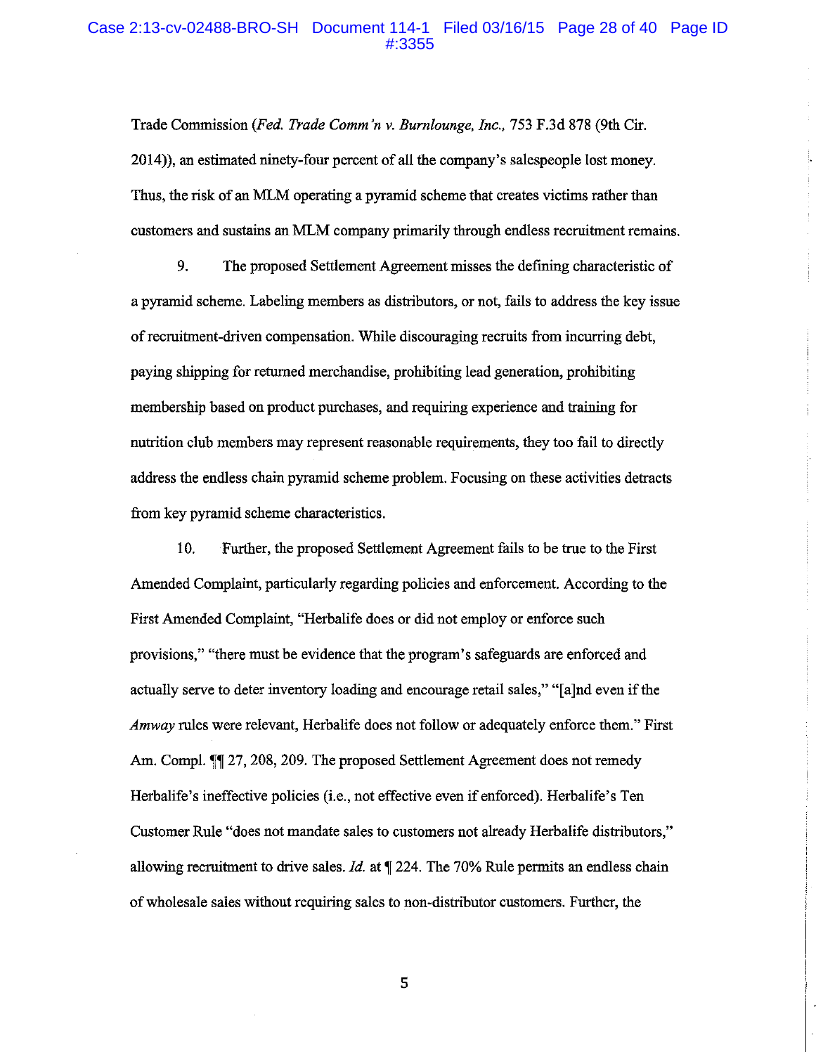Trade Commission (*Fed. Trade Comm'n v. Burnlounge, Inc.*, 753 F.3d 878 (9th Cir. 2014)), an estimated ninety-four percent of all the company's salespeople lost money. Thus, the risk of an MLM operating a pyramid scheme that creates victims rather than customers and sustains an MLM company primarily through endless recruitment remains.

9. The proposed Settlement Agreement misses the defining characteristic of a pyramid scheme. Labeling members as distributors, or not, fails to address the key issue of recruitment-driven compensation. While discouraging recruits from incurring debt, paying shipping for returned merchandise, prohibiting lead generation, prohibiting membership based on product purchases, and requiring experience and training for nutrition club members may represent reasonable requirements, they too fail to directly address the endless chain pyramid scheme problem. Focusing on these activities detracts from key pyramid scheme characteristics.

10. Further, the proposed Settlement Agreement fails to be true to the First Amended Complaint, particularly regarding policies and enforcement. According to the First Amended Complaint, "Herbalife does or did not employ or enforce such provisions," "there must be evidence that the program's safeguards are enforced and actually serve to deter inventory loading and encourage retail sales," "[a]nd even if the *Amway* rules were relevant, Herbalife does not follow or adequately enforce them." First Am. Compl. ¶¶ 27, 208, 209. The proposed Settlement Agreement does not remedy Herbalife's ineffective policies (i.e., not effective even if enforced). Herbalife's Ten Customer Rule "does not mandate sales to customers not already Herbalife distributors," allowing recruitment to drive sales. *Id.* at ¶ 224. The 70% Rule permits an endless chain of wholesale sales without requiring sales to non-distributor customers. Further, the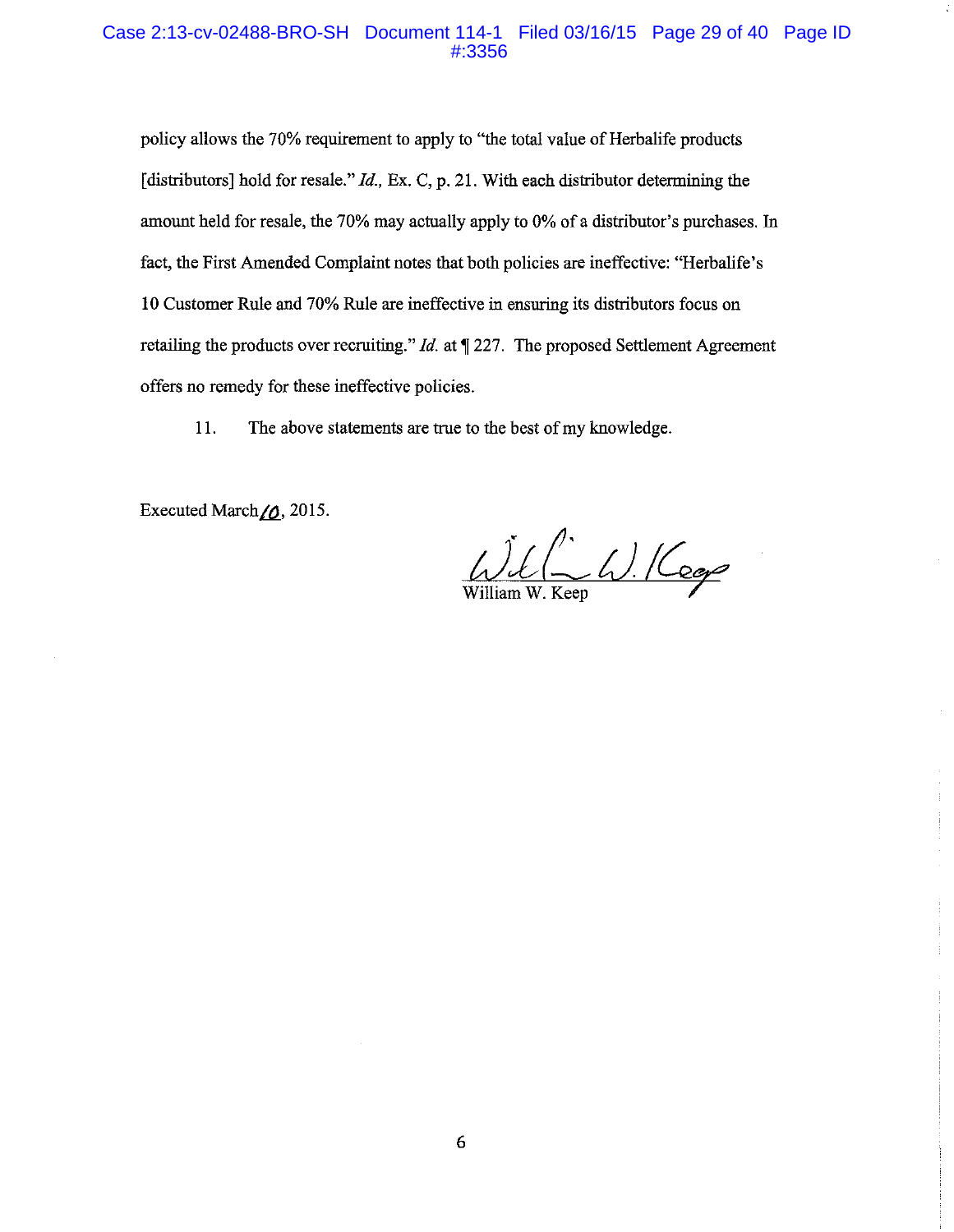policy allows the 70% requirement to apply to "the total value of Herbalife products [distributors] hold for resale." *Id.*, Ex. C, p. 21. With each distributor determining the amount held for resale, the 70% may actually apply to 0% of a distributor's purchases. In fact, the First Amended Complaint notes that both policies are ineffective: "Herbalife's 10 Customer Rule and 70% Rule are ineffective in ensuring its distributors focus on retailing the products over recruiting." *Id.* at ¶ 227. The proposed Settlement Agreement offers no remedy for these ineffective policies.

11. The above statements are true to the best of my knowledge.

Executed March 10, 2015.

William W. Keep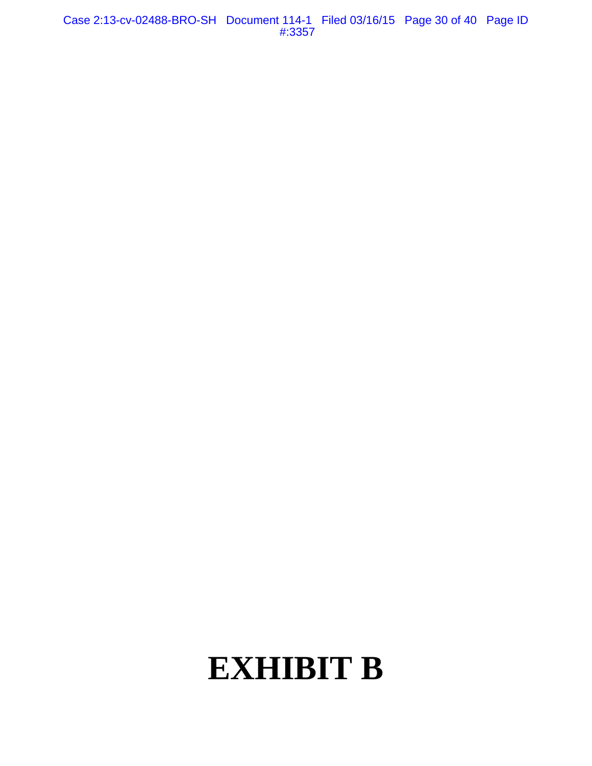# EXHIBIT B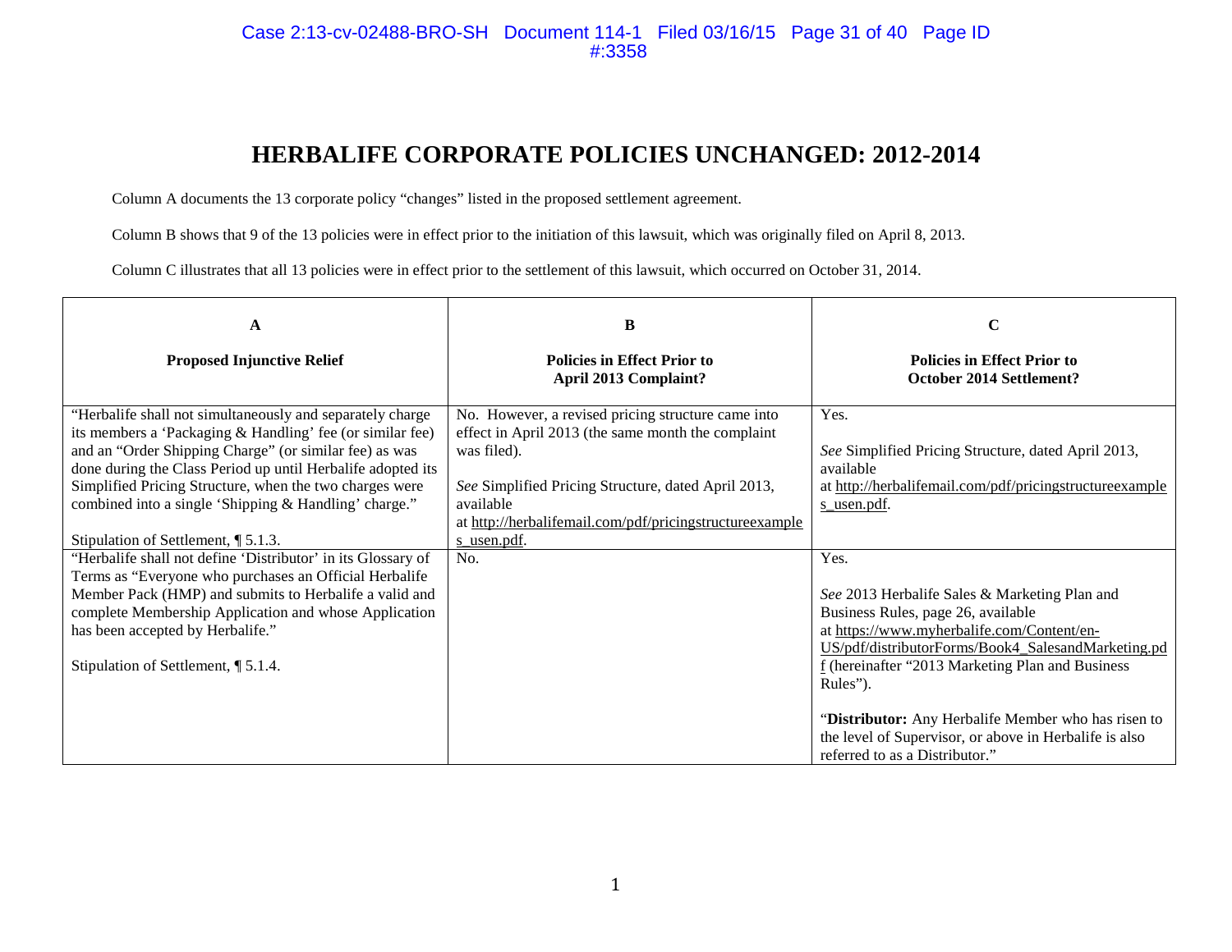# HERBALIFE CORPORATE POLICIES UNCHANGED: 2012-2014

Column A documents the 13 corporate policy "changes" listed in the proposed settlement agreement.

Column B shows that 9 of the 13 policies were in effect prior to the initiation of this lawsuit, which was originally filed on April 8, 2013.

Column C illustrates that all 13 policies were in effect prior to the settlement of this lawsuit, which occurred on October 31, 2014.

| **A**<br><br>**Proposed Injunctive Relief** | **B**<br><br>**Policies in Effect Prior to April 2013 Complaint?** | **C**<br><br>**Policies in Effect Prior to October 2014 Settlement?** |
|---|---|---|
| "Herbalife shall not simultaneously and separately charge its members a 'Packaging & Handling' fee (or similar fee) and an "Order Shipping Charge" (or similar fee) as was done during the Class Period up until Herbalife adopted its Simplified Pricing Structure, when the two charges were combined into a single 'Shipping & Handling' charge."<br><br>Stipulation of Settlement, ¶ 5.1.3. | No. However, a revised pricing structure came into effect in April 2013 (the same month the complaint was filed).<br><br>*See* Simplified Pricing Structure, dated April 2013, available at http://herbalifemail.com/pdf/pricingstructureexamples_usen.pdf. | Yes.<br><br>*See* Simplified Pricing Structure, dated April 2013, available at http://herbalifemail.com/pdf/pricingstructureexamples_usen.pdf. |
| "Herbalife shall not define 'Distributor' in its Glossary of Terms as "Everyone who purchases an Official Herbalife Member Pack (HMP) and submits to Herbalife a valid and complete Membership Application and whose Application has been accepted by Herbalife."<br><br>Stipulation of Settlement, ¶ 5.1.4. | No. | Yes.<br><br>*See* 2013 Herbalife Sales & Marketing Plan and Business Rules, page 26, available at https://www.myherbalife.com/Content/en-US/pdf/distributorForms/Book4_SalesandMarketing.pdf (hereinafter "2013 Marketing Plan and Business Rules").<br><br>"**Distributor:** Any Herbalife Member who has risen to the level of Supervisor, or above in Herbalife is also referred to as a Distributor." |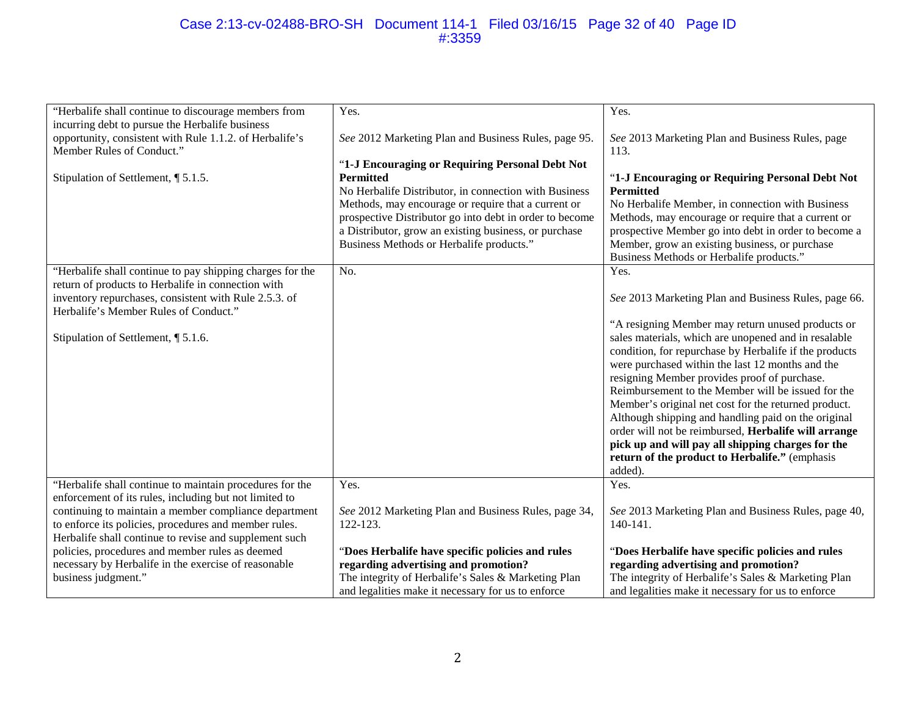| | | |
|---|---|---|
| "Herbalife shall continue to discourage members from incurring debt to pursue the Herbalife business opportunity, consistent with Rule 1.1.2. of Herbalife's Member Rules of Conduct."<br><br>Stipulation of Settlement, ¶ 5.1.5. | Yes.<br><br>*See* 2012 Marketing Plan and Business Rules, page 95.<br><br>"**1-J Encouraging or Requiring Personal Debt Not Permitted**<br>No Herbalife Distributor, in connection with Business Methods, may encourage or require that a current or prospective Distributor go into debt in order to become a Distributor, grow an existing business, or purchase Business Methods or Herbalife products." | Yes.<br><br>*See* 2013 Marketing Plan and Business Rules, page 113.<br><br>"**1-J Encouraging or Requiring Personal Debt Not Permitted**<br>No Herbalife Member, in connection with Business Methods, may encourage or require that a current or prospective Member go into debt in order to become a Member, grow an existing business, or purchase Business Methods or Herbalife products." |
| "Herbalife shall continue to pay shipping charges for the return of products to Herbalife in connection with inventory repurchases, consistent with Rule 2.5.3. of Herbalife's Member Rules of Conduct."<br><br>Stipulation of Settlement, ¶ 5.1.6. | No. | Yes.<br><br>*See* 2013 Marketing Plan and Business Rules, page 66.<br><br>"A resigning Member may return unused products or sales materials, which are unopened and in resalable condition, for repurchase by Herbalife if the products were purchased within the last 12 months and the resigning Member provides proof of purchase. Reimbursement to the Member will be issued for the Member's original net cost for the returned product. Although shipping and handling paid on the original order will not be reimbursed, **Herbalife will arrange pick up and will pay all shipping charges for the return of the product to Herbalife."** (emphasis added). |
| "Herbalife shall continue to maintain procedures for the enforcement of its rules, including but not limited to continuing to maintain a member compliance department to enforce its policies, procedures and member rules. Herbalife shall continue to revise and supplement such policies, procedures and member rules as deemed necessary by Herbalife in the exercise of reasonable business judgment." | Yes.<br><br>*See* 2012 Marketing Plan and Business Rules, page 34, 122-123.<br><br>"**Does Herbalife have specific policies and rules regarding advertising and promotion?**<br>The integrity of Herbalife's Sales & Marketing Plan and legalities make it necessary for us to enforce | Yes.<br><br>*See* 2013 Marketing Plan and Business Rules, page 40, 140-141.<br><br>"**Does Herbalife have specific policies and rules regarding advertising and promotion?**<br>The integrity of Herbalife's Sales & Marketing Plan and legalities make it necessary for us to enforce |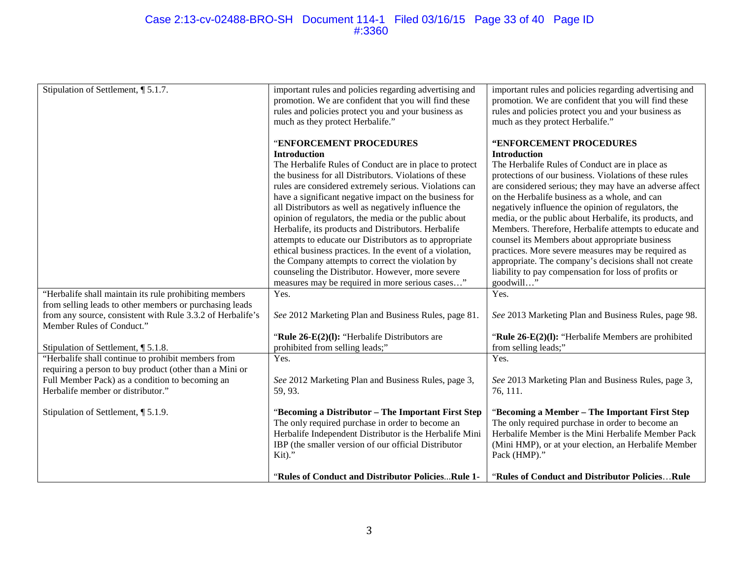| | | |
|---|---|---|
| Stipulation of Settlement, ¶ 5.1.7. | important rules and policies regarding advertising and promotion. We are confident that you will find these rules and policies protect you and your business as much as they protect Herbalife."<br><br>"**ENFORCEMENT PROCEDURES**<br>**Introduction**<br>The Herbalife Rules of Conduct are in place to protect the business for all Distributors. Violations of these rules are considered extremely serious. Violations can have a significant negative impact on the business for all Distributors as well as negatively influence the opinion of regulators, the media or the public about Herbalife, its products and Distributors. Herbalife attempts to educate our Distributors as to appropriate ethical business practices. In the event of a violation, the Company attempts to correct the violation by counseling the Distributor. However, more severe measures may be required in more serious cases…" | important rules and policies regarding advertising and promotion. We are confident that you will find these rules and policies protect you and your business as much as they protect Herbalife."<br><br>"**ENFORCEMENT PROCEDURES**<br>**Introduction**<br>The Herbalife Rules of Conduct are in place as protections of our business. Violations of these rules are considered serious; they may have an adverse affect on the Herbalife business as a whole, and can negatively influence the opinion of regulators, the media, or the public about Herbalife, its products, and Members. Therefore, Herbalife attempts to educate and counsel its Members about appropriate business practices. More severe measures may be required as appropriate. The company's decisions shall not create liability to pay compensation for loss of profits or goodwill…" |
| "Herbalife shall maintain its rule prohibiting members from selling leads to other members or purchasing leads from any source, consistent with Rule 3.3.2 of Herbalife's Member Rules of Conduct."<br><br>Stipulation of Settlement, ¶ 5.1.8. | Yes.<br><br>*See* 2012 Marketing Plan and Business Rules, page 81.<br><br>"**Rule 26-E(2)(l):** "Herbalife Distributors are prohibited from selling leads;" | Yes.<br><br>*See* 2013 Marketing Plan and Business Rules, page 98.<br><br>"**Rule 26-E(2)(l):** "Herbalife Members are prohibited from selling leads;" |
| "Herbalife shall continue to prohibit members from requiring a person to buy product (other than a Mini or Full Member Pack) as a condition to becoming an Herbalife member or distributor."<br><br>Stipulation of Settlement, ¶ 5.1.9. | Yes.<br><br>*See* 2012 Marketing Plan and Business Rules, page 3, 59, 93.<br><br>"**Becoming a Distributor – The Important First Step**<br>The only required purchase in order to become an Herbalife Independent Distributor is the Herbalife Mini IBP (the smaller version of our official Distributor Kit)."<br><br>"**Rules of Conduct and Distributor Policies...Rule 1-** | Yes.<br><br>*See* 2013 Marketing Plan and Business Rules, page 3, 76, 111.<br><br>"**Becoming a Member – The Important First Step**<br>The only required purchase in order to become an Herbalife Member is the Mini Herbalife Member Pack (Mini HMP), or at your election, an Herbalife Member Pack (HMP)."<br><br>"**Rules of Conduct and Distributor Policies…Rule** |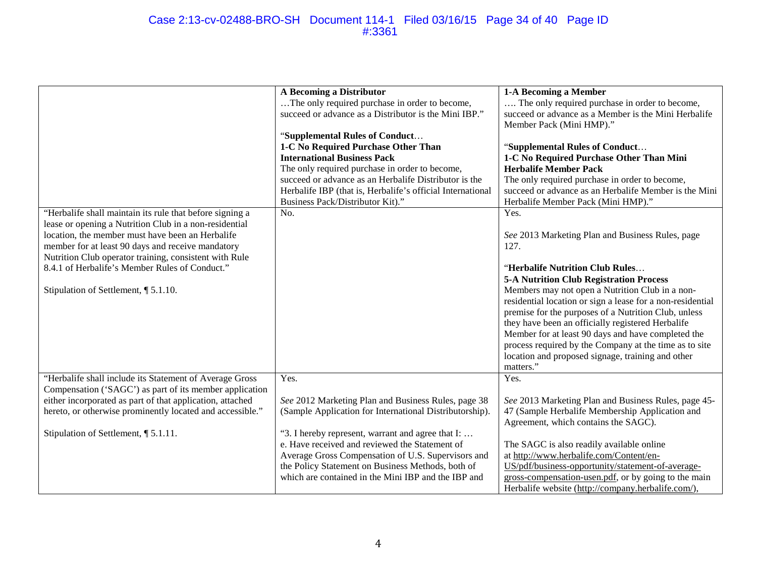| | | |
|---|---|---|
| | **A Becoming a Distributor**<br>…The only required purchase in order to become, succeed or advance as a Distributor is the Mini IBP."<br><br>"**Supplemental Rules of Conduct**…<br>**1-C No Required Purchase Other Than International Business Pack**<br>The only required purchase in order to become, succeed or advance as an Herbalife Distributor is the Herbalife IBP (that is, Herbalife's official International Business Pack/Distributor Kit)." | **1-A Becoming a Member**<br>…. The only required purchase in order to become, succeed or advance as a Member is the Mini Herbalife Member Pack (Mini HMP)."<br><br>"**Supplemental Rules of Conduct**…<br>**1-C No Required Purchase Other Than Mini Herbalife Member Pack**<br>The only required purchase in order to become, succeed or advance as an Herbalife Member is the Mini Herbalife Member Pack (Mini HMP)." |
| "Herbalife shall maintain its rule that before signing a lease or opening a Nutrition Club in a non-residential location, the member must have been an Herbalife member for at least 90 days and receive mandatory Nutrition Club operator training, consistent with Rule 8.4.1 of Herbalife's Member Rules of Conduct."<br><br>Stipulation of Settlement, ¶ 5.1.10. | No. | Yes.<br><br>*See* 2013 Marketing Plan and Business Rules, page 127.<br><br>"**Herbalife Nutrition Club Rules**…<br>**5-A Nutrition Club Registration Process**<br>Members may not open a Nutrition Club in a non-residential location or sign a lease for a non-residential premise for the purposes of a Nutrition Club, unless they have been an officially registered Herbalife Member for at least 90 days and have completed the process required by the Company at the time as to site location and proposed signage, training and other matters." |
| "Herbalife shall include its Statement of Average Gross Compensation ('SAGC') as part of its member application either incorporated as part of that application, attached hereto, or otherwise prominently located and accessible."<br><br>Stipulation of Settlement, ¶ 5.1.11. | Yes.<br><br>*See* 2012 Marketing Plan and Business Rules, page 38 (Sample Application for International Distributorship).<br><br>"3. I hereby represent, warrant and agree that I: …<br>e. Have received and reviewed the Statement of Average Gross Compensation of U.S. Supervisors and the Policy Statement on Business Methods, both of which are contained in the Mini IBP and the IBP and | Yes.<br><br>*See* 2013 Marketing Plan and Business Rules, page 45-47 (Sample Herbalife Membership Application and Agreement, which contains the SAGC).<br><br>The SAGC is also readily available online at http://www.herbalife.com/Content/en-US/pdf/business-opportunity/statement-of-average-gross-compensation-usen.pdf, or by going to the main Herbalife website (http://company.herbalife.com/), |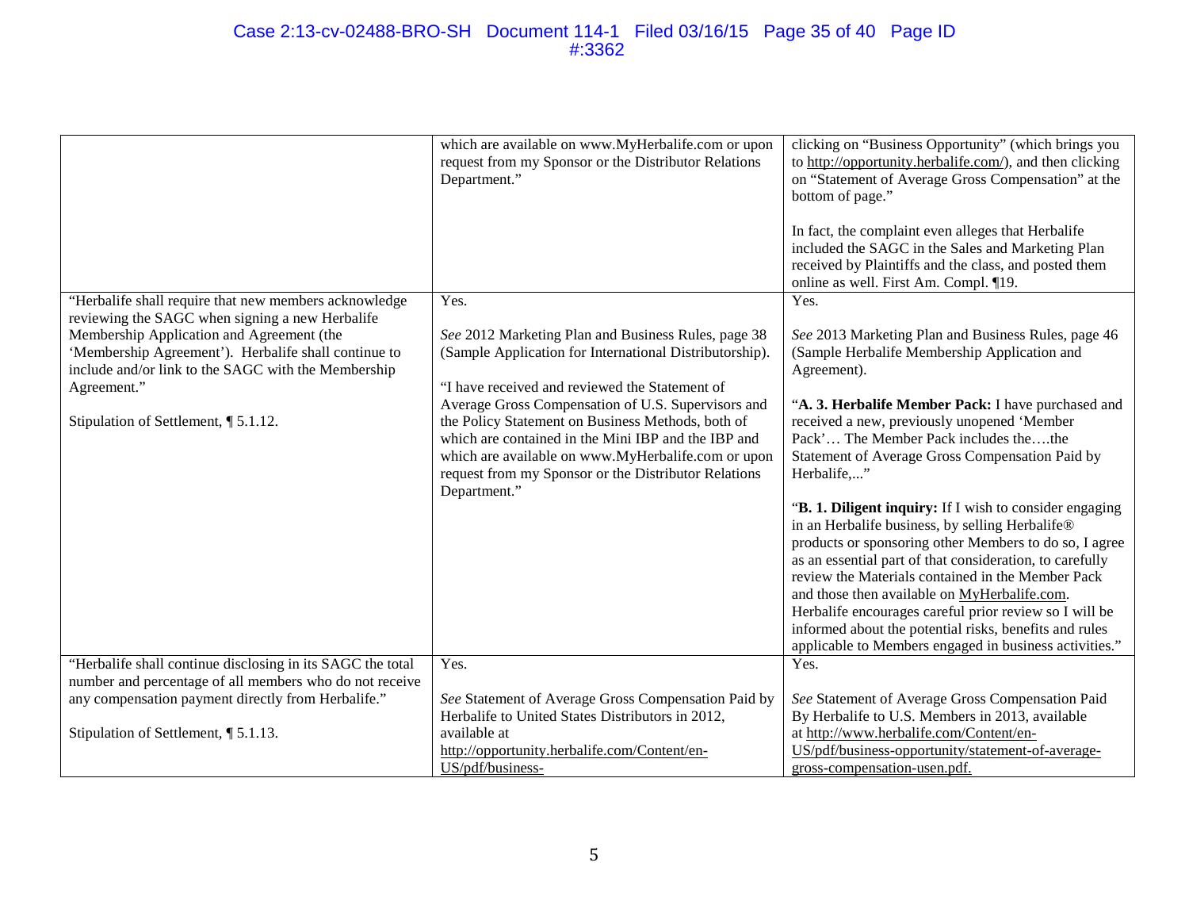| | | |
|---|---|---|
| | which are available on www.MyHerbalife.com or upon request from my Sponsor or the Distributor Relations Department." | clicking on "Business Opportunity" (which brings you to http://opportunity.herbalife.com/), and then clicking on "Statement of Average Gross Compensation" at the bottom of page."<br><br>In fact, the complaint even alleges that Herbalife included the SAGC in the Sales and Marketing Plan received by Plaintiffs and the class, and posted them online as well. First Am. Compl. ¶19. |
| "Herbalife shall require that new members acknowledge reviewing the SAGC when signing a new Herbalife Membership Application and Agreement (the 'Membership Agreement'). Herbalife shall continue to include and/or link to the SAGC with the Membership Agreement."<br><br>Stipulation of Settlement, ¶ 5.1.12. | Yes.<br><br>*See* 2012 Marketing Plan and Business Rules, page 38 (Sample Application for International Distributorship).<br><br>"I have received and reviewed the Statement of Average Gross Compensation of U.S. Supervisors and the Policy Statement on Business Methods, both of which are contained in the Mini IBP and the IBP and which are available on www.MyHerbalife.com or upon request from my Sponsor or the Distributor Relations Department." | Yes.<br><br>*See* 2013 Marketing Plan and Business Rules, page 46 (Sample Herbalife Membership Application and Agreement).<br><br>"**A. 3. Herbalife Member Pack:** I have purchased and received a new, previously unopened 'Member Pack'… The Member Pack includes the….the Statement of Average Gross Compensation Paid by Herbalife,..."<br><br>"**B. 1. Diligent inquiry:** If I wish to consider engaging in an Herbalife business, by selling Herbalife® products or sponsoring other Members to do so, I agree as an essential part of that consideration, to carefully review the Materials contained in the Member Pack and those then available on MyHerbalife.com. Herbalife encourages careful prior review so I will be informed about the potential risks, benefits and rules applicable to Members engaged in business activities." |
| "Herbalife shall continue disclosing in its SAGC the total number and percentage of all members who do not receive any compensation payment directly from Herbalife."<br><br>Stipulation of Settlement, ¶ 5.1.13. | Yes.<br><br>*See* Statement of Average Gross Compensation Paid by Herbalife to United States Distributors in 2012, available at http://opportunity.herbalife.com/Content/en-US/pdf/business- | Yes.<br><br>*See* Statement of Average Gross Compensation Paid By Herbalife to U.S. Members in 2013, available at http://www.herbalife.com/Content/en-US/pdf/business-opportunity/statement-of-average-gross-compensation-usen.pdf. |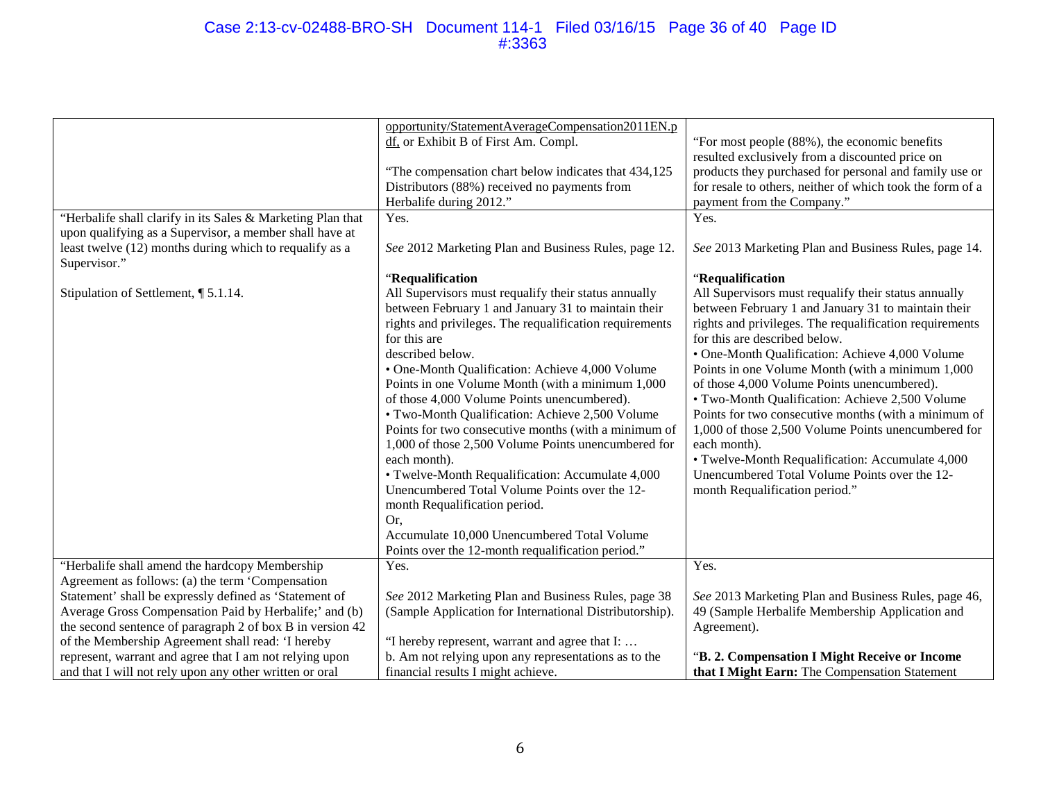| | | |
|---|---|---|
| | opportunity/StatementAverageCompensation2011EN.pdf, or Exhibit B of First Am. Compl.<br><br>"The compensation chart below indicates that 434,125 Distributors (88%) received no payments from Herbalife during 2012." | "For most people (88%), the economic benefits resulted exclusively from a discounted price on products they purchased for personal and family use or for resale to others, neither of which took the form of a payment from the Company." |
| "Herbalife shall clarify in its Sales & Marketing Plan that upon qualifying as a Supervisor, a member shall have at least twelve (12) months during which to requalify as a Supervisor."<br><br>Stipulation of Settlement, ¶ 5.1.14. | Yes.<br><br>*See* 2012 Marketing Plan and Business Rules, page 12.<br><br>"**Requalification**<br>All Supervisors must requalify their status annually between February 1 and January 31 to maintain their rights and privileges. The requalification requirements for this are described below.<br>• One-Month Qualification: Achieve 4,000 Volume Points in one Volume Month (with a minimum 1,000 of those 4,000 Volume Points unencumbered).<br>• Two-Month Qualification: Achieve 2,500 Volume Points for two consecutive months (with a minimum of 1,000 of those 2,500 Volume Points unencumbered for each month).<br>• Twelve-Month Requalification: Accumulate 4,000 Unencumbered Total Volume Points over the 12-month Requalification period.<br>Or,<br>Accumulate 10,000 Unencumbered Total Volume Points over the 12-month requalification period." | Yes.<br><br>*See* 2013 Marketing Plan and Business Rules, page 14.<br><br>"**Requalification**<br>All Supervisors must requalify their status annually between February 1 and January 31 to maintain their rights and privileges. The requalification requirements for this are described below.<br>• One-Month Qualification: Achieve 4,000 Volume Points in one Volume Month (with a minimum 1,000 of those 4,000 Volume Points unencumbered).<br>• Two-Month Qualification: Achieve 2,500 Volume Points for two consecutive months (with a minimum of 1,000 of those 2,500 Volume Points unencumbered for each month).<br>• Twelve-Month Requalification: Accumulate 4,000 Unencumbered Total Volume Points over the 12-month Requalification period." |
| "Herbalife shall amend the hardcopy Membership Agreement as follows: (a) the term 'Compensation Statement' shall be expressly defined as 'Statement of Average Gross Compensation Paid by Herbalife;' and (b) the second sentence of paragraph 2 of box B in version 42 of the Membership Agreement shall read: 'I hereby represent, warrant and agree that I am not relying upon and that I will not rely upon any other written or oral | Yes.<br><br>*See* 2012 Marketing Plan and Business Rules, page 38 (Sample Application for International Distributorship).<br><br>"I hereby represent, warrant and agree that I: …<br>b. Am not relying upon any representations as to the financial results I might achieve. | Yes.<br><br>*See* 2013 Marketing Plan and Business Rules, page 46, 49 (Sample Herbalife Membership Application and Agreement).<br><br>"**B. 2. Compensation I Might Receive or Income that I Might Earn:** The Compensation Statement |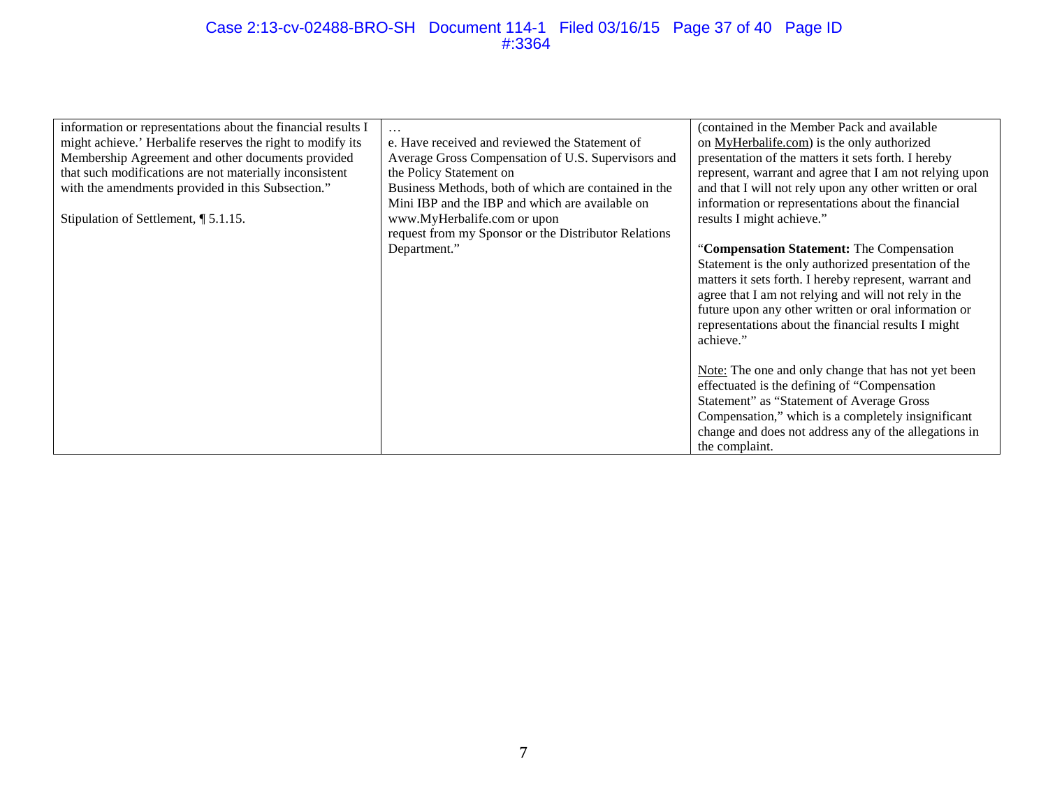| | | |
|---|---|---|
| information or representations about the financial results I might achieve.' Herbalife reserves the right to modify its Membership Agreement and other documents provided that such modifications are not materially inconsistent with the amendments provided in this Subsection."<br><br>Stipulation of Settlement, ¶ 5.1.15. | …<br>e. Have received and reviewed the Statement of Average Gross Compensation of U.S. Supervisors and the Policy Statement on Business Methods, both of which are contained in the Mini IBP and the IBP and which are available on www.MyHerbalife.com or upon request from my Sponsor or the Distributor Relations Department." | (contained in the Member Pack and available on MyHerbalife.com) is the only authorized presentation of the matters it sets forth. I hereby represent, warrant and agree that I am not relying upon and that I will not rely upon any other written or oral information or representations about the financial results I might achieve."<br><br>"**Compensation Statement:** The Compensation Statement is the only authorized presentation of the matters it sets forth. I hereby represent, warrant and agree that I am not relying and will not rely in the future upon any other written or oral information or representations about the financial results I might achieve."<br><br>Note: The one and only change that has not yet been effectuated is the defining of "Compensation Statement" as "Statement of Average Gross Compensation," which is a completely insignificant change and does not address any of the allegations in the complaint. |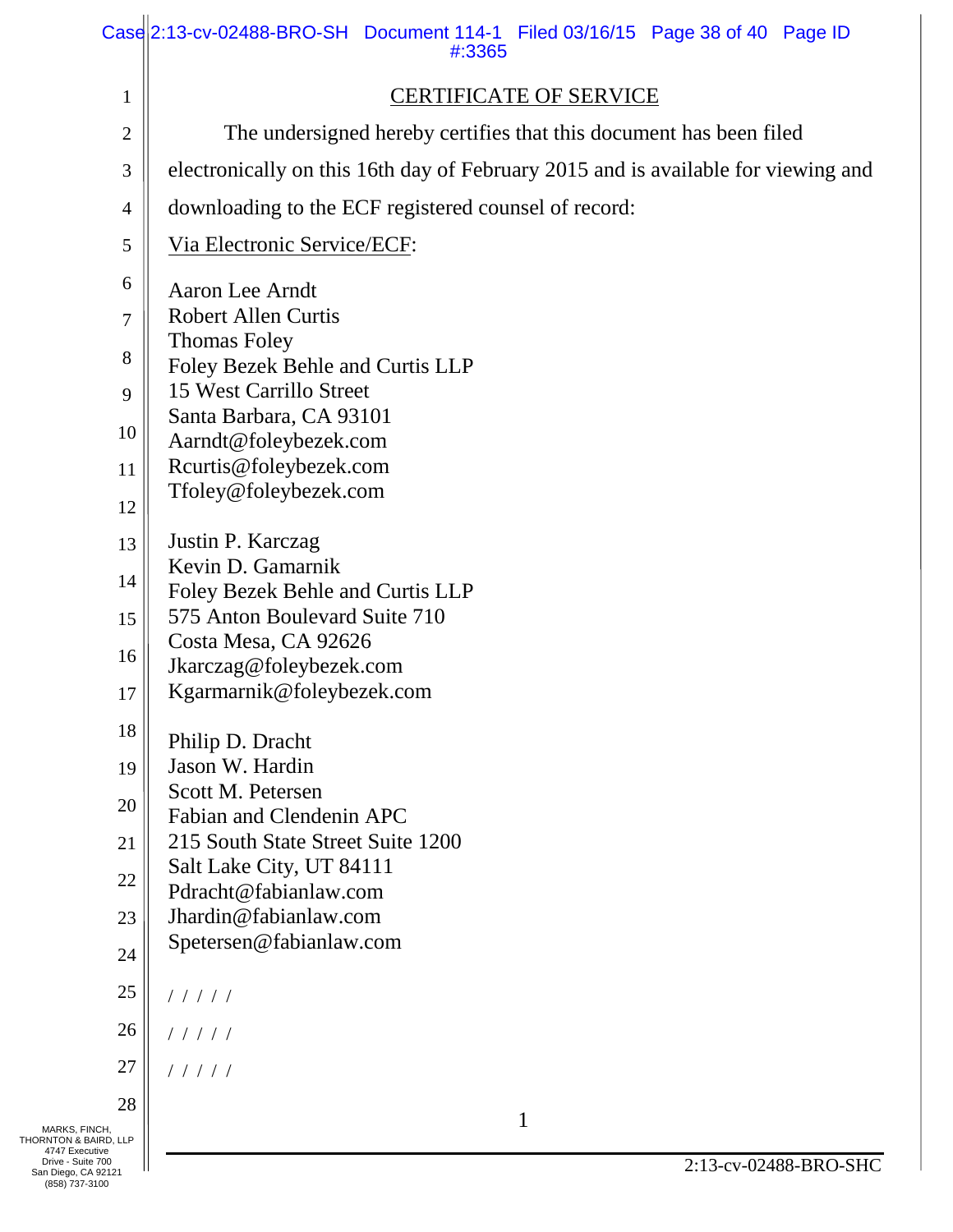## CERTIFICATE OF SERVICE

The undersigned hereby certifies that this document has been filed electronically on this 16th day of February 2015 and is available for viewing and downloading to the ECF registered counsel of record:

Via Electronic Service/ECF:

Aaron Lee Arndt
Robert Allen Curtis
Thomas Foley
Foley Bezek Behle and Curtis LLP
15 West Carrillo Street
Santa Barbara, CA 93101
Aarndt@foleybezek.com
Rcurtis@foleybezek.com
Tfoley@foleybezek.com

Justin P. Karczag
Kevin D. Gamarnik
Foley Bezek Behle and Curtis LLP
575 Anton Boulevard Suite 710
Costa Mesa, CA 92626
Jkarczag@foleybezek.com
Kgarmarnik@foleybezek.com

Philip D. Dracht
Jason W. Hardin
Scott M. Petersen
Fabian and Clendenin APC
215 South State Street Suite 1200
Salt Lake City, UT 84111
Pdracht@fabianlaw.com
Jhardin@fabianlaw.com
Spetersen@fabianlaw.com

/ / / / /

/ / / / /

/ / / / /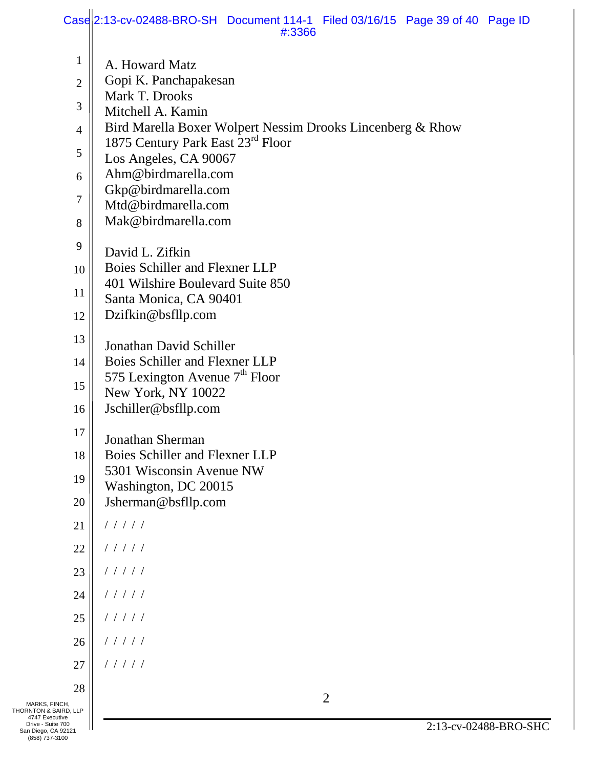A. Howard Matz
Gopi K. Panchapakesan
Mark T. Drooks
Mitchell A. Kamin
Bird Marella Boxer Wolpert Nessim Drooks Lincenberg & Rhow
1875 Century Park East 23rd Floor
Los Angeles, CA 90067
Ahm@birdmarella.com
Gkp@birdmarella.com
Mtd@birdmarella.com
Mak@birdmarella.com

David L. Zifkin
Boies Schiller and Flexner LLP
401 Wilshire Boulevard Suite 850
Santa Monica, CA 90401
Dzifkin@bsfllp.com

Jonathan David Schiller
Boies Schiller and Flexner LLP
575 Lexington Avenue 7th Floor
New York, NY 10022
Jschiller@bsfllp.com

Jonathan Sherman
Boies Schiller and Flexner LLP
5301 Wisconsin Avenue NW
Washington, DC 20015
Jsherman@bsfllp.com

/ / / / /

/ / / / /

/ / / / /

/ / / / /

/ / / / /

/ / / / /

/ / / / /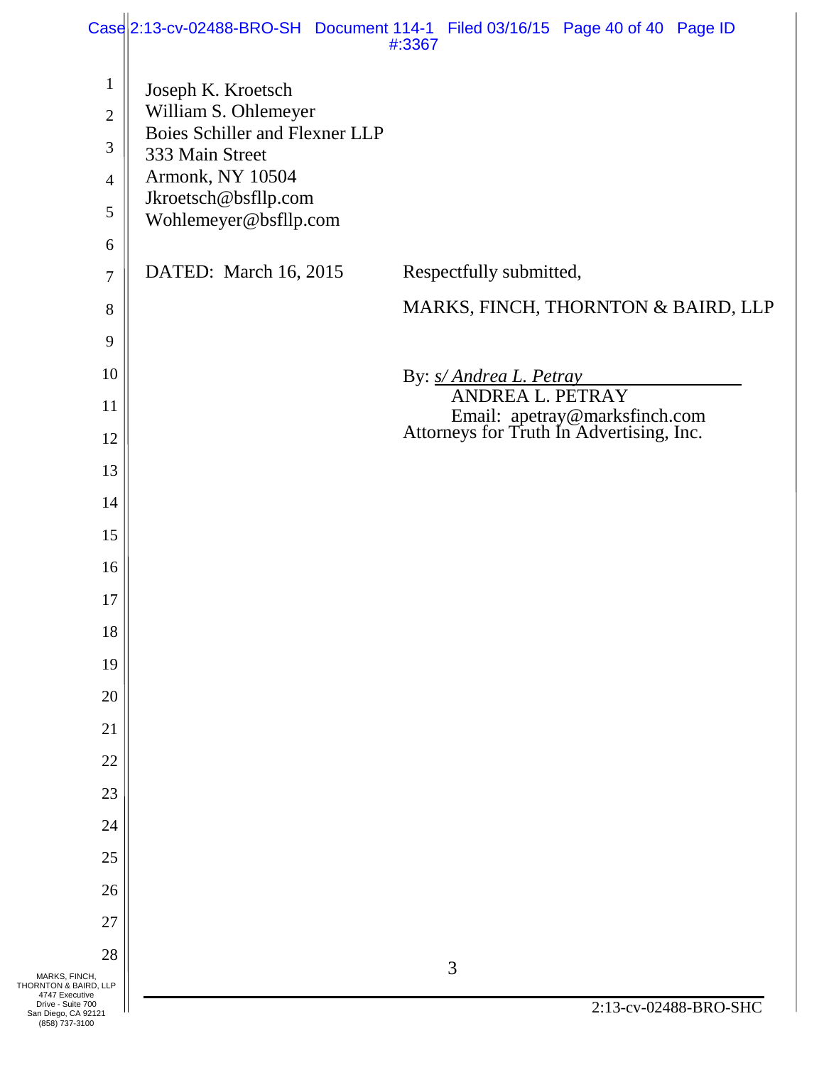Joseph K. Kroetsch
William S. Ohlemeyer
Boies Schiller and Flexner LLP
333 Main Street
Armonk, NY 10504
Jkroetsch@bsfllp.com
Wohlemeyer@bsfllp.com

DATED: March 16, 2015

Respectfully submitted,

MARKS, FINCH, THORNTON & BAIRD, LLP

By: *s/ Andrea L. Petray*
ANDREA L. PETRAY
Email: apetray@marksfinch.com
Attorneys for Truth In Advertising, Inc.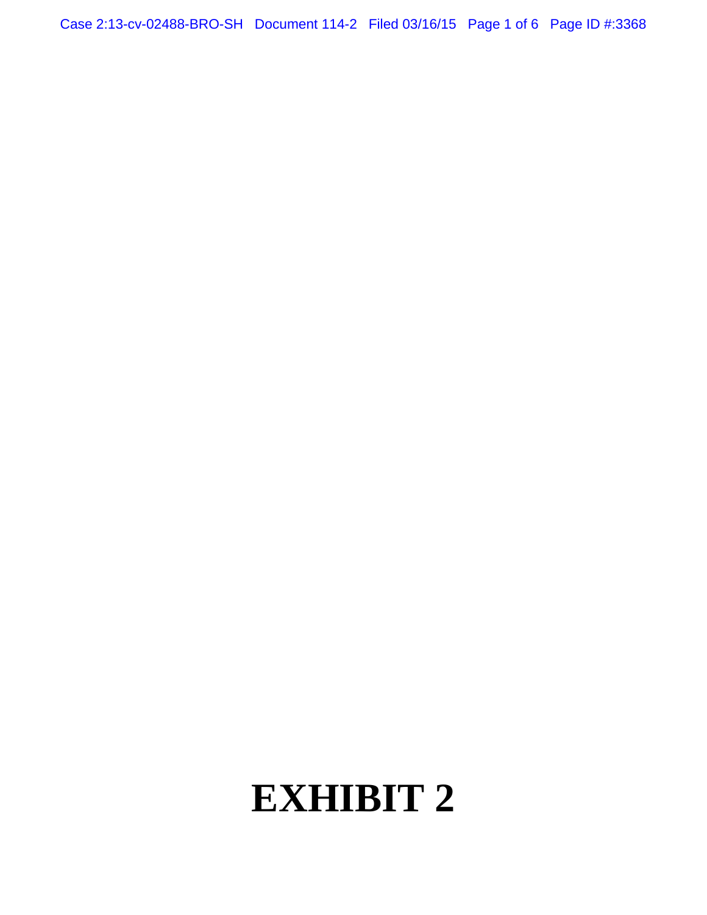# EXHIBIT 2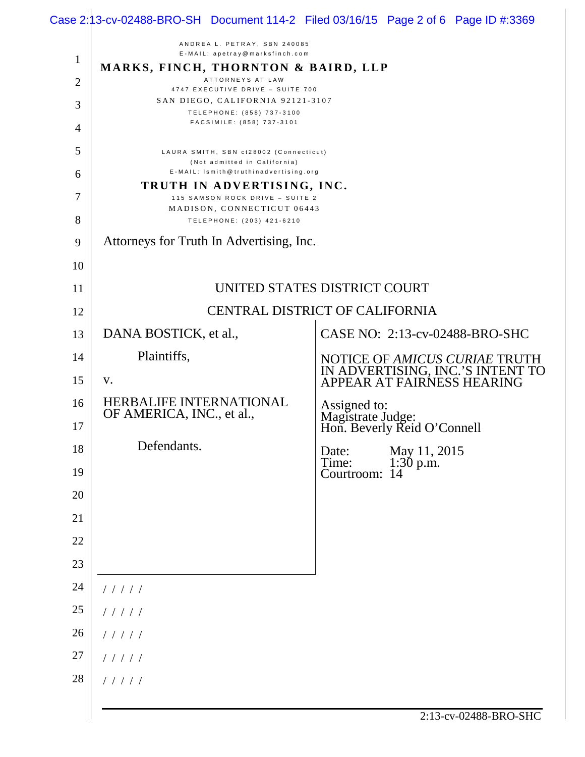ANDREA L. PETRAY, SBN 240085
E-MAIL: apetray@marksfinch.com
**MARKS, FINCH, THORNTON & BAIRD, LLP**
ATTORNEYS AT LAW
4747 EXECUTIVE DRIVE – SUITE 700
SAN DIEGO, CALIFORNIA 92121-3107
TELEPHONE: (858) 737-3100
FACSIMILE: (858) 737-3101

LAURA SMITH, SBN ct28002 (Connecticut)
(Not admitted in California)
E-MAIL: lsmith@truthinadvertising.org
**TRUTH IN ADVERTISING, INC.**
115 SAMSON ROCK DRIVE – SUITE 2
MADISON, CONNECTICUT 06443
TELEPHONE: (203) 421-6210

Attorneys for Truth In Advertising, Inc.

UNITED STATES DISTRICT COURT

CENTRAL DISTRICT OF CALIFORNIA

| | |
|---|---|
| DANA BOSTICK, et al.,<br><br>Plaintiffs,<br><br>v.<br><br>HERBALIFE INTERNATIONAL OF AMERICA, INC., et al.,<br><br>Defendants. | CASE NO: 2:13-cv-02488-BRO-SHC<br><br>NOTICE OF *AMICUS CURIAE* TRUTH IN ADVERTISING, INC.'S INTENT TO APPEAR AT FAIRNESS HEARING<br><br>Assigned to:<br>Magistrate Judge:<br>Hon. Beverly Reid O'Connell<br><br>Date: May 11, 2015<br>Time: 1:30 p.m.<br>Courtroom: 14 |

/ / / / /

/ / / / /

/ / / / /

/ / / / /

/ / / / /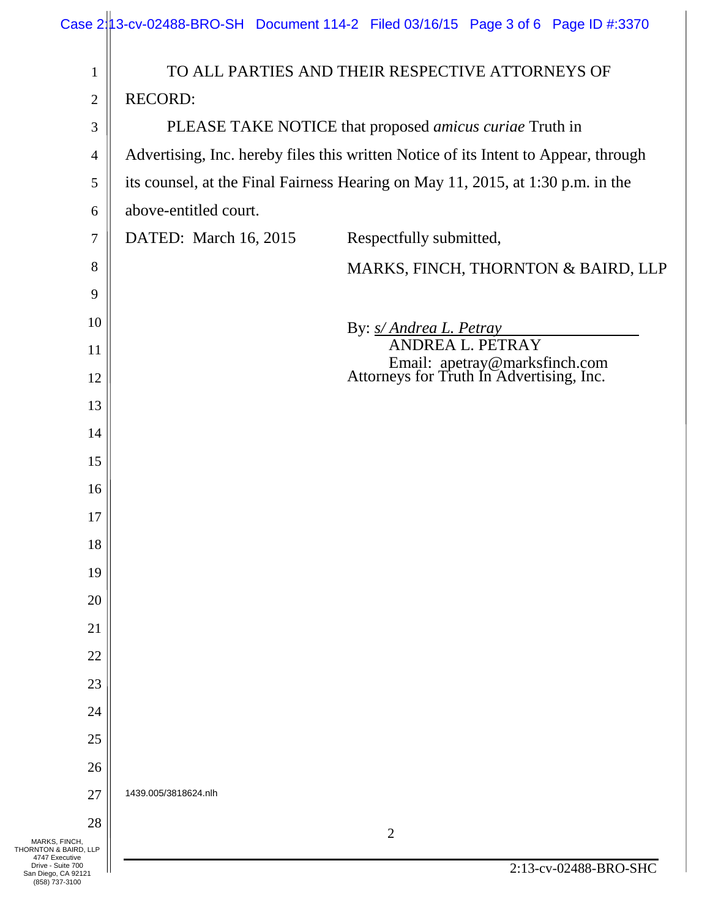TO ALL PARTIES AND THEIR RESPECTIVE ATTORNEYS OF RECORD:

PLEASE TAKE NOTICE that proposed *amicus curiae* Truth in Advertising, Inc. hereby files this written Notice of its Intent to Appear, through its counsel, at the Final Fairness Hearing on May 11, 2015, at 1:30 p.m. in the above-entitled court.

DATED: March 16, 2015

Respectfully submitted,

MARKS, FINCH, THORNTON & BAIRD, LLP

By: *s/ Andrea L. Petray*
ANDREA L. PETRAY
Email: apetray@marksfinch.com
Attorneys for Truth In Advertising, Inc.

1439.005/3818624.nlh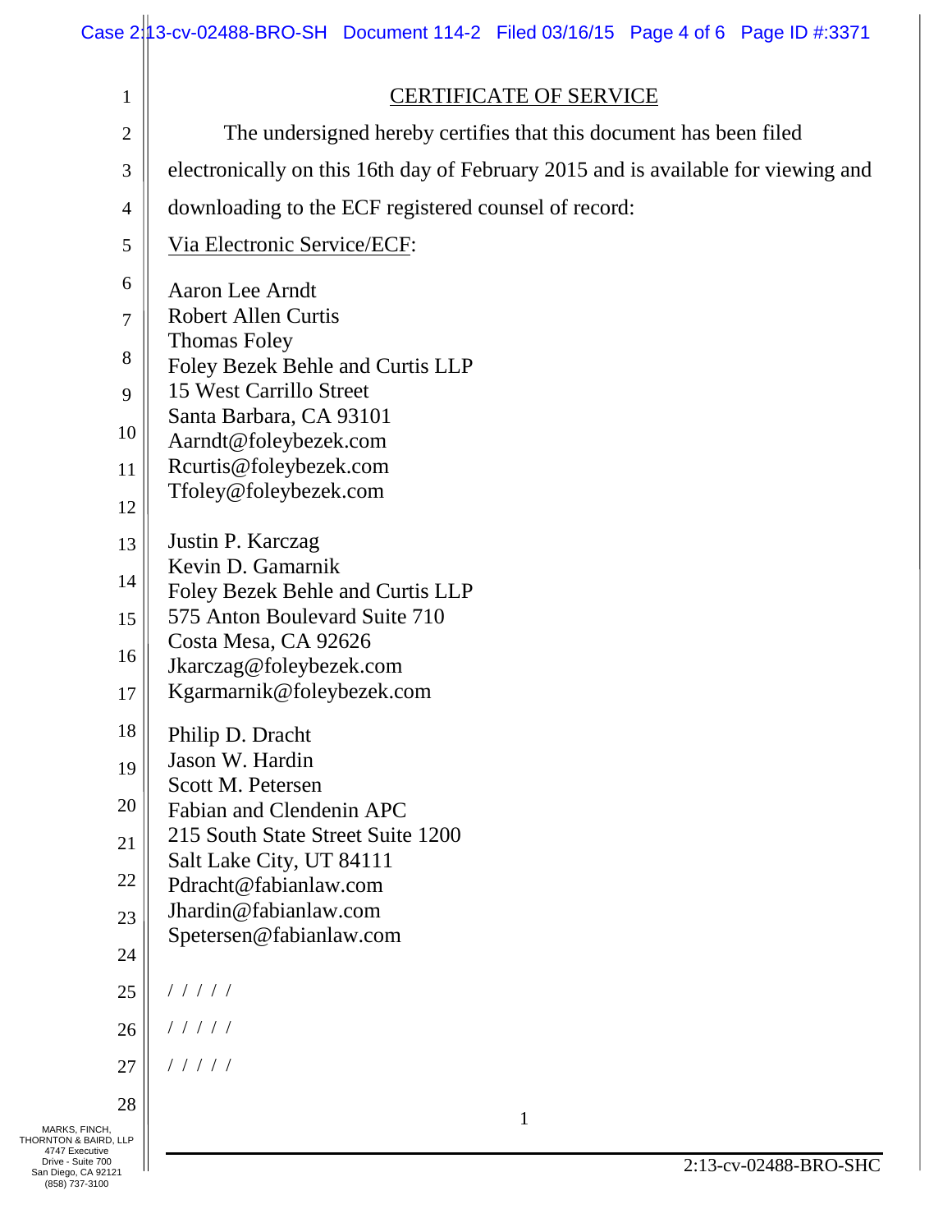## CERTIFICATE OF SERVICE

The undersigned hereby certifies that this document has been filed electronically on this 16th day of February 2015 and is available for viewing and downloading to the ECF registered counsel of record:

Via Electronic Service/ECF:

Aaron Lee Arndt
Robert Allen Curtis
Thomas Foley
Foley Bezek Behle and Curtis LLP
15 West Carrillo Street
Santa Barbara, CA 93101
Aarndt@foleybezek.com
Rcurtis@foleybezek.com
Tfoley@foleybezek.com

Justin P. Karczag
Kevin D. Gamarnik
Foley Bezek Behle and Curtis LLP
575 Anton Boulevard Suite 710
Costa Mesa, CA 92626
Jkarczag@foleybezek.com
Kgarmarnik@foleybezek.com

Philip D. Dracht
Jason W. Hardin
Scott M. Petersen
Fabian and Clendenin APC
215 South State Street Suite 1200
Salt Lake City, UT 84111
Pdracht@fabianlaw.com
Jhardin@fabianlaw.com
Spetersen@fabianlaw.com

/ / / / /

/ / / / /

/ / / / /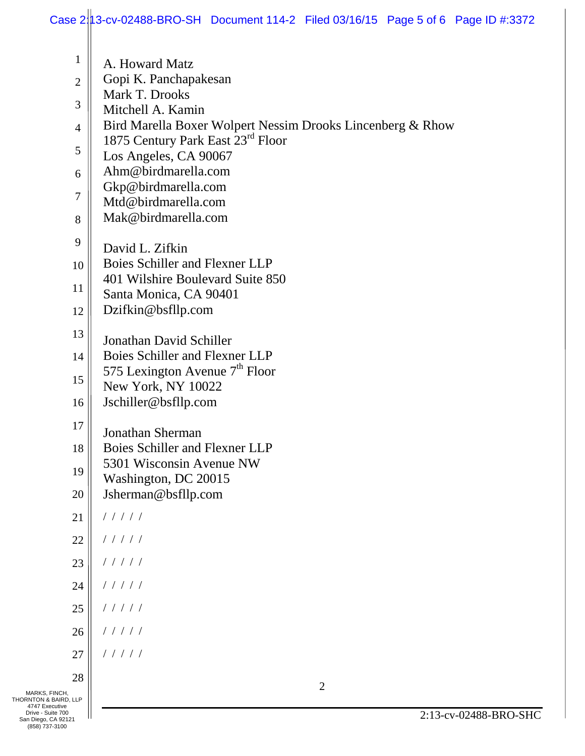A. Howard Matz
Gopi K. Panchapakesan
Mark T. Drooks
Mitchell A. Kamin
Bird Marella Boxer Wolpert Nessim Drooks Lincenberg & Rhow
1875 Century Park East 23rd Floor
Los Angeles, CA 90067
Ahm@birdmarella.com
Gkp@birdmarella.com
Mtd@birdmarella.com
Mak@birdmarella.com

David L. Zifkin
Boies Schiller and Flexner LLP
401 Wilshire Boulevard Suite 850
Santa Monica, CA 90401
Dzifkin@bsfllp.com

Jonathan David Schiller
Boies Schiller and Flexner LLP
575 Lexington Avenue 7th Floor
New York, NY 10022
Jschiller@bsfllp.com

Jonathan Sherman
Boies Schiller and Flexner LLP
5301 Wisconsin Avenue NW
Washington, DC 20015
Jsherman@bsfllp.com

/ / / / /

/ / / / /

/ / / / /

/ / / / /

/ / / / /

/ / / / /

/ / / / /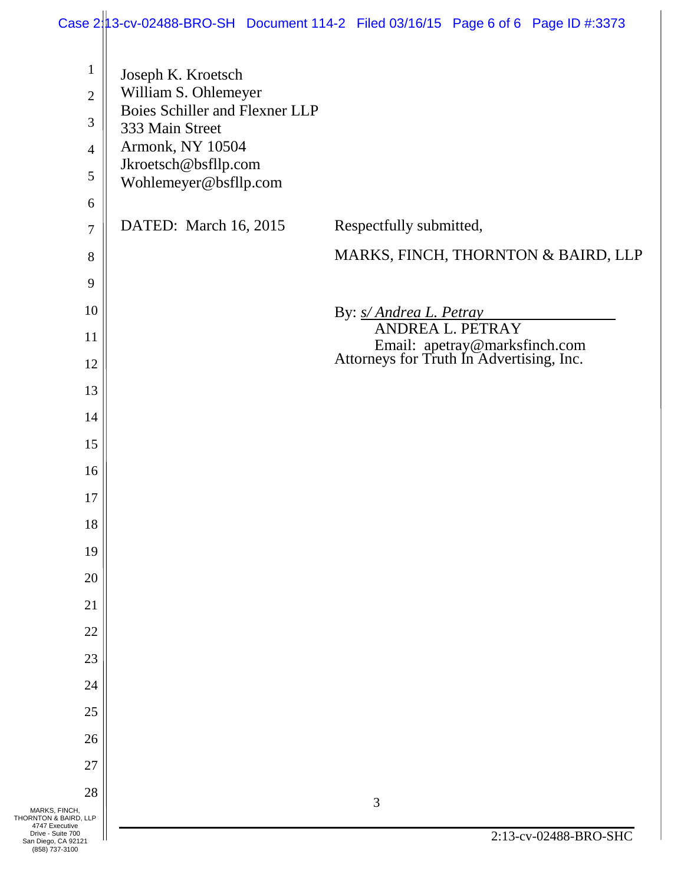Joseph K. Kroetsch
William S. Ohlemeyer
Boies Schiller and Flexner LLP
333 Main Street
Armonk, NY 10504
Jkroetsch@bsfllp.com
Wohlemeyer@bsfllp.com

DATED: March 16, 2015

Respectfully submitted,

MARKS, FINCH, THORNTON & BAIRD, LLP

By: *s/ Andrea L. Petray*
ANDREA L. PETRAY
Email: apetray@marksfinch.com
Attorneys for Truth In Advertising, Inc.